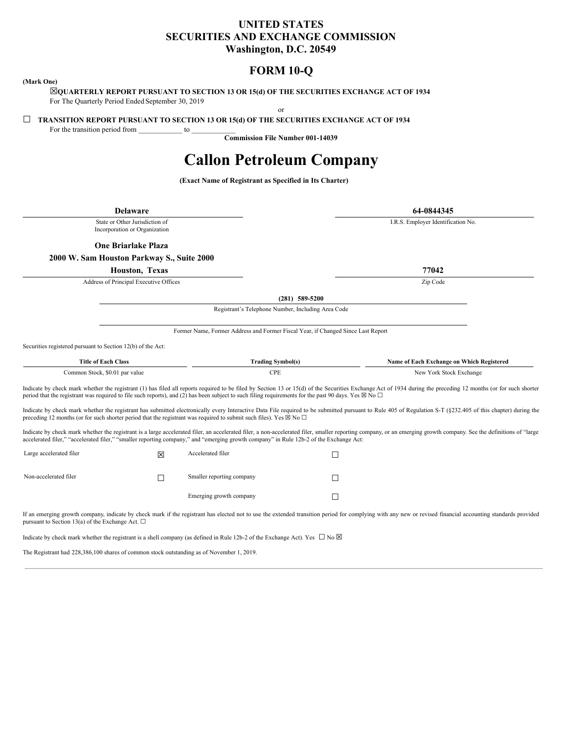# UNITED STATES
# SECURITIES AND EXCHANGE COMMISSION
**Washington, D.C. 20549**

## FORM 10-Q

**(Mark One)**

☒**QUARTERLY REPORT PURSUANT TO SECTION 13 OR 15(d) OF THE SECURITIES EXCHANGE ACT OF 1934**
For The Quarterly Period Ended September 30, 2019

or

☐ **TRANSITION REPORT PURSUANT TO SECTION 13 OR 15(d) OF THE SECURITIES EXCHANGE ACT OF 1934**
For the transition period from ____________ to ____________

**Commission File Number 001-14039**

# Callon Petroleum Company

**(Exact Name of Registrant as Specified in Its Charter)**

| **Delaware** | **64-0844345** |
|---|---|
| State or Other Jurisdiction of Incorporation or Organization | I.R.S. Employer Identification No. |

**One Briarlake Plaza**
**2000 W. Sam Houston Parkway S., Suite 2000**
**Houston, Texas**

| **Houston, Texas** | **77042** |
|---|---|
| Address of Principal Executive Offices | Zip Code |

**(281) 589-5200**
Registrant's Telephone Number, Including Area Code

Former Name, Former Address and Former Fiscal Year, if Changed Since Last Report

Securities registered pursuant to Section 12(b) of the Act:

| Title of Each Class | Trading Symbol(s) | Name of Each Exchange on Which Registered |
|---|---|---|
| Common Stock, $0.01 par value | CPE | New York Stock Exchange |

Indicate by check mark whether the registrant (1) has filed all reports required to be filed by Section 13 or 15(d) of the Securities Exchange Act of 1934 during the preceding 12 months (or for such shorter period that the registrant was required to file such reports), and (2) has been subject to such filing requirements for the past 90 days. Yes ☒ No ☐

Indicate by check mark whether the registrant has submitted electronically every Interactive Data File required to be submitted pursuant to Rule 405 of Regulation S-T (§232.405 of this chapter) during the preceding 12 months (or for such shorter period that the registrant was required to submit such files). Yes ☒ No ☐

Indicate by check mark whether the registrant is a large accelerated filer, an accelerated filer, a non-accelerated filer, smaller reporting company, or an emerging growth company. See the definitions of "large accelerated filer," "accelerated filer," "smaller reporting company," and "emerging growth company" in Rule 12b-2 of the Exchange Act:

| | | | |
|---|---|---|---|
| Large accelerated filer | ☒ | Accelerated filer | ☐ |
| Non-accelerated filer | ☐ | Smaller reporting company | ☐ |
| | | Emerging growth company | ☐ |

If an emerging growth company, indicate by check mark if the registrant has elected not to use the extended transition period for complying with any new or revised financial accounting standards provided pursuant to Section 13(a) of the Exchange Act. ☐

Indicate by check mark whether the registrant is a shell company (as defined in Rule 12b-2 of the Exchange Act). Yes ☐ No ☒

The Registrant had 228,386,100 shares of common stock outstanding as of November 1, 2019.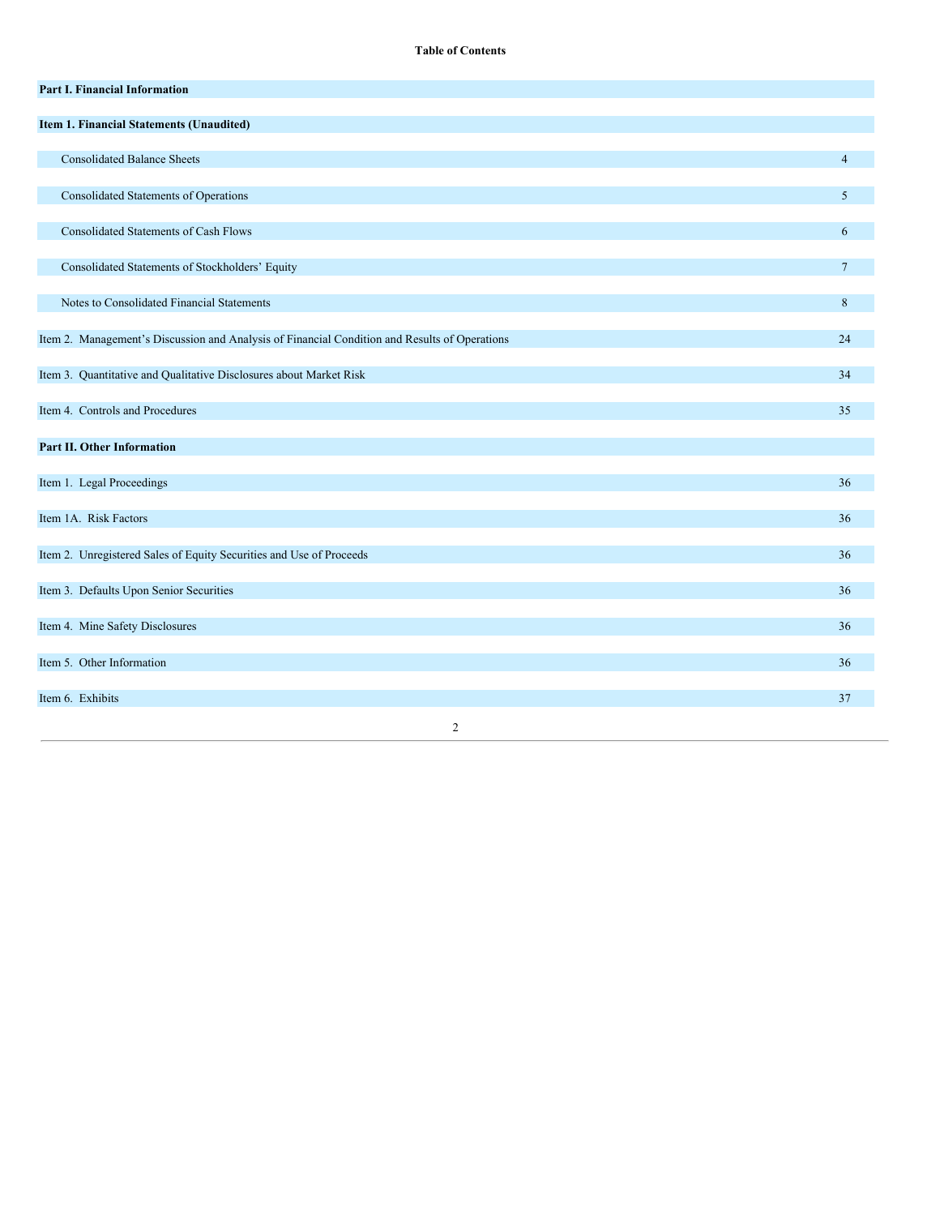**Table of Contents**

| | |
|---|---|
| **Part I. Financial Information** | |
| **Item 1. Financial Statements (Unaudited)** | |
| Consolidated Balance Sheets | 4 |
| Consolidated Statements of Operations | 5 |
| Consolidated Statements of Cash Flows | 6 |
| Consolidated Statements of Stockholders' Equity | 7 |
| Notes to Consolidated Financial Statements | 8 |
| Item 2. Management's Discussion and Analysis of Financial Condition and Results of Operations | 24 |
| Item 3. Quantitative and Qualitative Disclosures about Market Risk | 34 |
| Item 4. Controls and Procedures | 35 |
| **Part II. Other Information** | |
| Item 1. Legal Proceedings | 36 |
| Item 1A. Risk Factors | 36 |
| Item 2. Unregistered Sales of Equity Securities and Use of Proceeds | 36 |
| Item 3. Defaults Upon Senior Securities | 36 |
| Item 4. Mine Safety Disclosures | 36 |
| Item 5. Other Information | 36 |
| Item 6. Exhibits | 37 |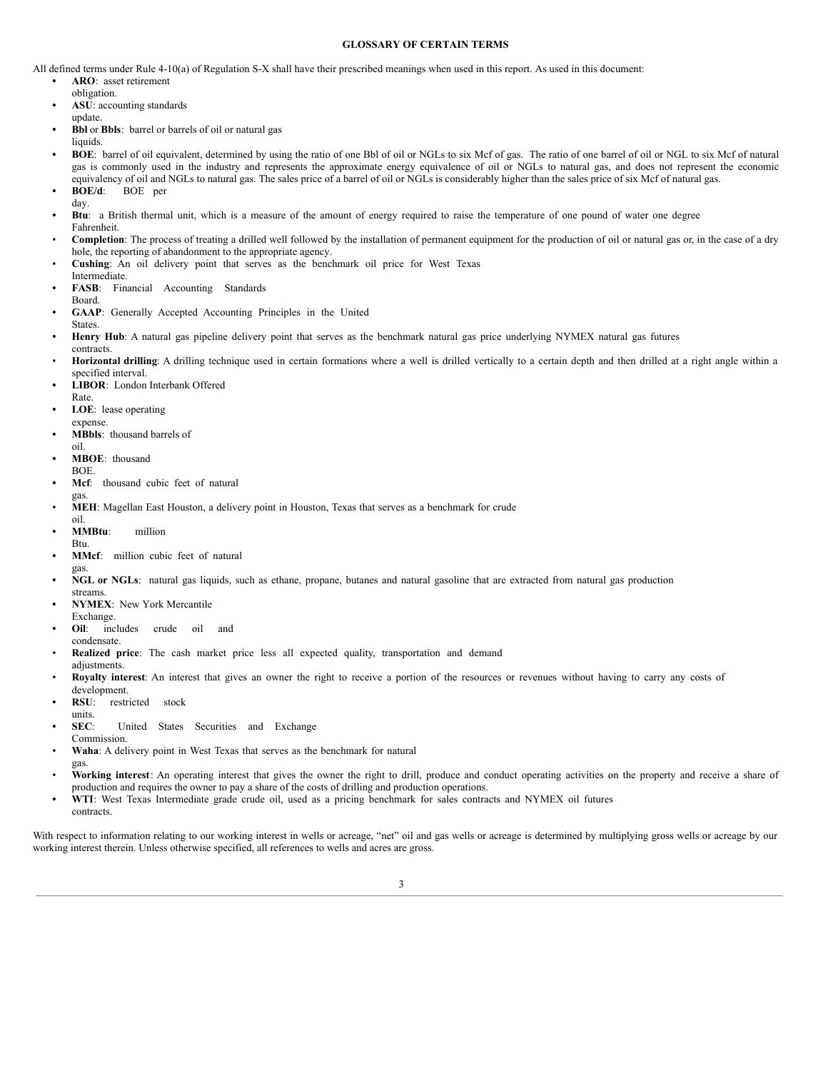## GLOSSARY OF CERTAIN TERMS

All defined terms under Rule 4-10(a) of Regulation S-X shall have their prescribed meanings when used in this report. As used in this document:

- **ARO**: asset retirement obligation.
- **ASU**: accounting standards update.
- **Bbl** or **Bbls**: barrel or barrels of oil or natural gas liquids.
- **BOE**: barrel of oil equivalent, determined by using the ratio of one Bbl of oil or NGLs to six Mcf of gas. The ratio of one barrel of oil or NGL to six Mcf of natural gas is commonly used in the industry and represents the approximate energy equivalence of oil or NGLs to natural gas, and does not represent the economic equivalency of oil and NGLs to natural gas. The sales price of a barrel of oil or NGLs is considerably higher than the sales price of six Mcf of natural gas.
- **BOE/d**: BOE per day.
- **Btu**: a British thermal unit, which is a measure of the amount of energy required to raise the temperature of one pound of water one degree Fahrenheit.
- **Completion**: The process of treating a drilled well followed by the installation of permanent equipment for the production of oil or natural gas or, in the case of a dry hole, the reporting of abandonment to the appropriate agency.
- **Cushing**: An oil delivery point that serves as the benchmark oil price for West Texas Intermediate.
- **FASB**: Financial Accounting Standards Board.
- **GAAP**: Generally Accepted Accounting Principles in the United States.
- **Henry Hub**: A natural gas pipeline delivery point that serves as the benchmark natural gas price underlying NYMEX natural gas futures contracts.
- **Horizontal drilling**: A drilling technique used in certain formations where a well is drilled vertically to a certain depth and then drilled at a right angle within a specified interval.
- **LIBOR**: London Interbank Offered Rate.
- **LOE**: lease operating expense.
- **MBbls**: thousand barrels of oil.
- **MBOE**: thousand BOE.
- **Mcf**: thousand cubic feet of natural gas.
- **MEH**: Magellan East Houston, a delivery point in Houston, Texas that serves as a benchmark for crude oil.
- **MMBtu**: million Btu.
- **MMcf**: million cubic feet of natural gas.
- **NGL or NGLs**: natural gas liquids, such as ethane, propane, butanes and natural gasoline that are extracted from natural gas production streams.
- **NYMEX**: New York Mercantile Exchange.
- **Oil**: includes crude oil and condensate.
- **Realized price**: The cash market price less all expected quality, transportation and demand adjustments.
- **Royalty interest**: An interest that gives an owner the right to receive a portion of the resources or revenues without having to carry any costs of development.
- **RSU**: restricted stock units.
- **SEC**: United States Securities and Exchange Commission.
- **Waha**: A delivery point in West Texas that serves as the benchmark for natural gas.
- **Working interest**: An operating interest that gives the owner the right to drill, produce and conduct operating activities on the property and receive a share of production and requires the owner to pay a share of the costs of drilling and production operations.
- **WTI**: West Texas Intermediate grade crude oil, used as a pricing benchmark for sales contracts and NYMEX oil futures contracts.

With respect to information relating to our working interest in wells or acreage, "net" oil and gas wells or acreage is determined by multiplying gross wells or acreage by our working interest therein. Unless otherwise specified, all references to wells and acres are gross.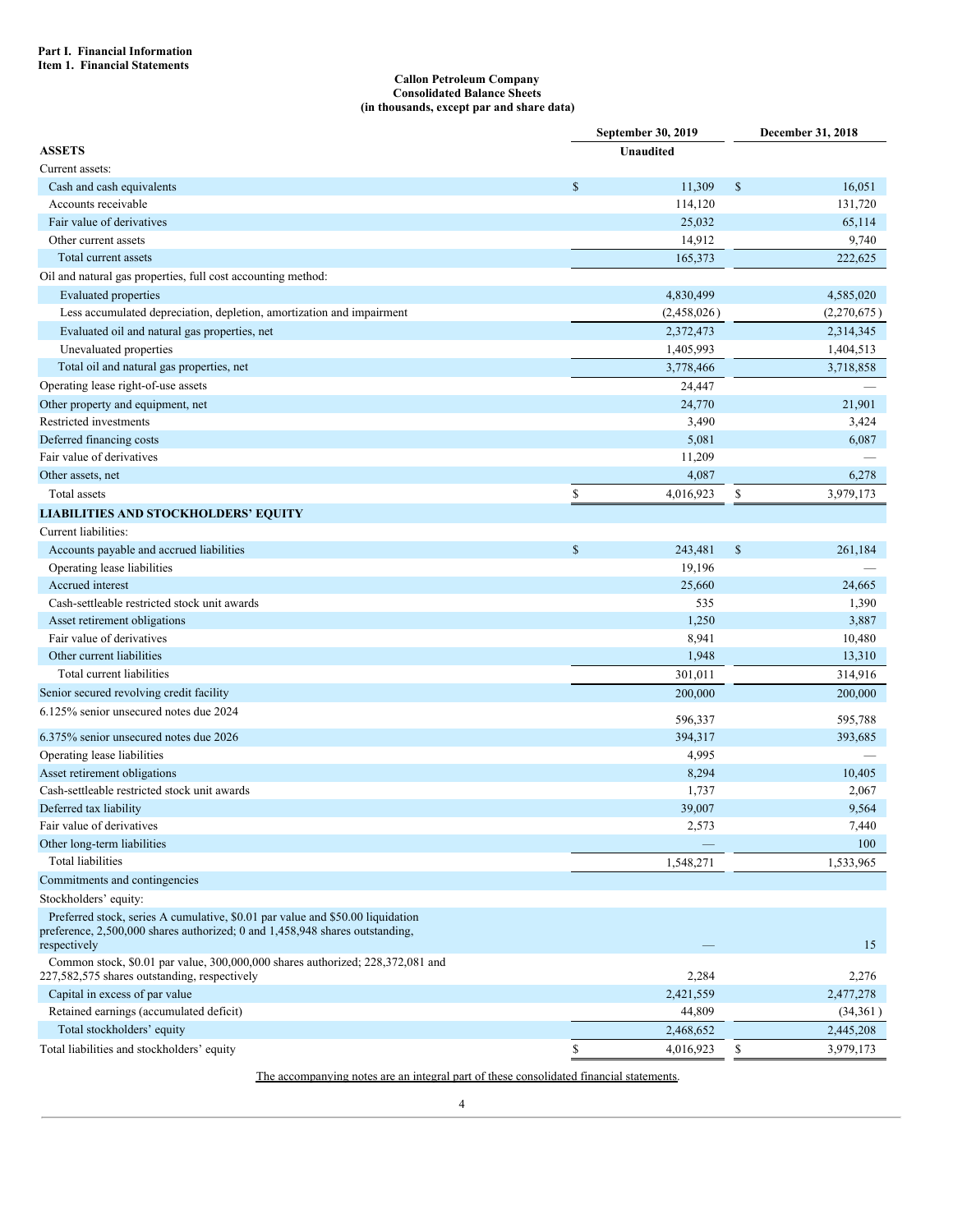**Part I. Financial Information**
**Item 1. Financial Statements**

**Callon Petroleum Company**
**Consolidated Balance Sheets**
**(in thousands, except par and share data)**

| | September 30, 2019 | December 31, 2018 |
|---|---|---|
| **ASSETS** | Unaudited | |
| Current assets: | | |
| Cash and cash equivalents | $ 11,309 | $ 16,051 |
| Accounts receivable | 114,120 | 131,720 |
| Fair value of derivatives | 25,032 | 65,114 |
| Other current assets | 14,912 | 9,740 |
| Total current assets | 165,373 | 222,625 |
| Oil and natural gas properties, full cost accounting method: | | |
| Evaluated properties | 4,830,499 | 4,585,020 |
| Less accumulated depreciation, depletion, amortization and impairment | (2,458,026) | (2,270,675) |
| Evaluated oil and natural gas properties, net | 2,372,473 | 2,314,345 |
| Unevaluated properties | 1,405,993 | 1,404,513 |
| Total oil and natural gas properties, net | 3,778,466 | 3,718,858 |
| Operating lease right-of-use assets | 24,447 | — |
| Other property and equipment, net | 24,770 | 21,901 |
| Restricted investments | 3,490 | 3,424 |
| Deferred financing costs | 5,081 | 6,087 |
| Fair value of derivatives | 11,209 | — |
| Other assets, net | 4,087 | 6,278 |
| Total assets | $ 4,016,923 | $ 3,979,173 |
| **LIABILITIES AND STOCKHOLDERS' EQUITY** | | |
| Current liabilities: | | |
| Accounts payable and accrued liabilities | $ 243,481 | $ 261,184 |
| Operating lease liabilities | 19,196 | — |
| Accrued interest | 25,660 | 24,665 |
| Cash-settleable restricted stock unit awards | 535 | 1,390 |
| Asset retirement obligations | 1,250 | 3,887 |
| Fair value of derivatives | 8,941 | 10,480 |
| Other current liabilities | 1,948 | 13,310 |
| Total current liabilities | 301,011 | 314,916 |
| Senior secured revolving credit facility | 200,000 | 200,000 |
| 6.125% senior unsecured notes due 2024 | 596,337 | 595,788 |
| 6.375% senior unsecured notes due 2026 | 394,317 | 393,685 |
| Operating lease liabilities | 4,995 | — |
| Asset retirement obligations | 8,294 | 10,405 |
| Cash-settleable restricted stock unit awards | 1,737 | 2,067 |
| Deferred tax liability | 39,007 | 9,564 |
| Fair value of derivatives | 2,573 | 7,440 |
| Other long-term liabilities | — | 100 |
| Total liabilities | 1,548,271 | 1,533,965 |
| Commitments and contingencies | | |
| Stockholders' equity: | | |
| Preferred stock, series A cumulative, $0.01 par value and $50.00 liquidation preference, 2,500,000 shares authorized; 0 and 1,458,948 shares outstanding, respectively | — | 15 |
| Common stock, $0.01 par value, 300,000,000 shares authorized; 228,372,081 and 227,582,575 shares outstanding, respectively | 2,284 | 2,276 |
| Capital in excess of par value | 2,421,559 | 2,477,278 |
| Retained earnings (accumulated deficit) | 44,809 | (34,361) |
| Total stockholders' equity | 2,468,652 | 2,445,208 |
| Total liabilities and stockholders' equity | $ 4,016,923 | $ 3,979,173 |

The accompanying notes are an integral part of these consolidated financial statements.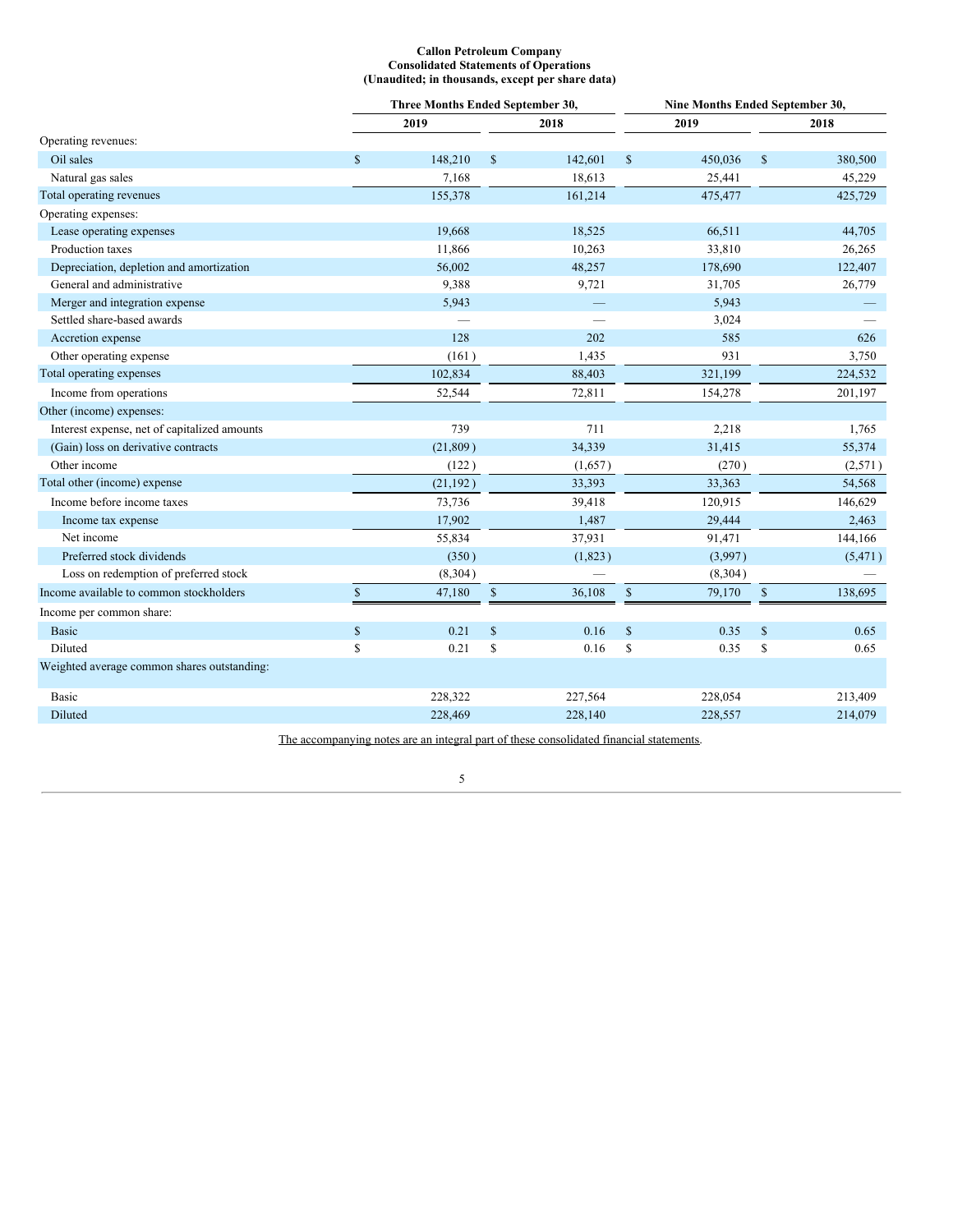**Callon Petroleum Company**
**Consolidated Statements of Operations**
**(Unaudited; in thousands, except per share data)**

| | Three Months Ended September 30, | | Nine Months Ended September 30, | |
|---|---|---|---|---|
| | 2019 | 2018 | 2019 | 2018 |
| Operating revenues: | | | | |
| Oil sales | $ 148,210 | $ 142,601 | $ 450,036 | $ 380,500 |
| Natural gas sales | 7,168 | 18,613 | 25,441 | 45,229 |
| Total operating revenues | 155,378 | 161,214 | 475,477 | 425,729 |
| Operating expenses: | | | | |
| Lease operating expenses | 19,668 | 18,525 | 66,511 | 44,705 |
| Production taxes | 11,866 | 10,263 | 33,810 | 26,265 |
| Depreciation, depletion and amortization | 56,002 | 48,257 | 178,690 | 122,407 |
| General and administrative | 9,388 | 9,721 | 31,705 | 26,779 |
| Merger and integration expense | 5,943 | — | 5,943 | — |
| Settled share-based awards | — | — | 3,024 | — |
| Accretion expense | 128 | 202 | 585 | 626 |
| Other operating expense | (161) | 1,435 | 931 | 3,750 |
| Total operating expenses | 102,834 | 88,403 | 321,199 | 224,532 |
| Income from operations | 52,544 | 72,811 | 154,278 | 201,197 |
| Other (income) expenses: | | | | |
| Interest expense, net of capitalized amounts | 739 | 711 | 2,218 | 1,765 |
| (Gain) loss on derivative contracts | (21,809) | 34,339 | 31,415 | 55,374 |
| Other income | (122) | (1,657) | (270) | (2,571) |
| Total other (income) expense | (21,192) | 33,393 | 33,363 | 54,568 |
| Income before income taxes | 73,736 | 39,418 | 120,915 | 146,629 |
| Income tax expense | 17,902 | 1,487 | 29,444 | 2,463 |
| Net income | 55,834 | 37,931 | 91,471 | 144,166 |
| Preferred stock dividends | (350) | (1,823) | (3,997) | (5,471) |
| Loss on redemption of preferred stock | (8,304) | — | (8,304) | — |
| Income available to common stockholders | $ 47,180 | $ 36,108 | $ 79,170 | $ 138,695 |
| Income per common share: | | | | |
| Basic | $ 0.21 | $ 0.16 | $ 0.35 | $ 0.65 |
| Diluted | $ 0.21 | $ 0.16 | $ 0.35 | $ 0.65 |
| Weighted average common shares outstanding: | | | | |
| Basic | 228,322 | 227,564 | 228,054 | 213,409 |
| Diluted | 228,469 | 228,140 | 228,557 | 214,079 |

The accompanying notes are an integral part of these consolidated financial statements.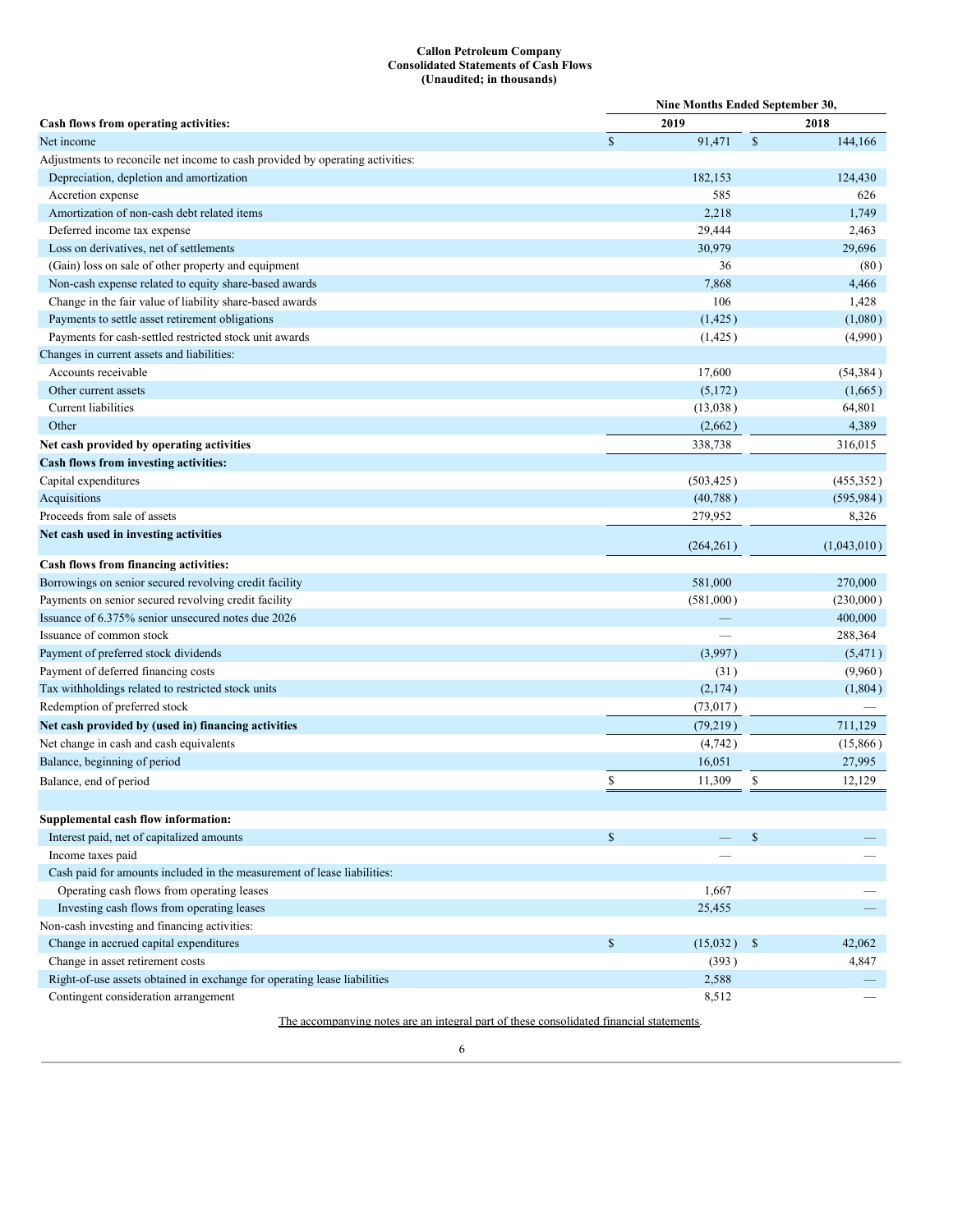**Callon Petroleum Company**
**Consolidated Statements of Cash Flows**
**(Unaudited; in thousands)**

| | Nine Months Ended September 30, | |
|---|---|---|
| **Cash flows from operating activities:** | **2019** | **2018** |
| Net income | $ 91,471 | $ 144,166 |
| Adjustments to reconcile net income to cash provided by operating activities: | | |
| Depreciation, depletion and amortization | 182,153 | 124,430 |
| Accretion expense | 585 | 626 |
| Amortization of non-cash debt related items | 2,218 | 1,749 |
| Deferred income tax expense | 29,444 | 2,463 |
| Loss on derivatives, net of settlements | 30,979 | 29,696 |
| (Gain) loss on sale of other property and equipment | 36 | (80) |
| Non-cash expense related to equity share-based awards | 7,868 | 4,466 |
| Change in the fair value of liability share-based awards | 106 | 1,428 |
| Payments to settle asset retirement obligations | (1,425) | (1,080) |
| Payments for cash-settled restricted stock unit awards | (1,425) | (4,990) |
| Changes in current assets and liabilities: | | |
| Accounts receivable | 17,600 | (54,384) |
| Other current assets | (5,172) | (1,665) |
| Current liabilities | (13,038) | 64,801 |
| Other | (2,662) | 4,389 |
| **Net cash provided by operating activities** | 338,738 | 316,015 |
| **Cash flows from investing activities:** | | |
| Capital expenditures | (503,425) | (455,352) |
| Acquisitions | (40,788) | (595,984) |
| Proceeds from sale of assets | 279,952 | 8,326 |
| **Net cash used in investing activities** | (264,261) | (1,043,010) |
| **Cash flows from financing activities:** | | |
| Borrowings on senior secured revolving credit facility | 581,000 | 270,000 |
| Payments on senior secured revolving credit facility | (581,000) | (230,000) |
| Issuance of 6.375% senior unsecured notes due 2026 | — | 400,000 |
| Issuance of common stock | — | 288,364 |
| Payment of preferred stock dividends | (3,997) | (5,471) |
| Payment of deferred financing costs | (31) | (9,960) |
| Tax withholdings related to restricted stock units | (2,174) | (1,804) |
| Redemption of preferred stock | (73,017) | — |
| **Net cash provided by (used in) financing activities** | (79,219) | 711,129 |
| Net change in cash and cash equivalents | (4,742) | (15,866) |
| Balance, beginning of period | 16,051 | 27,995 |
| Balance, end of period | $ 11,309 | $ 12,129 |
| | | |
| **Supplemental cash flow information:** | | |
| Interest paid, net of capitalized amounts | $ — | $ — |
| Income taxes paid | — | — |
| Cash paid for amounts included in the measurement of lease liabilities: | | |
| Operating cash flows from operating leases | 1,667 | — |
| Investing cash flows from operating leases | 25,455 | — |
| Non-cash investing and financing activities: | | |
| Change in accrued capital expenditures | $ (15,032) | $ 42,062 |
| Change in asset retirement costs | (393) | 4,847 |
| Right-of-use assets obtained in exchange for operating lease liabilities | 2,588 | — |
| Contingent consideration arrangement | 8,512 | — |

The accompanying notes are an integral part of these consolidated financial statements.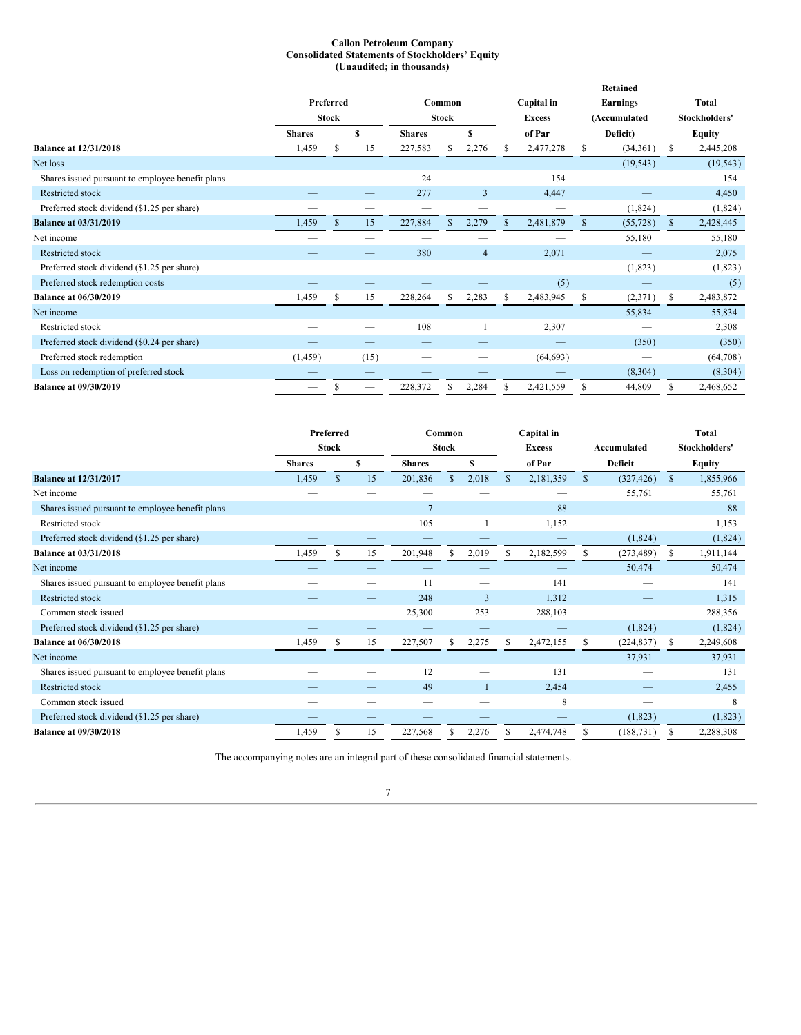**Callon Petroleum Company**
**Consolidated Statements of Stockholders' Equity**
**(Unaudited; in thousands)**

| | Preferred Stock | | Common Stock | | Capital in Excess | Retained Earnings (Accumulated | Total Stockholders' |
|---|---|---|---|---|---|---|---|
| | Shares | $ | Shares | $ | of Par | Deficit) | Equity |
| **Balance at 12/31/2018** | 1,459 | $ 15 | 227,583 | $ 2,276 | $ 2,477,278 | $ (34,361) | $ 2,445,208 |
| Net loss | — | — | — | — | — | (19,543) | (19,543) |
| Shares issued pursuant to employee benefit plans | — | — | 24 | — | 154 | — | 154 |
| Restricted stock | — | — | 277 | 3 | 4,447 | — | 4,450 |
| Preferred stock dividend ($1.25 per share) | — | — | — | — | — | (1,824) | (1,824) |
| **Balance at 03/31/2019** | 1,459 | $ 15 | 227,884 | $ 2,279 | $ 2,481,879 | $ (55,728) | $ 2,428,445 |
| Net income | — | — | — | — | — | 55,180 | 55,180 |
| Restricted stock | — | — | 380 | 4 | 2,071 | — | 2,075 |
| Preferred stock dividend ($1.25 per share) | — | — | — | — | — | (1,823) | (1,823) |
| Preferred stock redemption costs | — | — | — | — | (5) | — | (5) |
| **Balance at 06/30/2019** | 1,459 | $ 15 | 228,264 | $ 2,283 | $ 2,483,945 | $ (2,371) | $ 2,483,872 |
| Net income | — | — | — | — | — | 55,834 | 55,834 |
| Restricted stock | — | — | 108 | 1 | 2,307 | — | 2,308 |
| Preferred stock dividend ($0.24 per share) | — | — | — | — | — | (350) | (350) |
| Preferred stock redemption | (1,459) | (15) | — | — | (64,693) | — | (64,708) |
| Loss on redemption of preferred stock | — | — | — | — | — | (8,304) | (8,304) |
| **Balance at 09/30/2019** | — | $ — | 228,372 | $ 2,284 | $ 2,421,559 | $ 44,809 | $ 2,468,652 |

| | Preferred Stock | | Common Stock | | Capital in Excess | Accumulated | Total Stockholders' |
|---|---|---|---|---|---|---|---|
| | Shares | $ | Shares | $ | of Par | Deficit | Equity |
| **Balance at 12/31/2017** | 1,459 | $ 15 | 201,836 | $ 2,018 | $ 2,181,359 | $ (327,426) | $ 1,855,966 |
| Net income | — | — | — | — | — | 55,761 | 55,761 |
| Shares issued pursuant to employee benefit plans | — | — | 7 | — | 88 | — | 88 |
| Restricted stock | — | — | 105 | 1 | 1,152 | — | 1,153 |
| Preferred stock dividend ($1.25 per share) | — | — | — | — | — | (1,824) | (1,824) |
| **Balance at 03/31/2018** | 1,459 | $ 15 | 201,948 | $ 2,019 | $ 2,182,599 | $ (273,489) | $ 1,911,144 |
| Net income | — | — | — | — | — | 50,474 | 50,474 |
| Shares issued pursuant to employee benefit plans | — | — | 11 | — | 141 | — | 141 |
| Restricted stock | — | — | 248 | 3 | 1,312 | — | 1,315 |
| Common stock issued | — | — | 25,300 | 253 | 288,103 | — | 288,356 |
| Preferred stock dividend ($1.25 per share) | — | — | — | — | — | (1,824) | (1,824) |
| **Balance at 06/30/2018** | 1,459 | $ 15 | 227,507 | $ 2,275 | $ 2,472,155 | $ (224,837) | $ 2,249,608 |
| Net income | — | — | — | — | — | 37,931 | 37,931 |
| Shares issued pursuant to employee benefit plans | — | — | 12 | — | 131 | — | 131 |
| Restricted stock | — | — | 49 | 1 | 2,454 | — | 2,455 |
| Common stock issued | — | — | — | — | 8 | — | 8 |
| Preferred stock dividend ($1.25 per share) | — | — | — | — | — | (1,823) | (1,823) |
| **Balance at 09/30/2018** | 1,459 | $ 15 | 227,568 | $ 2,276 | $ 2,474,748 | $ (188,731) | $ 2,288,308 |

The accompanying notes are an integral part of these consolidated financial statements.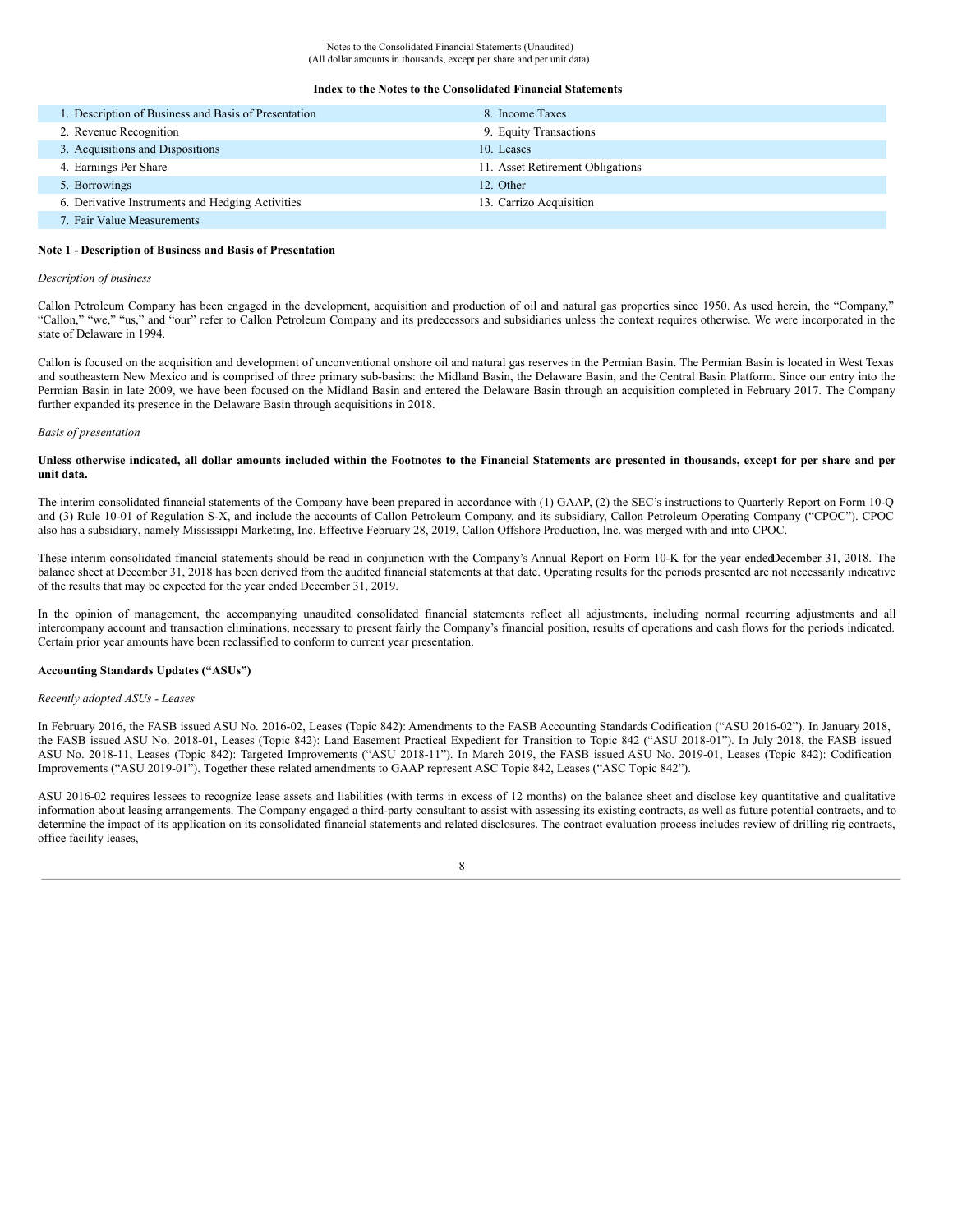Notes to the Consolidated Financial Statements (Unaudited)
(All dollar amounts in thousands, except per share and per unit data)

**Index to the Notes to the Consolidated Financial Statements**

| | |
|---|---|
| 1. Description of Business and Basis of Presentation | 8. Income Taxes |
| 2. Revenue Recognition | 9. Equity Transactions |
| 3. Acquisitions and Dispositions | 10. Leases |
| 4. Earnings Per Share | 11. Asset Retirement Obligations |
| 5. Borrowings | 12. Other |
| 6. Derivative Instruments and Hedging Activities | 13. Carrizo Acquisition |
| 7. Fair Value Measurements | |

**Note 1 - Description of Business and Basis of Presentation**

*Description of business*

Callon Petroleum Company has been engaged in the development, acquisition and production of oil and natural gas properties since 1950. As used herein, the "Company," "Callon," "we," "us," and "our" refer to Callon Petroleum Company and its predecessors and subsidiaries unless the context requires otherwise. We were incorporated in the state of Delaware in 1994.

Callon is focused on the acquisition and development of unconventional onshore oil and natural gas reserves in the Permian Basin. The Permian Basin is located in West Texas and southeastern New Mexico and is comprised of three primary sub-basins: the Midland Basin, the Delaware Basin, and the Central Basin Platform. Since our entry into the Permian Basin in late 2009, we have been focused on the Midland Basin and entered the Delaware Basin through an acquisition completed in February 2017. The Company further expanded its presence in the Delaware Basin through acquisitions in 2018.

*Basis of presentation*

**Unless otherwise indicated, all dollar amounts included within the Footnotes to the Financial Statements are presented in thousands, except for per share and per unit data.**

The interim consolidated financial statements of the Company have been prepared in accordance with (1) GAAP, (2) the SEC's instructions to Quarterly Report on Form 10-Q and (3) Rule 10-01 of Regulation S-X, and include the accounts of Callon Petroleum Company, and its subsidiary, Callon Petroleum Operating Company ("CPOC"). CPOC also has a subsidiary, namely Mississippi Marketing, Inc. Effective February 28, 2019, Callon Offshore Production, Inc. was merged with and into CPOC.

These interim consolidated financial statements should be read in conjunction with the Company's Annual Report on Form 10-K for the year ended December 31, 2018. The balance sheet at December 31, 2018 has been derived from the audited financial statements at that date. Operating results for the periods presented are not necessarily indicative of the results that may be expected for the year ended December 31, 2019.

In the opinion of management, the accompanying unaudited consolidated financial statements reflect all adjustments, including normal recurring adjustments and all intercompany account and transaction eliminations, necessary to present fairly the Company's financial position, results of operations and cash flows for the periods indicated. Certain prior year amounts have been reclassified to conform to current year presentation.

**Accounting Standards Updates ("ASUs")**

*Recently adopted ASUs - Leases*

In February 2016, the FASB issued ASU No. 2016-02, Leases (Topic 842): Amendments to the FASB Accounting Standards Codification ("ASU 2016-02"). In January 2018, the FASB issued ASU No. 2018-01, Leases (Topic 842): Land Easement Practical Expedient for Transition to Topic 842 ("ASU 2018-01"). In July 2018, the FASB issued ASU No. 2018-11, Leases (Topic 842): Targeted Improvements ("ASU 2018-11"). In March 2019, the FASB issued ASU No. 2019-01, Leases (Topic 842): Codification Improvements ("ASU 2019-01"). Together these related amendments to GAAP represent ASC Topic 842, Leases ("ASC Topic 842").

ASU 2016-02 requires lessees to recognize lease assets and liabilities (with terms in excess of 12 months) on the balance sheet and disclose key quantitative and qualitative information about leasing arrangements. The Company engaged a third-party consultant to assist with assessing its existing contracts, as well as future potential contracts, and to determine the impact of its application on its consolidated financial statements and related disclosures. The contract evaluation process includes review of drilling rig contracts, office facility leases,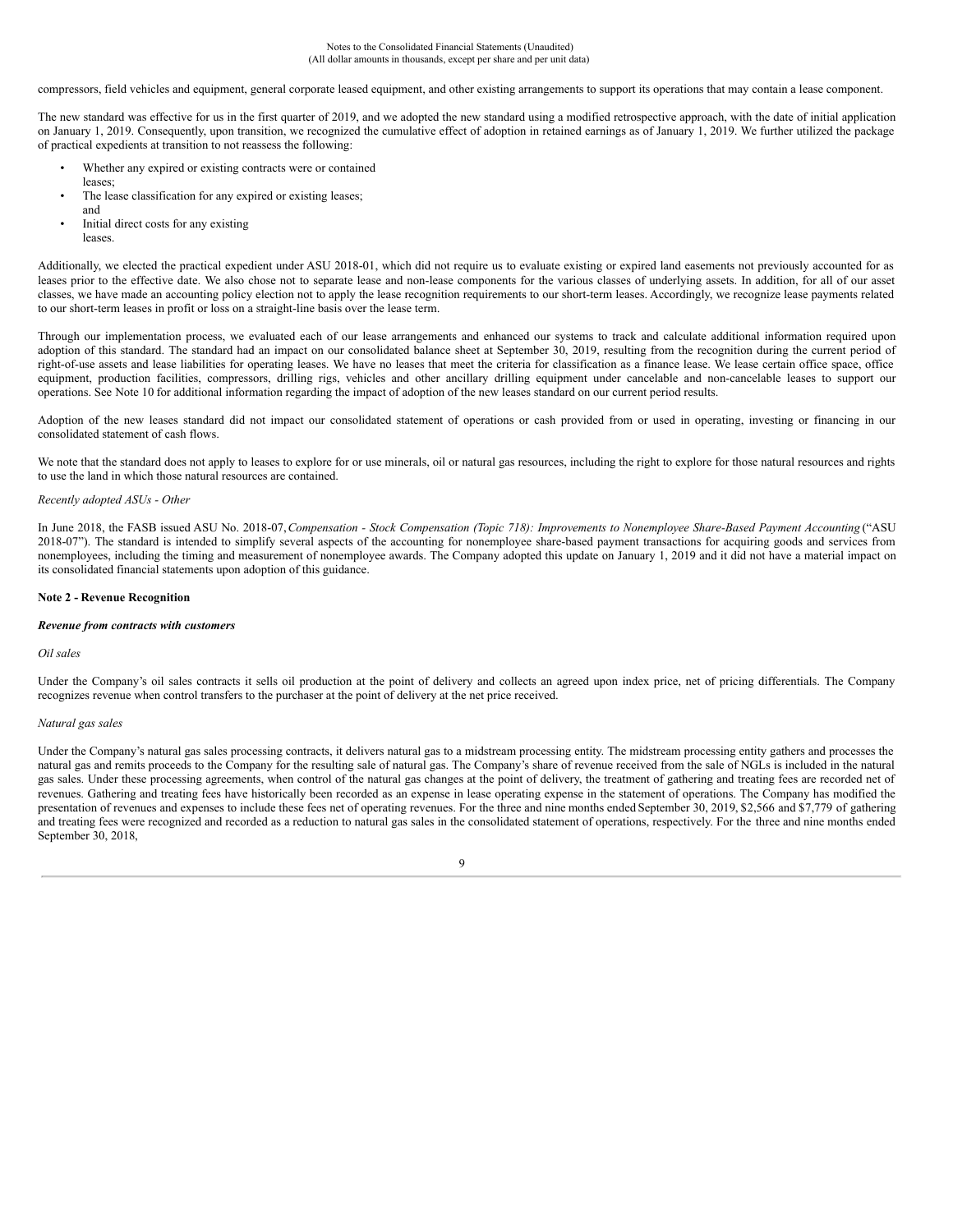compressors, field vehicles and equipment, general corporate leased equipment, and other existing arrangements to support its operations that may contain a lease component.

The new standard was effective for us in the first quarter of 2019, and we adopted the new standard using a modified retrospective approach, with the date of initial application on January 1, 2019. Consequently, upon transition, we recognized the cumulative effect of adoption in retained earnings as of January 1, 2019. We further utilized the package of practical expedients at transition to not reassess the following:

- Whether any expired or existing contracts were or contained leases;
- The lease classification for any expired or existing leases; and
- Initial direct costs for any existing leases.

Additionally, we elected the practical expedient under ASU 2018-01, which did not require us to evaluate existing or expired land easements not previously accounted for as leases prior to the effective date. We also chose not to separate lease and non-lease components for the various classes of underlying assets. In addition, for all of our asset classes, we have made an accounting policy election not to apply the lease recognition requirements to our short-term leases. Accordingly, we recognize lease payments related to our short-term leases in profit or loss on a straight-line basis over the lease term.

Through our implementation process, we evaluated each of our lease arrangements and enhanced our systems to track and calculate additional information required upon adoption of this standard. The standard had an impact on our consolidated balance sheet at September 30, 2019, resulting from the recognition during the current period of right-of-use assets and lease liabilities for operating leases. We have no leases that meet the criteria for classification as a finance lease. We lease certain office space, office equipment, production facilities, compressors, drilling rigs, vehicles and other ancillary drilling equipment under cancelable and non-cancelable leases to support our operations. See Note 10 for additional information regarding the impact of adoption of the new leases standard on our current period results.

Adoption of the new leases standard did not impact our consolidated statement of operations or cash provided from or used in operating, investing or financing in our consolidated statement of cash flows.

We note that the standard does not apply to leases to explore for or use minerals, oil or natural gas resources, including the right to explore for those natural resources and rights to use the land in which those natural resources are contained.

*Recently adopted ASUs - Other*

In June 2018, the FASB issued ASU No. 2018-07, *Compensation - Stock Compensation (Topic 718): Improvements to Nonemployee Share-Based Payment Accounting* ("ASU 2018-07"). The standard is intended to simplify several aspects of the accounting for nonemployee share-based payment transactions for acquiring goods and services from nonemployees, including the timing and measurement of nonemployee awards. The Company adopted this update on January 1, 2019 and it did not have a material impact on its consolidated financial statements upon adoption of this guidance.

**Note 2 - Revenue Recognition**

***Revenue from contracts with customers***

*Oil sales*

Under the Company's oil sales contracts it sells oil production at the point of delivery and collects an agreed upon index price, net of pricing differentials. The Company recognizes revenue when control transfers to the purchaser at the point of delivery at the net price received.

*Natural gas sales*

Under the Company's natural gas sales processing contracts, it delivers natural gas to a midstream processing entity. The midstream processing entity gathers and processes the natural gas and remits proceeds to the Company for the resulting sale of natural gas. The Company's share of revenue received from the sale of NGLs is included in the natural gas sales. Under these processing agreements, when control of the natural gas changes at the point of delivery, the treatment of gathering and treating fees are recorded net of revenues. Gathering and treating fees have historically been recorded as an expense in lease operating expense in the statement of operations. The Company has modified the presentation of revenues and expenses to include these fees net of operating revenues. For the three and nine months ended September 30, 2019, $2,566 and $7,779 of gathering and treating fees were recognized and recorded as a reduction to natural gas sales in the consolidated statement of operations, respectively. For the three and nine months ended September 30, 2018,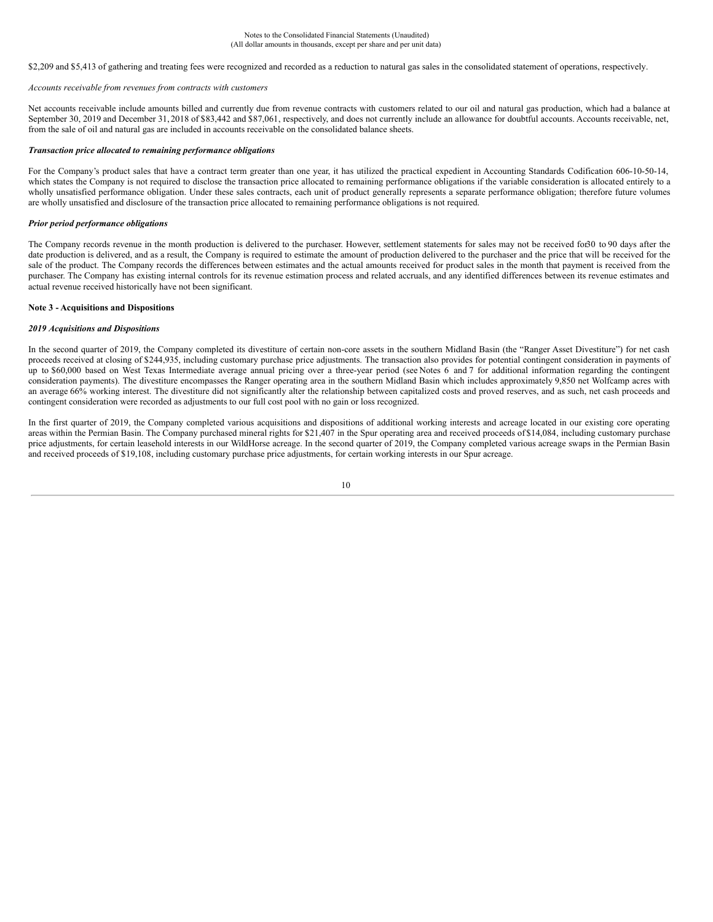$2,209 and $5,413 of gathering and treating fees were recognized and recorded as a reduction to natural gas sales in the consolidated statement of operations, respectively.

*Accounts receivable from revenues from contracts with customers*

Net accounts receivable include amounts billed and currently due from revenue contracts with customers related to our oil and natural gas production, which had a balance at September 30, 2019 and December 31, 2018 of $83,442 and $87,061, respectively, and does not currently include an allowance for doubtful accounts. Accounts receivable, net, from the sale of oil and natural gas are included in accounts receivable on the consolidated balance sheets.

***Transaction price allocated to remaining performance obligations***

For the Company's product sales that have a contract term greater than one year, it has utilized the practical expedient in Accounting Standards Codification 606-10-50-14, which states the Company is not required to disclose the transaction price allocated to remaining performance obligations if the variable consideration is allocated entirely to a wholly unsatisfied performance obligation. Under these sales contracts, each unit of product generally represents a separate performance obligation; therefore future volumes are wholly unsatisfied and disclosure of the transaction price allocated to remaining performance obligations is not required.

***Prior period performance obligations***

The Company records revenue in the month production is delivered to the purchaser. However, settlement statements for sales may not be received for 30 to 90 days after the date production is delivered, and as a result, the Company is required to estimate the amount of production delivered to the purchaser and the price that will be received for the sale of the product. The Company records the differences between estimates and the actual amounts received for product sales in the month that payment is received from the purchaser. The Company has existing internal controls for its revenue estimation process and related accruals, and any identified differences between its revenue estimates and actual revenue received historically have not been significant.

**Note 3 - Acquisitions and Dispositions**

***2019 Acquisitions and Dispositions***

In the second quarter of 2019, the Company completed its divestiture of certain non-core assets in the southern Midland Basin (the "Ranger Asset Divestiture") for net cash proceeds received at closing of $244,935, including customary purchase price adjustments. The transaction also provides for potential contingent consideration in payments of up to $60,000 based on West Texas Intermediate average annual pricing over a three-year period (see Notes 6 and 7 for additional information regarding the contingent consideration payments). The divestiture encompasses the Ranger operating area in the southern Midland Basin which includes approximately 9,850 net Wolfcamp acres with an average 66% working interest. The divestiture did not significantly alter the relationship between capitalized costs and proved reserves, and as such, net cash proceeds and contingent consideration were recorded as adjustments to our full cost pool with no gain or loss recognized.

In the first quarter of 2019, the Company completed various acquisitions and dispositions of additional working interests and acreage located in our existing core operating areas within the Permian Basin. The Company purchased mineral rights for $21,407 in the Spur operating area and received proceeds of $14,084, including customary purchase price adjustments, for certain leasehold interests in our WildHorse acreage. In the second quarter of 2019, the Company completed various acreage swaps in the Permian Basin and received proceeds of $19,108, including customary purchase price adjustments, for certain working interests in our Spur acreage.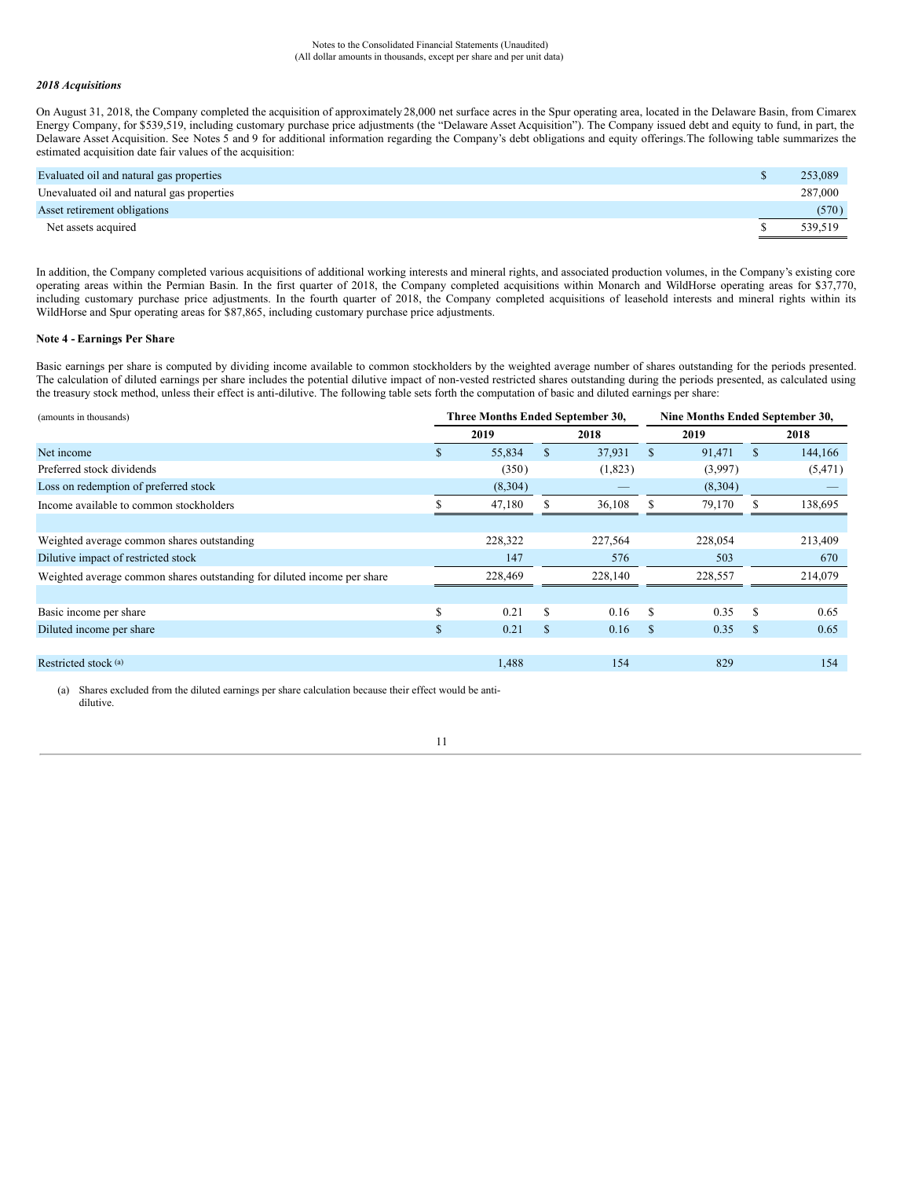Notes to the Consolidated Financial Statements (Unaudited)
(All dollar amounts in thousands, except per share and per unit data)

***2018 Acquisitions***

On August 31, 2018, the Company completed the acquisition of approximately 28,000 net surface acres in the Spur operating area, located in the Delaware Basin, from Cimarex Energy Company, for $539,519, including customary purchase price adjustments (the "Delaware Asset Acquisition"). The Company issued debt and equity to fund, in part, the Delaware Asset Acquisition. See Notes 5 and 9 for additional information regarding the Company's debt obligations and equity offerings. The following table summarizes the estimated acquisition date fair values of the acquisition:

| | | |
|---|---|---|
| Evaluated oil and natural gas properties | $ | 253,089 |
| Unevaluated oil and natural gas properties | | 287,000 |
| Asset retirement obligations | | (570) |
| Net assets acquired | $ | 539,519 |

In addition, the Company completed various acquisitions of additional working interests and mineral rights, and associated production volumes, in the Company's existing core operating areas within the Permian Basin. In the first quarter of 2018, the Company completed acquisitions within Monarch and WildHorse operating areas for $37,770, including customary purchase price adjustments. In the fourth quarter of 2018, the Company completed acquisitions of leasehold interests and mineral rights within its WildHorse and Spur operating areas for $87,865, including customary purchase price adjustments.

**Note 4 - Earnings Per Share**

Basic earnings per share is computed by dividing income available to common stockholders by the weighted average number of shares outstanding for the periods presented. The calculation of diluted earnings per share includes the potential dilutive impact of non-vested restricted shares outstanding during the periods presented, as calculated using the treasury stock method, unless their effect is anti-dilutive. The following table sets forth the computation of basic and diluted earnings per share:

| (amounts in thousands) | Three Months Ended September 30, | | Nine Months Ended September 30, | |
|---|---|---|---|---|
| | 2019 | 2018 | 2019 | 2018 |
| Net income | $ 55,834 | $ 37,931 | $ 91,471 | $ 144,166 |
| Preferred stock dividends | (350) | (1,823) | (3,997) | (5,471) |
| Loss on redemption of preferred stock | (8,304) | — | (8,304) | — |
| Income available to common stockholders | $ 47,180 | $ 36,108 | $ 79,170 | $ 138,695 |
| | | | | |
| Weighted average common shares outstanding | 228,322 | 227,564 | 228,054 | 213,409 |
| Dilutive impact of restricted stock | 147 | 576 | 503 | 670 |
| Weighted average common shares outstanding for diluted income per share | 228,469 | 228,140 | 228,557 | 214,079 |
| | | | | |
| Basic income per share | $ 0.21 | $ 0.16 | $ 0.35 | $ 0.65 |
| Diluted income per share | $ 0.21 | $ 0.16 | $ 0.35 | $ 0.65 |
| | | | | |
| Restricted stock [(a)] | 1,488 | 154 | 829 | 154 |

(a) Shares excluded from the diluted earnings per share calculation because their effect would be anti-dilutive.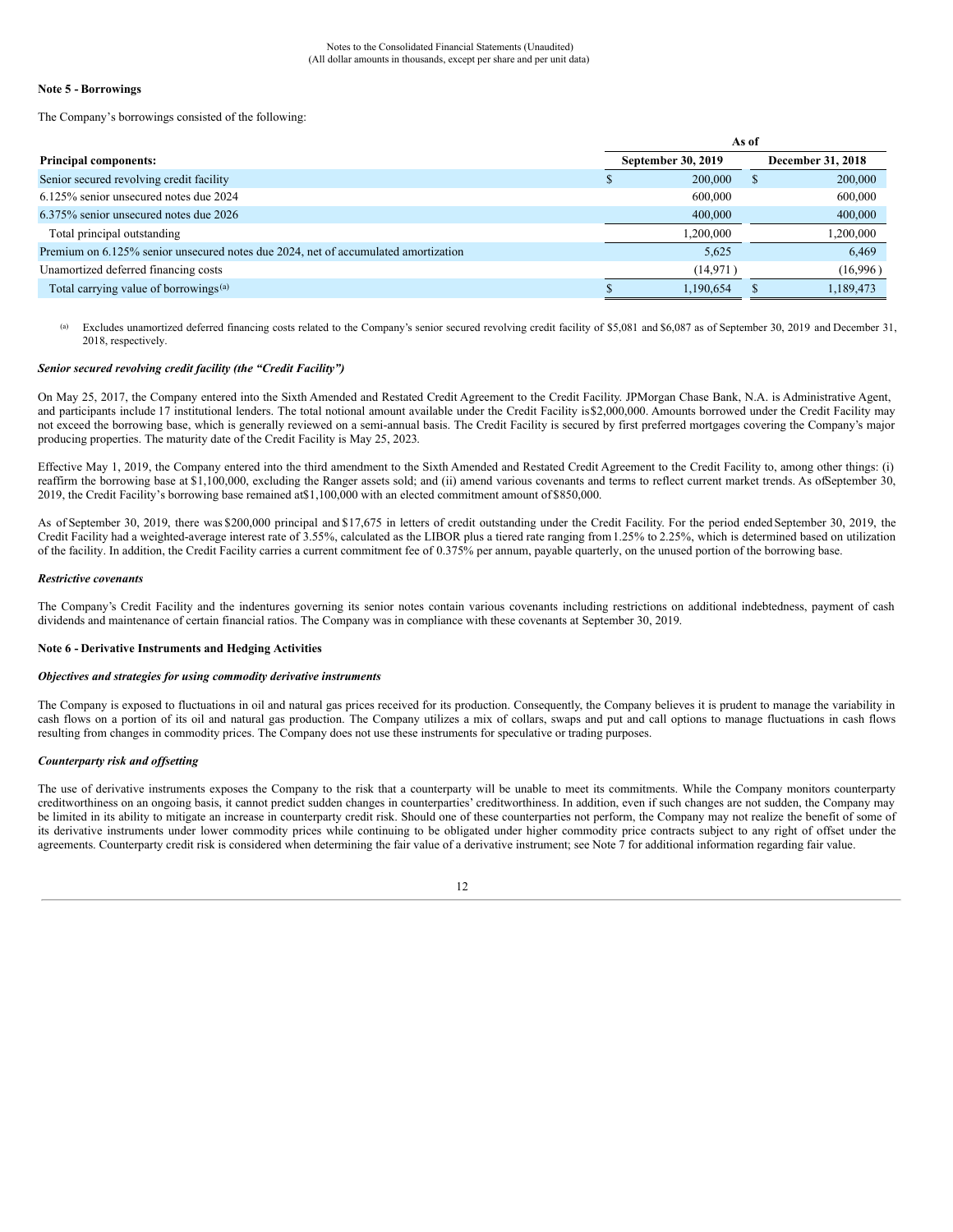Notes to the Consolidated Financial Statements (Unaudited)
(All dollar amounts in thousands, except per share and per unit data)

### Note 5 - Borrowings

The Company's borrowings consisted of the following:

| | As of | |
|---|---|---|
| **Principal components:** | **September 30, 2019** | **December 31, 2018** |
| Senior secured revolving credit facility | $ 200,000 | $ 200,000 |
| 6.125% senior unsecured notes due 2024 | 600,000 | 600,000 |
| 6.375% senior unsecured notes due 2026 | 400,000 | 400,000 |
| Total principal outstanding | 1,200,000 | 1,200,000 |
| Premium on 6.125% senior unsecured notes due 2024, net of accumulated amortization | 5,625 | 6,469 |
| Unamortized deferred financing costs | (14,971 ) | (16,996 ) |
| Total carrying value of borrowings[(a)] | $ 1,190,654 | $ 1,189,473 |

(a) Excludes unamortized deferred financing costs related to the Company's senior secured revolving credit facility of $5,081 and $6,087 as of September 30, 2019 and December 31, 2018, respectively.

***Senior secured revolving credit facility (the "Credit Facility")***

On May 25, 2017, the Company entered into the Sixth Amended and Restated Credit Agreement to the Credit Facility. JPMorgan Chase Bank, N.A. is Administrative Agent, and participants include 17 institutional lenders. The total notional amount available under the Credit Facility is $2,000,000. Amounts borrowed under the Credit Facility may not exceed the borrowing base, which is generally reviewed on a semi-annual basis. The Credit Facility is secured by first preferred mortgages covering the Company's major producing properties. The maturity date of the Credit Facility is May 25, 2023.

Effective May 1, 2019, the Company entered into the third amendment to the Sixth Amended and Restated Credit Agreement to the Credit Facility to, among other things: (i) reaffirm the borrowing base at $1,100,000, excluding the Ranger assets sold; and (ii) amend various covenants and terms to reflect current market trends. As of September 30, 2019, the Credit Facility's borrowing base remained at $1,100,000 with an elected commitment amount of $850,000.

As of September 30, 2019, there was $200,000 principal and $17,675 in letters of credit outstanding under the Credit Facility. For the period ended September 30, 2019, the Credit Facility had a weighted-average interest rate of 3.55%, calculated as the LIBOR plus a tiered rate ranging from 1.25% to 2.25%, which is determined based on utilization of the facility. In addition, the Credit Facility carries a current commitment fee of 0.375% per annum, payable quarterly, on the unused portion of the borrowing base.

***Restrictive covenants***

The Company's Credit Facility and the indentures governing its senior notes contain various covenants including restrictions on additional indebtedness, payment of cash dividends and maintenance of certain financial ratios. The Company was in compliance with these covenants at September 30, 2019.

### Note 6 - Derivative Instruments and Hedging Activities

***Objectives and strategies for using commodity derivative instruments***

The Company is exposed to fluctuations in oil and natural gas prices received for its production. Consequently, the Company believes it is prudent to manage the variability in cash flows on a portion of its oil and natural gas production. The Company utilizes a mix of collars, swaps and put and call options to manage fluctuations in cash flows resulting from changes in commodity prices. The Company does not use these instruments for speculative or trading purposes.

***Counterparty risk and offsetting***

The use of derivative instruments exposes the Company to the risk that a counterparty will be unable to meet its commitments. While the Company monitors counterparty creditworthiness on an ongoing basis, it cannot predict sudden changes in counterparties' creditworthiness. In addition, even if such changes are not sudden, the Company may be limited in its ability to mitigate an increase in counterparty credit risk. Should one of these counterparties not perform, the Company may not realize the benefit of some of its derivative instruments under lower commodity prices while continuing to be obligated under higher commodity price contracts subject to any right of offset under the agreements. Counterparty credit risk is considered when determining the fair value of a derivative instrument; see Note 7 for additional information regarding fair value.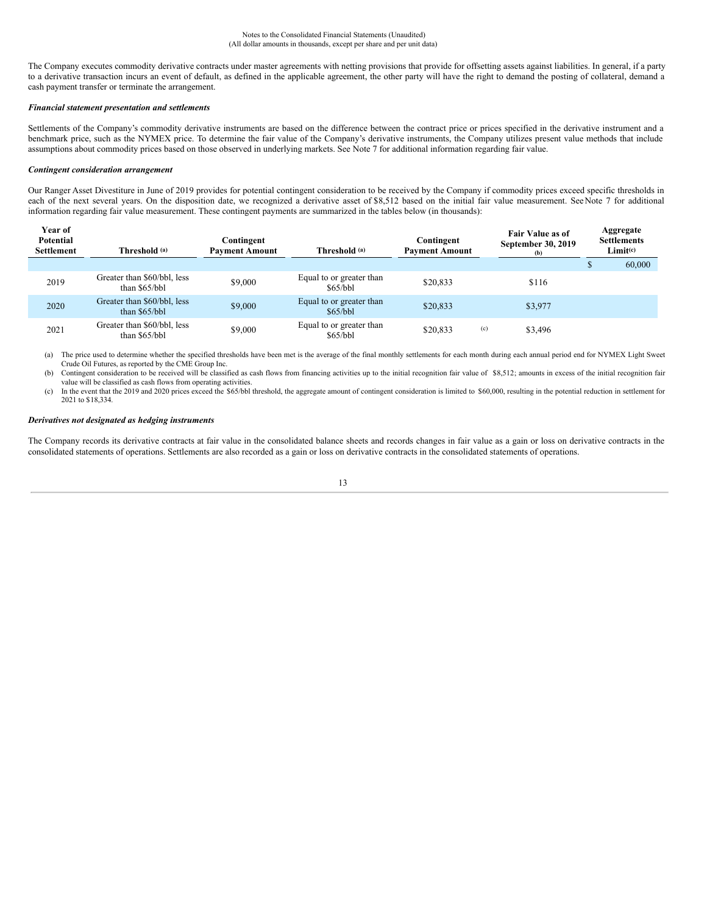Notes to the Consolidated Financial Statements (Unaudited)
(All dollar amounts in thousands, except per share and per unit data)

The Company executes commodity derivative contracts under master agreements with netting provisions that provide for offsetting assets against liabilities. In general, if a party to a derivative transaction incurs an event of default, as defined in the applicable agreement, the other party will have the right to demand the posting of collateral, demand a cash payment transfer or terminate the arrangement.

***Financial statement presentation and settlements***

Settlements of the Company's commodity derivative instruments are based on the difference between the contract price or prices specified in the derivative instrument and a benchmark price, such as the NYMEX price. To determine the fair value of the Company's derivative instruments, the Company utilizes present value methods that include assumptions about commodity prices based on those observed in underlying markets. See Note 7 for additional information regarding fair value.

***Contingent consideration arrangement***

Our Ranger Asset Divestiture in June of 2019 provides for potential contingent consideration to be received by the Company if commodity prices exceed specific thresholds in each of the next several years. On the disposition date, we recognized a derivative asset of $8,512 based on the initial fair value measurement. See Note 7 for additional information regarding fair value measurement. These contingent payments are summarized in the tables below (in thousands):

| Year of Potential Settlement | Threshold (a) | Contingent Payment Amount | Threshold (a) | Contingent Payment Amount | | Fair Value as of September 30, 2019 (b) | Aggregate Settlements Limit(c) |
|---|---|---|---|---|---|---|---|
| | | | | | | | $ 60,000 |
| 2019 | Greater than $60/bbl, less than $65/bbl | $9,000 | Equal to or greater than $65/bbl | $20,833 | | $116 | |
| 2020 | Greater than $60/bbl, less than $65/bbl | $9,000 | Equal to or greater than $65/bbl | $20,833 | | $3,977 | |
| 2021 | Greater than $60/bbl, less than $65/bbl | $9,000 | Equal to or greater than $65/bbl | $20,833 | (c) | $3,496 | |

(a) The price used to determine whether the specified thresholds have been met is the average of the final monthly settlements for each month during each annual period end for NYMEX Light Sweet Crude Oil Futures, as reported by the CME Group Inc.

(b) Contingent consideration to be received will be classified as cash flows from financing activities up to the initial recognition fair value of $8,512; amounts in excess of the initial recognition fair value will be classified as cash flows from operating activities.

(c) In the event that the 2019 and 2020 prices exceed the $65/bbl threshold, the aggregate amount of contingent consideration is limited to $60,000, resulting in the potential reduction in settlement for 2021 to $18,334.

***Derivatives not designated as hedging instruments***

The Company records its derivative contracts at fair value in the consolidated balance sheets and records changes in fair value as a gain or loss on derivative contracts in the consolidated statements of operations. Settlements are also recorded as a gain or loss on derivative contracts in the consolidated statements of operations.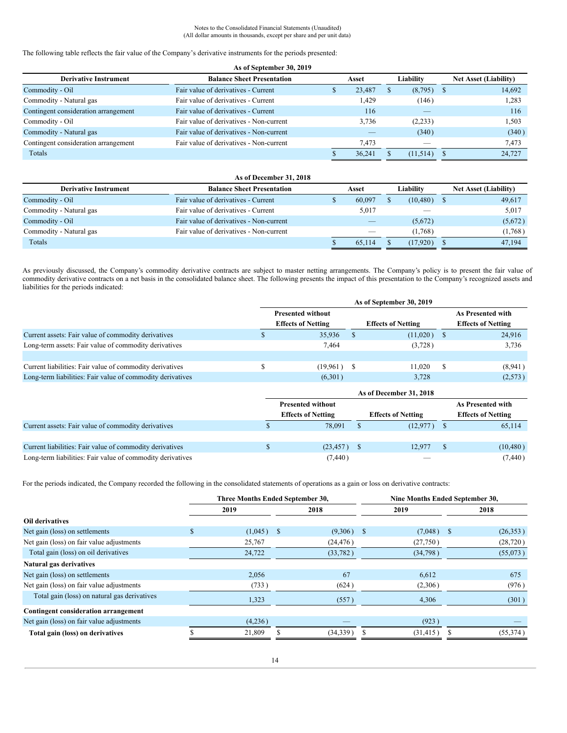Notes to the Consolidated Financial Statements (Unaudited)
(All dollar amounts in thousands, except per share and per unit data)

The following table reflects the fair value of the Company's derivative instruments for the periods presented:

**As of September 30, 2019**

| Derivative Instrument | Balance Sheet Presentation | Asset | Liability | Net Asset (Liability) |
|---|---|---|---|---|
| Commodity - Oil | Fair value of derivatives - Current | $ 23,487 | $ (8,795) | $ 14,692 |
| Commodity - Natural gas | Fair value of derivatives - Current | 1,429 | (146) | 1,283 |
| Contingent consideration arrangement | Fair value of derivatives - Current | 116 | — | 116 |
| Commodity - Oil | Fair value of derivatives - Non-current | 3,736 | (2,233) | 1,503 |
| Commodity - Natural gas | Fair value of derivatives - Non-current | — | (340) | (340) |
| Contingent consideration arrangement | Fair value of derivatives - Non-current | 7,473 | — | 7,473 |
| Totals | | $ 36,241 | $ (11,514) | $ 24,727 |

**As of December 31, 2018**

| Derivative Instrument | Balance Sheet Presentation | Asset | Liability | Net Asset (Liability) |
|---|---|---|---|---|
| Commodity - Oil | Fair value of derivatives - Current | $ 60,097 | $ (10,480) | $ 49,617 |
| Commodity - Natural gas | Fair value of derivatives - Current | 5,017 | — | 5,017 |
| Commodity - Oil | Fair value of derivatives - Non-current | — | (5,672) | (5,672) |
| Commodity - Natural gas | Fair value of derivatives - Non-current | — | (1,768) | (1,768) |
| Totals | | $ 65,114 | $ (17,920) | $ 47,194 |

As previously discussed, the Company's commodity derivative contracts are subject to master netting arrangements. The Company's policy is to present the fair value of commodity derivative contracts on a net basis in the consolidated balance sheet. The following presents the impact of this presentation to the Company's recognized assets and liabilities for the periods indicated:

| | As of September 30, 2019 | | |
|---|---|---|---|
| | Presented without Effects of Netting | Effects of Netting | As Presented with Effects of Netting |
| Current assets: Fair value of commodity derivatives | $ 35,936 | $ (11,020) | $ 24,916 |
| Long-term assets: Fair value of commodity derivatives | 7,464 | (3,728) | 3,736 |
| | | | |
| Current liabilities: Fair value of commodity derivatives | $ (19,961) | $ 11,020 | $ (8,941) |
| Long-term liabilities: Fair value of commodity derivatives | (6,301) | 3,728 | (2,573) |

| | As of December 31, 2018 | | |
|---|---|---|---|
| | Presented without Effects of Netting | Effects of Netting | As Presented with Effects of Netting |
| Current assets: Fair value of commodity derivatives | $ 78,091 | $ (12,977) | $ 65,114 |
| | | | |
| Current liabilities: Fair value of commodity derivatives | $ (23,457) | $ 12,977 | $ (10,480) |
| Long-term liabilities: Fair value of commodity derivatives | (7,440) | — | (7,440) |

For the periods indicated, the Company recorded the following in the consolidated statements of operations as a gain or loss on derivative contracts:

| | Three Months Ended September 30, | | Nine Months Ended September 30, | |
|---|---|---|---|---|
| | 2019 | 2018 | 2019 | 2018 |
| **Oil derivatives** | | | | |
| Net gain (loss) on settlements | $ (1,045) | $ (9,306) | $ (7,048) | $ (26,353) |
| Net gain (loss) on fair value adjustments | 25,767 | (24,476) | (27,750) | (28,720) |
| Total gain (loss) on oil derivatives | 24,722 | (33,782) | (34,798) | (55,073) |
| **Natural gas derivatives** | | | | |
| Net gain (loss) on settlements | 2,056 | 67 | 6,612 | 675 |
| Net gain (loss) on fair value adjustments | (733) | (624) | (2,306) | (976) |
| Total gain (loss) on natural gas derivatives | 1,323 | (557) | 4,306 | (301) |
| **Contingent consideration arrangement** | | | | |
| Net gain (loss) on fair value adjustments | (4,236) | — | (923) | — |
| **Total gain (loss) on derivatives** | $ 21,809 | $ (34,339) | $ (31,415) | $ (55,374) |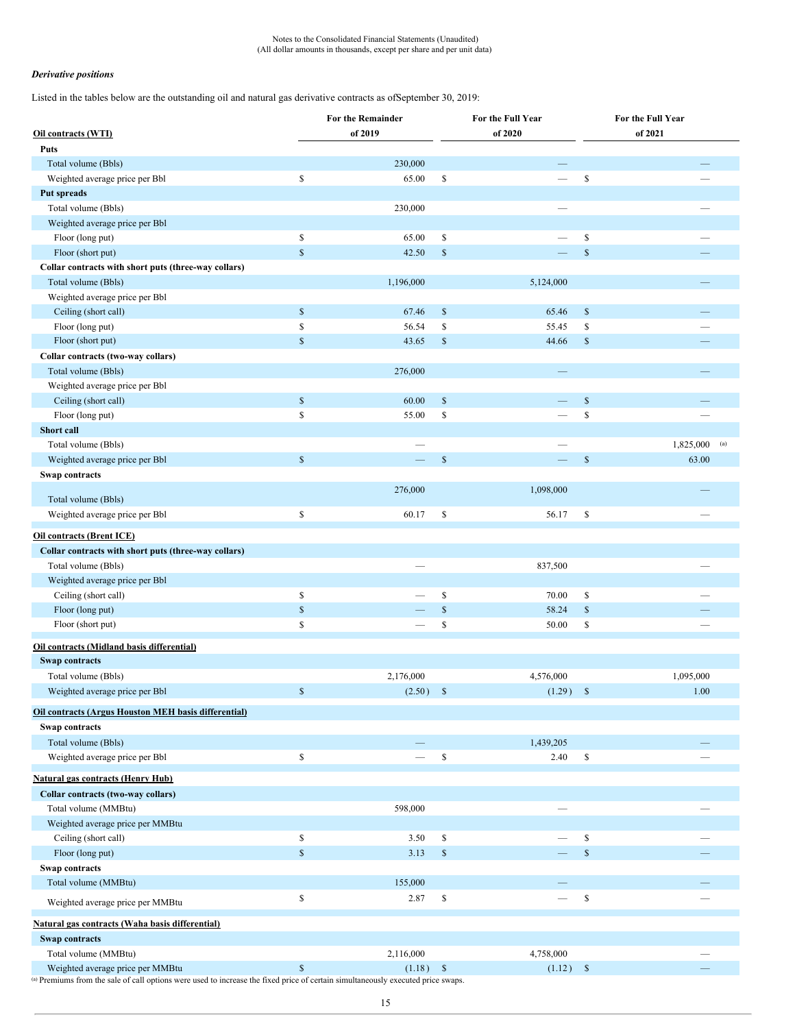Notes to the Consolidated Financial Statements (Unaudited)
(All dollar amounts in thousands, except per share and per unit data)

*Derivative positions*

Listed in the tables below are the outstanding oil and natural gas derivative contracts as ofSeptember 30, 2019:

| | For the Remainder of 2019 | For the Full Year of 2020 | For the Full Year of 2021 |
|---|---|---|---|
| **Oil contracts (WTI)** | | | |
| **Puts** | | | |
| Total volume (Bbls) | 230,000 | — | — |
| Weighted average price per Bbl | $ 65.00 | $ — | $ — |
| **Put spreads** | | | |
| Total volume (Bbls) | 230,000 | — | — |
| Weighted average price per Bbl | | | |
| Floor (long put) | $ 65.00 | $ — | $ — |
| Floor (short put) | $ 42.50 | $ — | $ — |
| **Collar contracts with short puts (three-way collars)** | | | |
| Total volume (Bbls) | 1,196,000 | 5,124,000 | — |
| Weighted average price per Bbl | | | |
| Ceiling (short call) | $ 67.46 | $ 65.46 | $ — |
| Floor (long put) | $ 56.54 | $ 55.45 | $ — |
| Floor (short put) | $ 43.65 | $ 44.66 | $ — |
| **Collar contracts (two-way collars)** | | | |
| Total volume (Bbls) | 276,000 | — | — |
| Weighted average price per Bbl | | | |
| Ceiling (short call) | $ 60.00 | $ — | $ — |
| Floor (long put) | $ 55.00 | $ — | $ — |
| **Short call** | | | |
| Total volume (Bbls) | — | — | 1,825,000 [(a)] |
| Weighted average price per Bbl | $ — | $ — | $ 63.00 |
| **Swap contracts** | | | |
| Total volume (Bbls) | 276,000 | 1,098,000 | — |
| Weighted average price per Bbl | $ 60.17 | $ 56.17 | $ — |
| **Oil contracts (Brent ICE)** | | | |
| **Collar contracts with short puts (three-way collars)** | | | |
| Total volume (Bbls) | — | 837,500 | — |
| Weighted average price per Bbl | | | |
| Ceiling (short call) | $ — | $ 70.00 | $ — |
| Floor (long put) | $ — | $ 58.24 | $ — |
| Floor (short put) | $ — | $ 50.00 | $ — |
| **Oil contracts (Midland basis differential)** | | | |
| **Swap contracts** | | | |
| Total volume (Bbls) | 2,176,000 | 4,576,000 | 1,095,000 |
| Weighted average price per Bbl | $ (2.50) | $ (1.29) | $ 1.00 |
| **Oil contracts (Argus Houston MEH basis differential)** | | | |
| **Swap contracts** | | | |
| Total volume (Bbls) | — | 1,439,205 | — |
| Weighted average price per Bbl | $ — | $ 2.40 | $ — |
| **Natural gas contracts (Henry Hub)** | | | |
| **Collar contracts (two-way collars)** | | | |
| Total volume (MMBtu) | 598,000 | — | — |
| Weighted average price per MMBtu | | | |
| Ceiling (short call) | $ 3.50 | $ — | $ — |
| Floor (long put) | $ 3.13 | $ — | $ — |
| **Swap contracts** | | | |
| Total volume (MMBtu) | 155,000 | — | — |
| Weighted average price per MMBtu | $ 2.87 | $ — | $ — |
| **Natural gas contracts (Waha basis differential)** | | | |
| **Swap contracts** | | | |
| Total volume (MMBtu) | 2,116,000 | 4,758,000 | — |
| Weighted average price per MMBtu | $ (1.18) | $ (1.12) | $ — |

(a) Premiums from the sale of call options were used to increase the fixed price of certain simultaneously executed price swaps.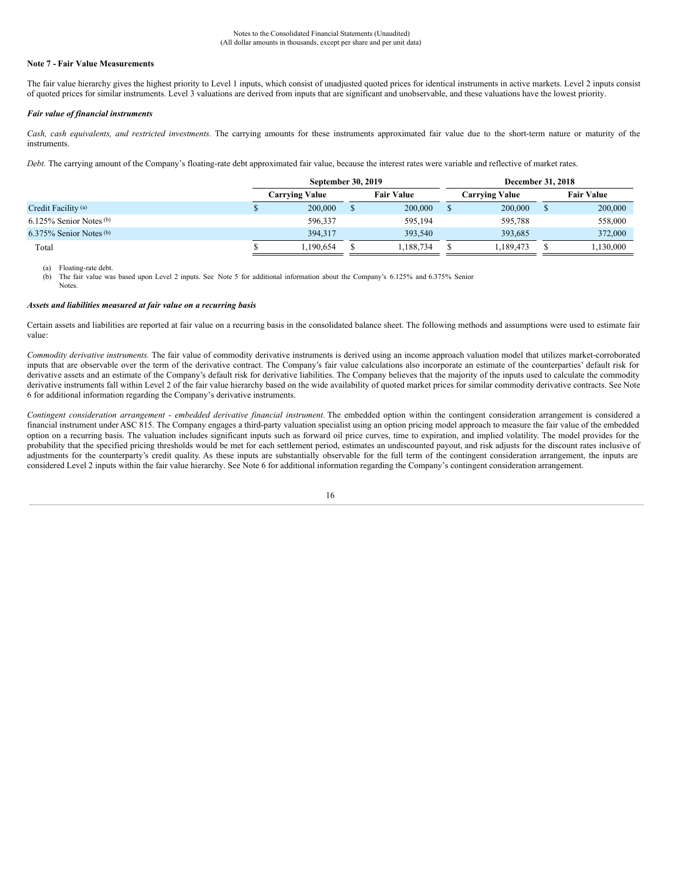Notes to the Consolidated Financial Statements (Unaudited)
(All dollar amounts in thousands, except per share and per unit data)

**Note 7 - Fair Value Measurements**

The fair value hierarchy gives the highest priority to Level 1 inputs, which consist of unadjusted quoted prices for identical instruments in active markets. Level 2 inputs consist of quoted prices for similar instruments. Level 3 valuations are derived from inputs that are significant and unobservable, and these valuations have the lowest priority.

***Fair value of financial instruments***

*Cash, cash equivalents, and restricted investments.* The carrying amounts for these instruments approximated fair value due to the short-term nature or maturity of the instruments.

*Debt.* The carrying amount of the Company's floating-rate debt approximated fair value, because the interest rates were variable and reflective of market rates.

| | September 30, 2019 | | December 31, 2018 | |
|---|---|---|---|---|
| | Carrying Value | Fair Value | Carrying Value | Fair Value |
| Credit Facility [(a)] | $ 200,000 | $ 200,000 | $ 200,000 | $ 200,000 |
| 6.125% Senior Notes [(b)] | 596,337 | 595,194 | 595,788 | 558,000 |
| 6.375% Senior Notes [(b)] | 394,317 | 393,540 | 393,685 | 372,000 |
| Total | $ 1,190,654 | $ 1,188,734 | $ 1,189,473 | $ 1,130,000 |

(a) Floating-rate debt.
(b) The fair value was based upon Level 2 inputs. See Note 5 for additional information about the Company's 6.125% and 6.375% Senior Notes.

***Assets and liabilities measured at fair value on a recurring basis***

Certain assets and liabilities are reported at fair value on a recurring basis in the consolidated balance sheet. The following methods and assumptions were used to estimate fair value:

*Commodity derivative instruments.* The fair value of commodity derivative instruments is derived using an income approach valuation model that utilizes market-corroborated inputs that are observable over the term of the derivative contract. The Company's fair value calculations also incorporate an estimate of the counterparties' default risk for derivative assets and an estimate of the Company's default risk for derivative liabilities. The Company believes that the majority of the inputs used to calculate the commodity derivative instruments fall within Level 2 of the fair value hierarchy based on the wide availability of quoted market prices for similar commodity derivative contracts. See Note 6 for additional information regarding the Company's derivative instruments.

*Contingent consideration arrangement - embedded derivative financial instrument.* The embedded option within the contingent consideration arrangement is considered a financial instrument under ASC 815. The Company engages a third-party valuation specialist using an option pricing model approach to measure the fair value of the embedded option on a recurring basis. The valuation includes significant inputs such as forward oil price curves, time to expiration, and implied volatility. The model provides for the probability that the specified pricing thresholds would be met for each settlement period, estimates an undiscounted payout, and risk adjusts for the discount rates inclusive of adjustments for the counterparty's credit quality. As these inputs are substantially observable for the full term of the contingent consideration arrangement, the inputs are considered Level 2 inputs within the fair value hierarchy. See Note 6 for additional information regarding the Company's contingent consideration arrangement.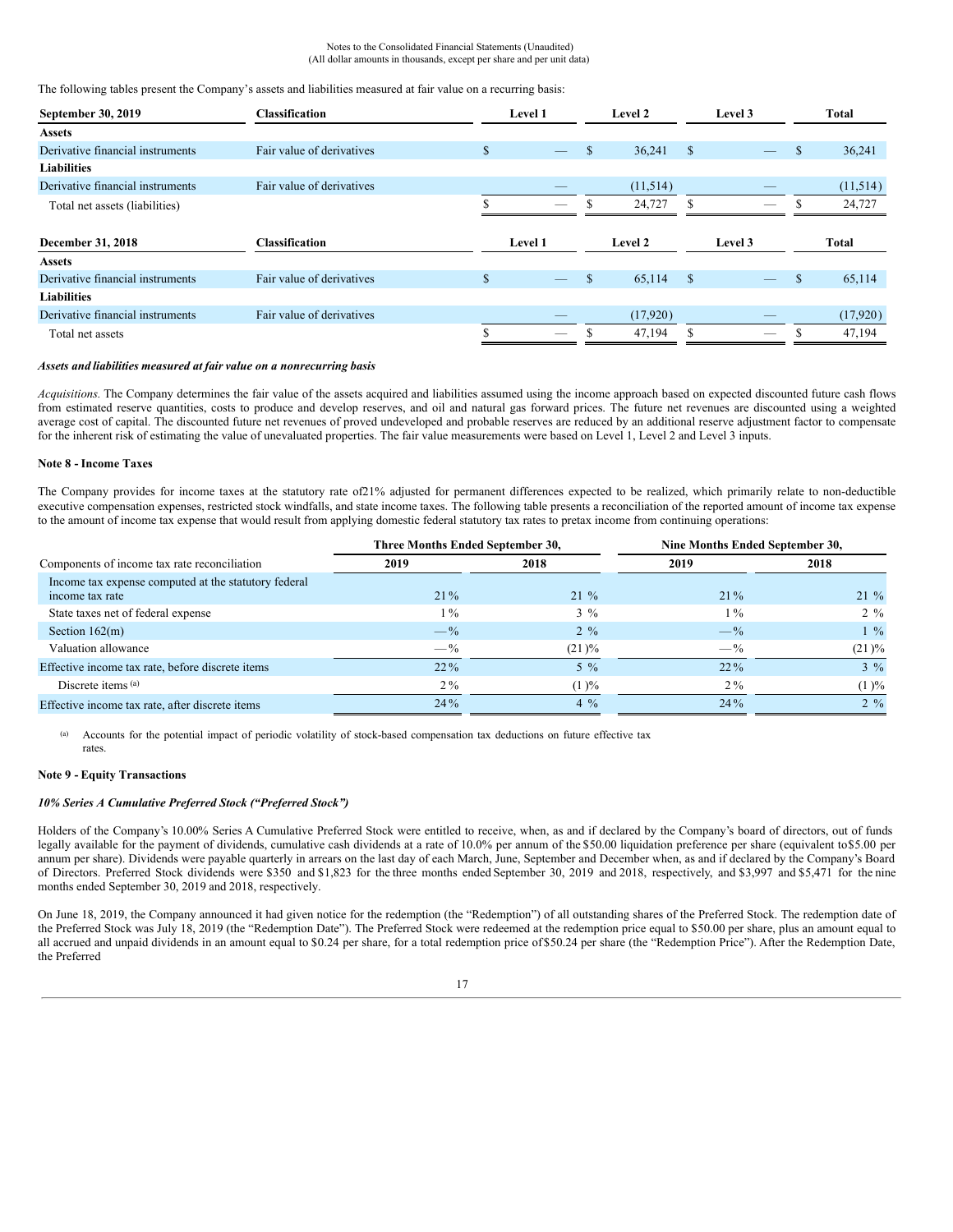The following tables present the Company's assets and liabilities measured at fair value on a recurring basis:

| September 30, 2019 | Classification | Level 1 | Level 2 | Level 3 | Total |
|---|---|---|---|---|---|
| **Assets** | | | | | |
| Derivative financial instruments | Fair value of derivatives | $ — | $ 36,241 | $ — | $ 36,241 |
| **Liabilities** | | | | | |
| Derivative financial instruments | Fair value of derivatives | — | (11,514) | — | (11,514) |
| Total net assets (liabilities) | | $ — | $ 24,727 | $ — | $ 24,727 |

| December 31, 2018 | Classification | Level 1 | Level 2 | Level 3 | Total |
|---|---|---|---|---|---|
| **Assets** | | | | | |
| Derivative financial instruments | Fair value of derivatives | $ — | $ 65,114 | $ — | $ 65,114 |
| **Liabilities** | | | | | |
| Derivative financial instruments | Fair value of derivatives | — | (17,920) | — | (17,920) |
| Total net assets | | $ — | $ 47,194 | $ — | $ 47,194 |

***Assets and liabilities measured at fair value on a nonrecurring basis***

*Acquisitions.* The Company determines the fair value of the assets acquired and liabilities assumed using the income approach based on expected discounted future cash flows from estimated reserve quantities, costs to produce and develop reserves, and oil and natural gas forward prices. The future net revenues are discounted using a weighted average cost of capital. The discounted future net revenues of proved undeveloped and probable reserves are reduced by an additional reserve adjustment factor to compensate for the inherent risk of estimating the value of unevaluated properties. The fair value measurements were based on Level 1, Level 2 and Level 3 inputs.

**Note 8 - Income Taxes**

The Company provides for income taxes at the statutory rate of21% adjusted for permanent differences expected to be realized, which primarily relate to non-deductible executive compensation expenses, restricted stock windfalls, and state income taxes. The following table presents a reconciliation of the reported amount of income tax expense to the amount of income tax expense that would result from applying domestic federal statutory tax rates to pretax income from continuing operations:

| | Three Months Ended September 30, | | Nine Months Ended September 30, | |
|---|---|---|---|---|
| Components of income tax rate reconciliation | 2019 | 2018 | 2019 | 2018 |
| Income tax expense computed at the statutory federal income tax rate | 21 % | 21 % | 21 % | 21 % |
| State taxes net of federal expense | 1 % | 3 % | 1 % | 2 % |
| Section 162(m) | — % | 2 % | — % | 1 % |
| Valuation allowance | — % | (21 )% | — % | (21 )% |
| Effective income tax rate, before discrete items | 22 % | 5 % | 22 % | 3 % |
| Discrete items [(a)] | 2 % | (1 )% | 2 % | (1 )% |
| Effective income tax rate, after discrete items | 24 % | 4 % | 24 % | 2 % |

(a) Accounts for the potential impact of periodic volatility of stock-based compensation tax deductions on future effective tax rates.

**Note 9 - Equity Transactions**

***10% Series A Cumulative Preferred Stock ("Preferred Stock")***

Holders of the Company's 10.00% Series A Cumulative Preferred Stock were entitled to receive, when, as and if declared by the Company's board of directors, out of funds legally available for the payment of dividends, cumulative cash dividends at a rate of 10.0% per annum of the $50.00 liquidation preference per share (equivalent to$5.00 per annum per share). Dividends were payable quarterly in arrears on the last day of each March, June, September and December when, as and if declared by the Company's Board of Directors. Preferred Stock dividends were $350 and $1,823 for the three months ended September 30, 2019 and 2018, respectively, and $3,997 and $5,471 for the nine months ended September 30, 2019 and 2018, respectively.

On June 18, 2019, the Company announced it had given notice for the redemption (the "Redemption") of all outstanding shares of the Preferred Stock. The redemption date of the Preferred Stock was July 18, 2019 (the "Redemption Date"). The Preferred Stock were redeemed at the redemption price equal to $50.00 per share, plus an amount equal to all accrued and unpaid dividends in an amount equal to $0.24 per share, for a total redemption price of$50.24 per share (the "Redemption Price"). After the Redemption Date, the Preferred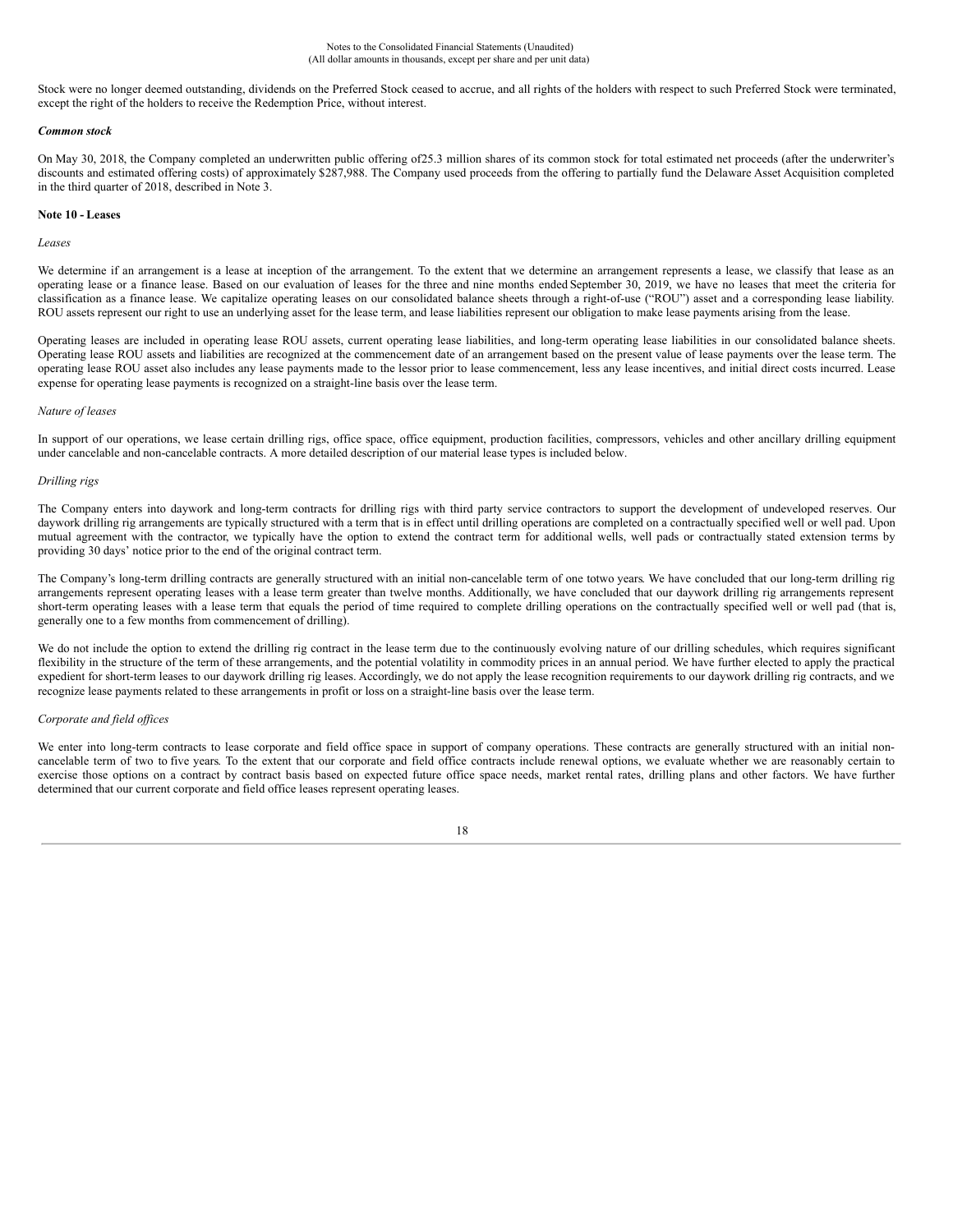Stock were no longer deemed outstanding, dividends on the Preferred Stock ceased to accrue, and all rights of the holders with respect to such Preferred Stock were terminated, except the right of the holders to receive the Redemption Price, without interest.

***Common stock***

On May 30, 2018, the Company completed an underwritten public offering of25.3 million shares of its common stock for total estimated net proceeds (after the underwriter's discounts and estimated offering costs) of approximately $287,988. The Company used proceeds from the offering to partially fund the Delaware Asset Acquisition completed in the third quarter of 2018, described in Note 3.

**Note 10 - Leases**

*Leases*

We determine if an arrangement is a lease at inception of the arrangement. To the extent that we determine an arrangement represents a lease, we classify that lease as an operating lease or a finance lease. Based on our evaluation of leases for the three and nine months ended September 30, 2019, we have no leases that meet the criteria for classification as a finance lease. We capitalize operating leases on our consolidated balance sheets through a right-of-use ("ROU") asset and a corresponding lease liability. ROU assets represent our right to use an underlying asset for the lease term, and lease liabilities represent our obligation to make lease payments arising from the lease.

Operating leases are included in operating lease ROU assets, current operating lease liabilities, and long-term operating lease liabilities in our consolidated balance sheets. Operating lease ROU assets and liabilities are recognized at the commencement date of an arrangement based on the present value of lease payments over the lease term. The operating lease ROU asset also includes any lease payments made to the lessor prior to lease commencement, less any lease incentives, and initial direct costs incurred. Lease expense for operating lease payments is recognized on a straight-line basis over the lease term.

*Nature of leases*

In support of our operations, we lease certain drilling rigs, office space, office equipment, production facilities, compressors, vehicles and other ancillary drilling equipment under cancelable and non-cancelable contracts. A more detailed description of our material lease types is included below.

*Drilling rigs*

The Company enters into daywork and long-term contracts for drilling rigs with third party service contractors to support the development of undeveloped reserves. Our daywork drilling rig arrangements are typically structured with a term that is in effect until drilling operations are completed on a contractually specified well or well pad. Upon mutual agreement with the contractor, we typically have the option to extend the contract term for additional wells, well pads or contractually stated extension terms by providing 30 days' notice prior to the end of the original contract term.

The Company's long-term drilling contracts are generally structured with an initial non-cancelable term of one totwo years. We have concluded that our long-term drilling rig arrangements represent operating leases with a lease term greater than twelve months. Additionally, we have concluded that our daywork drilling rig arrangements represent short-term operating leases with a lease term that equals the period of time required to complete drilling operations on the contractually specified well or well pad (that is, generally one to a few months from commencement of drilling).

We do not include the option to extend the drilling rig contract in the lease term due to the continuously evolving nature of our drilling schedules, which requires significant flexibility in the structure of the term of these arrangements, and the potential volatility in commodity prices in an annual period. We have further elected to apply the practical expedient for short-term leases to our daywork drilling rig leases. Accordingly, we do not apply the lease recognition requirements to our daywork drilling rig contracts, and we recognize lease payments related to these arrangements in profit or loss on a straight-line basis over the lease term.

*Corporate and field offices*

We enter into long-term contracts to lease corporate and field office space in support of company operations. These contracts are generally structured with an initial non-cancelable term of two to five years. To the extent that our corporate and field office contracts include renewal options, we evaluate whether we are reasonably certain to exercise those options on a contract by contract basis based on expected future office space needs, market rental rates, drilling plans and other factors. We have further determined that our current corporate and field office leases represent operating leases.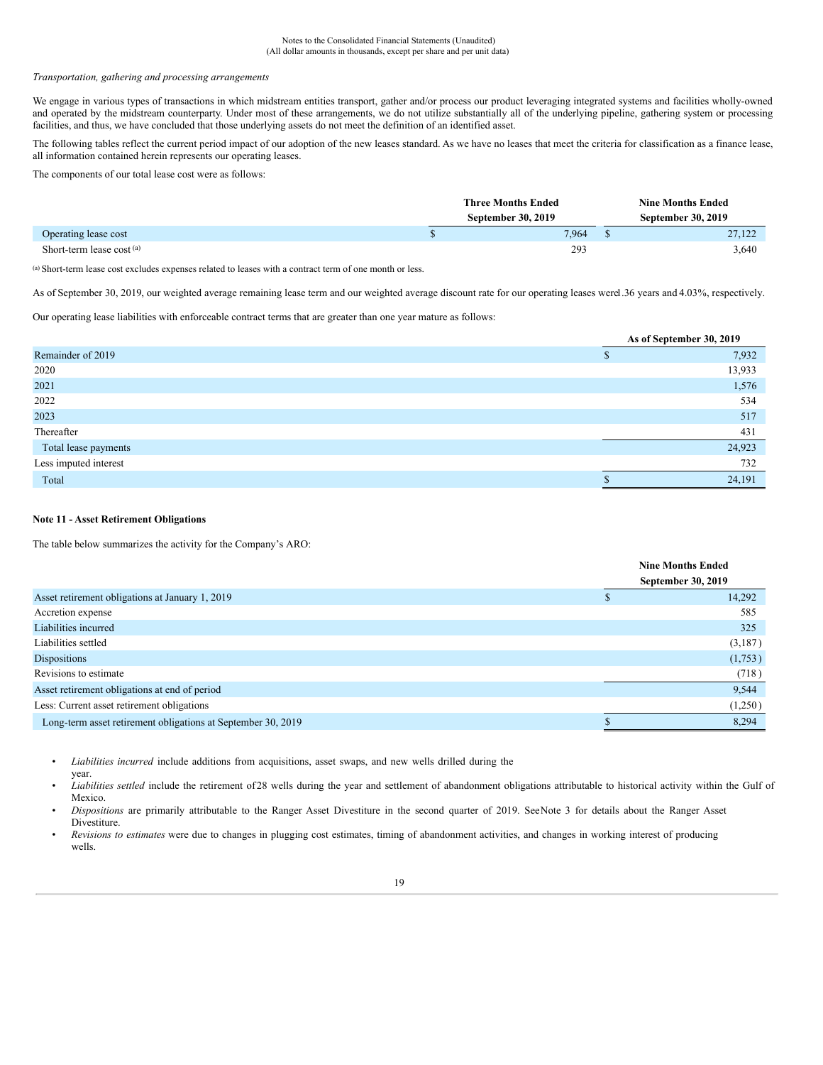*Transportation, gathering and processing arrangements*

We engage in various types of transactions in which midstream entities transport, gather and/or process our product leveraging integrated systems and facilities wholly-owned and operated by the midstream counterparty. Under most of these arrangements, we do not utilize substantially all of the underlying pipeline, gathering system or processing facilities, and thus, we have concluded that those underlying assets do not meet the definition of an identified asset.

The following tables reflect the current period impact of our adoption of the new leases standard. As we have no leases that meet the criteria for classification as a finance lease, all information contained herein represents our operating leases.

The components of our total lease cost were as follows:

| | Three Months Ended September 30, 2019 | Nine Months Ended September 30, 2019 |
|---|---|---|
| Operating lease cost | $ 7,964 | $ 27,122 |
| Short-term lease cost [(a)] | 293 | 3,640 |

[(a)] Short-term lease cost excludes expenses related to leases with a contract term of one month or less.

As of September 30, 2019, our weighted average remaining lease term and our weighted average discount rate for our operating leases were 1.36 years and 4.03%, respectively.

Our operating lease liabilities with enforceable contract terms that are greater than one year mature as follows:

| | As of September 30, 2019 |
|---|---|
| Remainder of 2019 | $ 7,932 |
| 2020 | 13,933 |
| 2021 | 1,576 |
| 2022 | 534 |
| 2023 | 517 |
| Thereafter | 431 |
| Total lease payments | 24,923 |
| Less imputed interest | 732 |
| Total | $ 24,191 |

**Note 11 - Asset Retirement Obligations**

The table below summarizes the activity for the Company's ARO:

| | Nine Months Ended September 30, 2019 |
|---|---|
| Asset retirement obligations at January 1, 2019 | $ 14,292 |
| Accretion expense | 585 |
| Liabilities incurred | 325 |
| Liabilities settled | (3,187) |
| Dispositions | (1,753) |
| Revisions to estimate | (718) |
| Asset retirement obligations at end of period | 9,544 |
| Less: Current asset retirement obligations | (1,250) |
| Long-term asset retirement obligations at September 30, 2019 | $ 8,294 |

- *Liabilities incurred* include additions from acquisitions, asset swaps, and new wells drilled during the year.
- *Liabilities settled* include the retirement of 28 wells during the year and settlement of abandonment obligations attributable to historical activity within the Gulf of Mexico.
- *Dispositions* are primarily attributable to the Ranger Asset Divestiture in the second quarter of 2019. See Note 3 for details about the Ranger Asset Divestiture.
- *Revisions to estimates* were due to changes in plugging cost estimates, timing of abandonment activities, and changes in working interest of producing wells.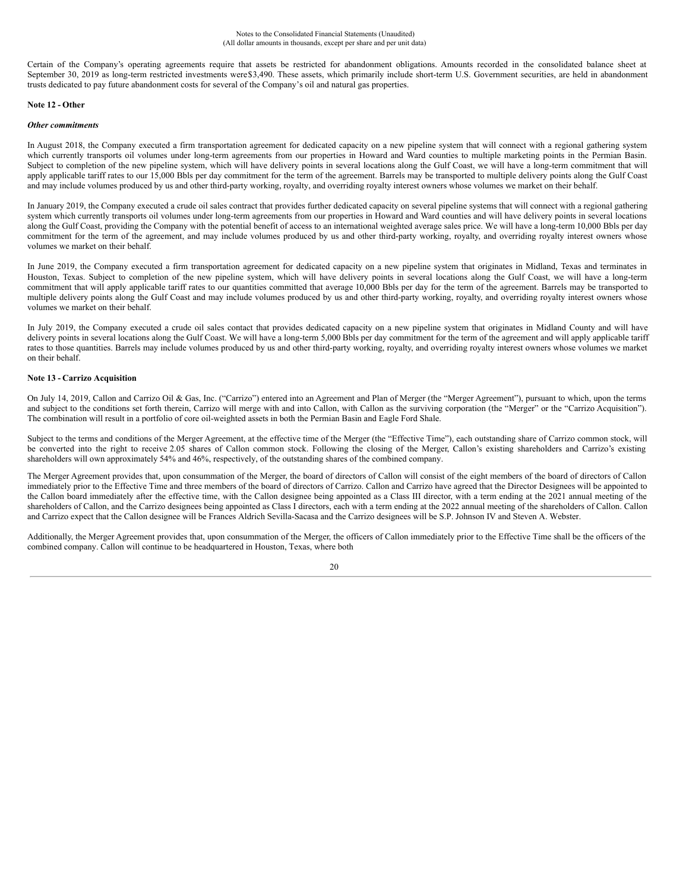Certain of the Company's operating agreements require that assets be restricted for abandonment obligations. Amounts recorded in the consolidated balance sheet at September 30, 2019 as long-term restricted investments were$3,490. These assets, which primarily include short-term U.S. Government securities, are held in abandonment trusts dedicated to pay future abandonment costs for several of the Company's oil and natural gas properties.

**Note 12 - Other**

***Other commitments***

In August 2018, the Company executed a firm transportation agreement for dedicated capacity on a new pipeline system that will connect with a regional gathering system which currently transports oil volumes under long-term agreements from our properties in Howard and Ward counties to multiple marketing points in the Permian Basin. Subject to completion of the new pipeline system, which will have delivery points in several locations along the Gulf Coast, we will have a long-term commitment that will apply applicable tariff rates to our 15,000 Bbls per day commitment for the term of the agreement. Barrels may be transported to multiple delivery points along the Gulf Coast and may include volumes produced by us and other third-party working, royalty, and overriding royalty interest owners whose volumes we market on their behalf.

In January 2019, the Company executed a crude oil sales contract that provides further dedicated capacity on several pipeline systems that will connect with a regional gathering system which currently transports oil volumes under long-term agreements from our properties in Howard and Ward counties and will have delivery points in several locations along the Gulf Coast, providing the Company with the potential benefit of access to an international weighted average sales price. We will have a long-term 10,000 Bbls per day commitment for the term of the agreement, and may include volumes produced by us and other third-party working, royalty, and overriding royalty interest owners whose volumes we market on their behalf.

In June 2019, the Company executed a firm transportation agreement for dedicated capacity on a new pipeline system that originates in Midland, Texas and terminates in Houston, Texas. Subject to completion of the new pipeline system, which will have delivery points in several locations along the Gulf Coast, we will have a long-term commitment that will apply applicable tariff rates to our quantities committed that average 10,000 Bbls per day for the term of the agreement. Barrels may be transported to multiple delivery points along the Gulf Coast and may include volumes produced by us and other third-party working, royalty, and overriding royalty interest owners whose volumes we market on their behalf.

In July 2019, the Company executed a crude oil sales contact that provides dedicated capacity on a new pipeline system that originates in Midland County and will have delivery points in several locations along the Gulf Coast. We will have a long-term 5,000 Bbls per day commitment for the term of the agreement and will apply applicable tariff rates to those quantities. Barrels may include volumes produced by us and other third-party working, royalty, and overriding royalty interest owners whose volumes we market on their behalf.

**Note 13 - Carrizo Acquisition**

On July 14, 2019, Callon and Carrizo Oil & Gas, Inc. ("Carrizo") entered into an Agreement and Plan of Merger (the "Merger Agreement"), pursuant to which, upon the terms and subject to the conditions set forth therein, Carrizo will merge with and into Callon, with Callon as the surviving corporation (the "Merger" or the "Carrizo Acquisition"). The combination will result in a portfolio of core oil-weighted assets in both the Permian Basin and Eagle Ford Shale.

Subject to the terms and conditions of the Merger Agreement, at the effective time of the Merger (the "Effective Time"), each outstanding share of Carrizo common stock, will be converted into the right to receive 2.05 shares of Callon common stock. Following the closing of the Merger, Callon's existing shareholders and Carrizo's existing shareholders will own approximately 54% and 46%, respectively, of the outstanding shares of the combined company.

The Merger Agreement provides that, upon consummation of the Merger, the board of directors of Callon will consist of the eight members of the board of directors of Callon immediately prior to the Effective Time and three members of the board of directors of Carrizo. Callon and Carrizo have agreed that the Director Designees will be appointed to the Callon board immediately after the effective time, with the Callon designee being appointed as a Class III director, with a term ending at the 2021 annual meeting of the shareholders of Callon, and the Carrizo designees being appointed as Class I directors, each with a term ending at the 2022 annual meeting of the shareholders of Callon. Callon and Carrizo expect that the Callon designee will be Frances Aldrich Sevilla-Sacasa and the Carrizo designees will be S.P. Johnson IV and Steven A. Webster.

Additionally, the Merger Agreement provides that, upon consummation of the Merger, the officers of Callon immediately prior to the Effective Time shall be the officers of the combined company. Callon will continue to be headquartered in Houston, Texas, where both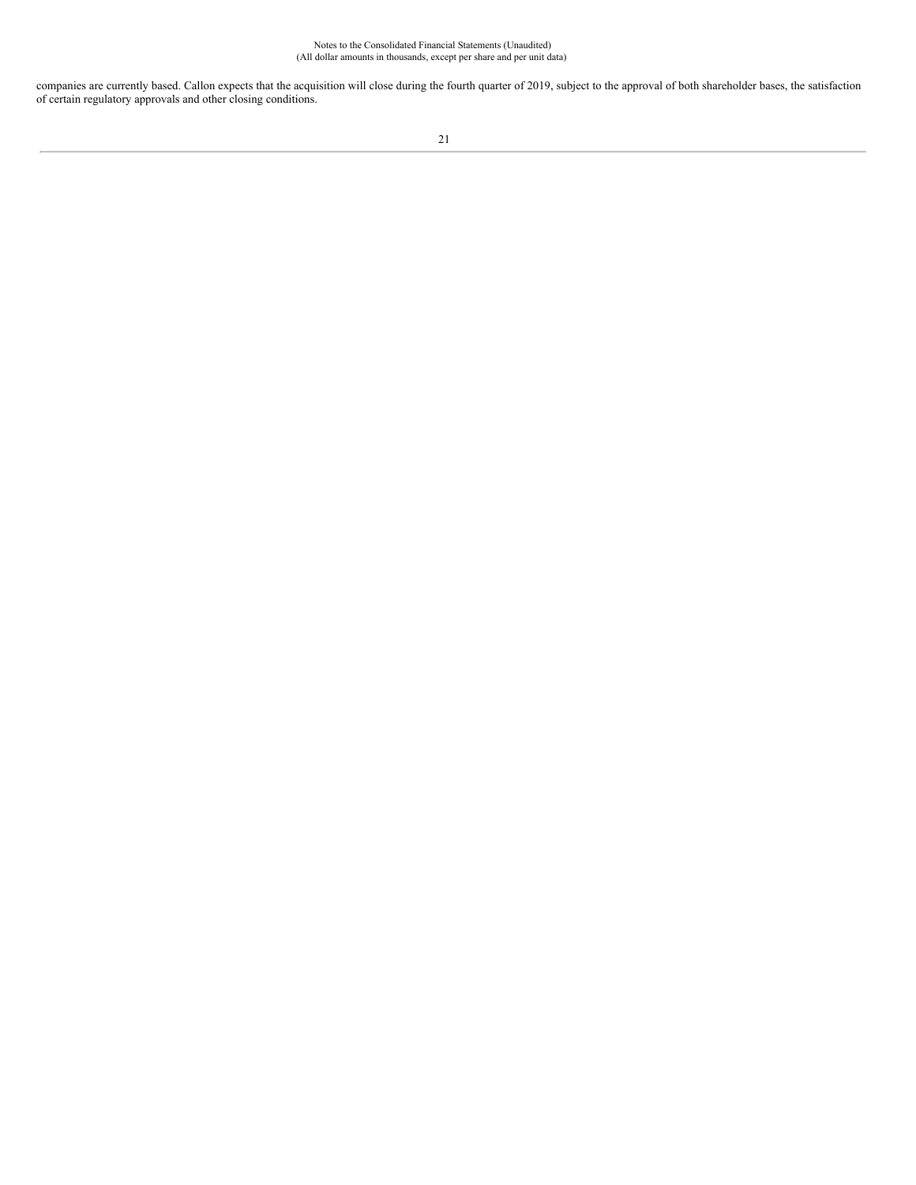companies are currently based. Callon expects that the acquisition will close during the fourth quarter of 2019, subject to the approval of both shareholder bases, the satisfaction of certain regulatory approvals and other closing conditions.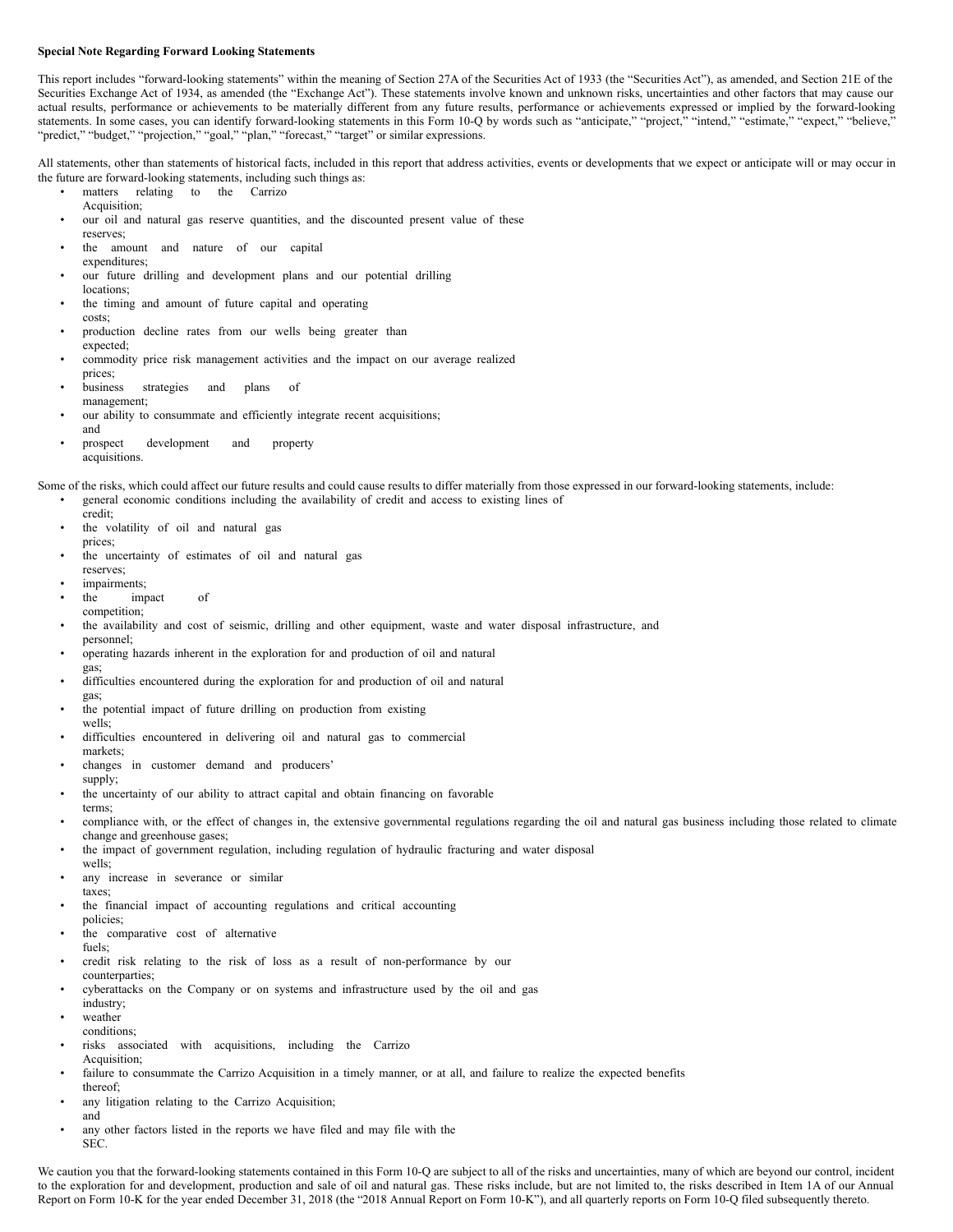**Special Note Regarding Forward Looking Statements**

This report includes "forward-looking statements" within the meaning of Section 27A of the Securities Act of 1933 (the "Securities Act"), as amended, and Section 21E of the Securities Exchange Act of 1934, as amended (the "Exchange Act"). These statements involve known and unknown risks, uncertainties and other factors that may cause our actual results, performance or achievements to be materially different from any future results, performance or achievements expressed or implied by the forward-looking statements. In some cases, you can identify forward-looking statements in this Form 10-Q by words such as "anticipate," "project," "intend," "estimate," "expect," "believe," "predict," "budget," "projection," "goal," "plan," "forecast," "target" or similar expressions.

All statements, other than statements of historical facts, included in this report that address activities, events or developments that we expect or anticipate will or may occur in the future are forward-looking statements, including such things as:

- matters relating to the Carrizo Acquisition;
- our oil and natural gas reserve quantities, and the discounted present value of these reserves;
- the amount and nature of our capital expenditures;
- our future drilling and development plans and our potential drilling locations;
- the timing and amount of future capital and operating costs;
- production decline rates from our wells being greater than expected;
- commodity price risk management activities and the impact on our average realized prices;
- business strategies and plans of management;
- our ability to consummate and efficiently integrate recent acquisitions; and
- prospect development and property acquisitions.

Some of the risks, which could affect our future results and could cause results to differ materially from those expressed in our forward-looking statements, include:

- general economic conditions including the availability of credit and access to existing lines of credit;
- the volatility of oil and natural gas prices;
- the uncertainty of estimates of oil and natural gas reserves;
- impairments;
- the impact of competition;
- the availability and cost of seismic, drilling and other equipment, waste and water disposal infrastructure, and personnel;
- operating hazards inherent in the exploration for and production of oil and natural gas;
- difficulties encountered during the exploration for and production of oil and natural gas;
- the potential impact of future drilling on production from existing wells;
- difficulties encountered in delivering oil and natural gas to commercial markets;
- changes in customer demand and producers' supply;
- the uncertainty of our ability to attract capital and obtain financing on favorable terms;
- compliance with, or the effect of changes in, the extensive governmental regulations regarding the oil and natural gas business including those related to climate change and greenhouse gases;
- the impact of government regulation, including regulation of hydraulic fracturing and water disposal wells;
- any increase in severance or similar taxes;
- the financial impact of accounting regulations and critical accounting policies;
- the comparative cost of alternative fuels;
- credit risk relating to the risk of loss as a result of non-performance by our counterparties;
- cyberattacks on the Company or on systems and infrastructure used by the oil and gas industry;
- weather conditions;
- risks associated with acquisitions, including the Carrizo Acquisition;
- failure to consummate the Carrizo Acquisition in a timely manner, or at all, and failure to realize the expected benefits thereof;
- any litigation relating to the Carrizo Acquisition; and
- any other factors listed in the reports we have filed and may file with the SEC.

We caution you that the forward-looking statements contained in this Form 10-Q are subject to all of the risks and uncertainties, many of which are beyond our control, incident to the exploration for and development, production and sale of oil and natural gas. These risks include, but are not limited to, the risks described in Item 1A of our Annual Report on Form 10-K for the year ended December 31, 2018 (the "2018 Annual Report on Form 10-K"), and all quarterly reports on Form 10-Q filed subsequently thereto.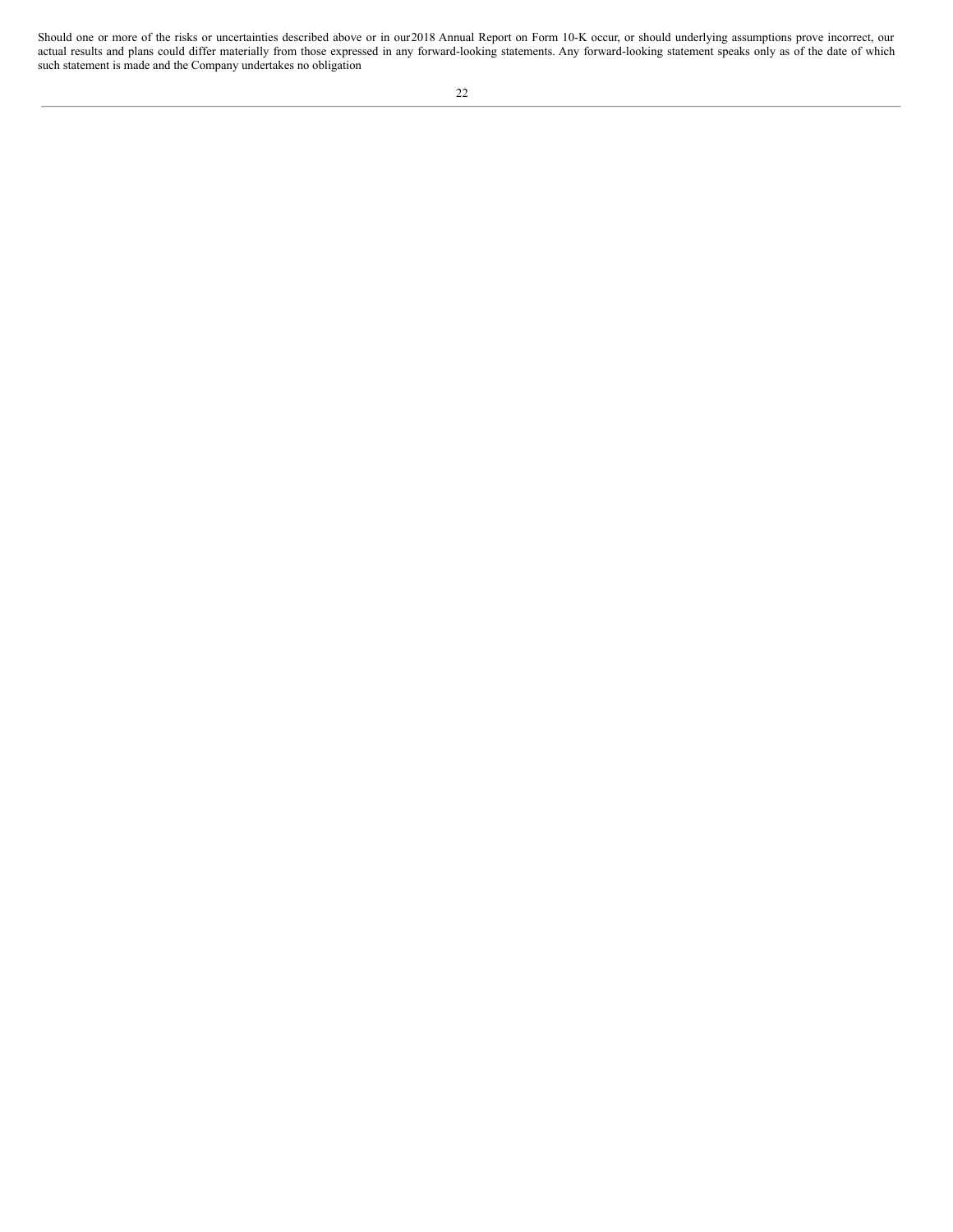Should one or more of the risks or uncertainties described above or in our 2018 Annual Report on Form 10-K occur, or should underlying assumptions prove incorrect, our actual results and plans could differ materially from those expressed in any forward-looking statements. Any forward-looking statement speaks only as of the date of which such statement is made and the Company undertakes no obligation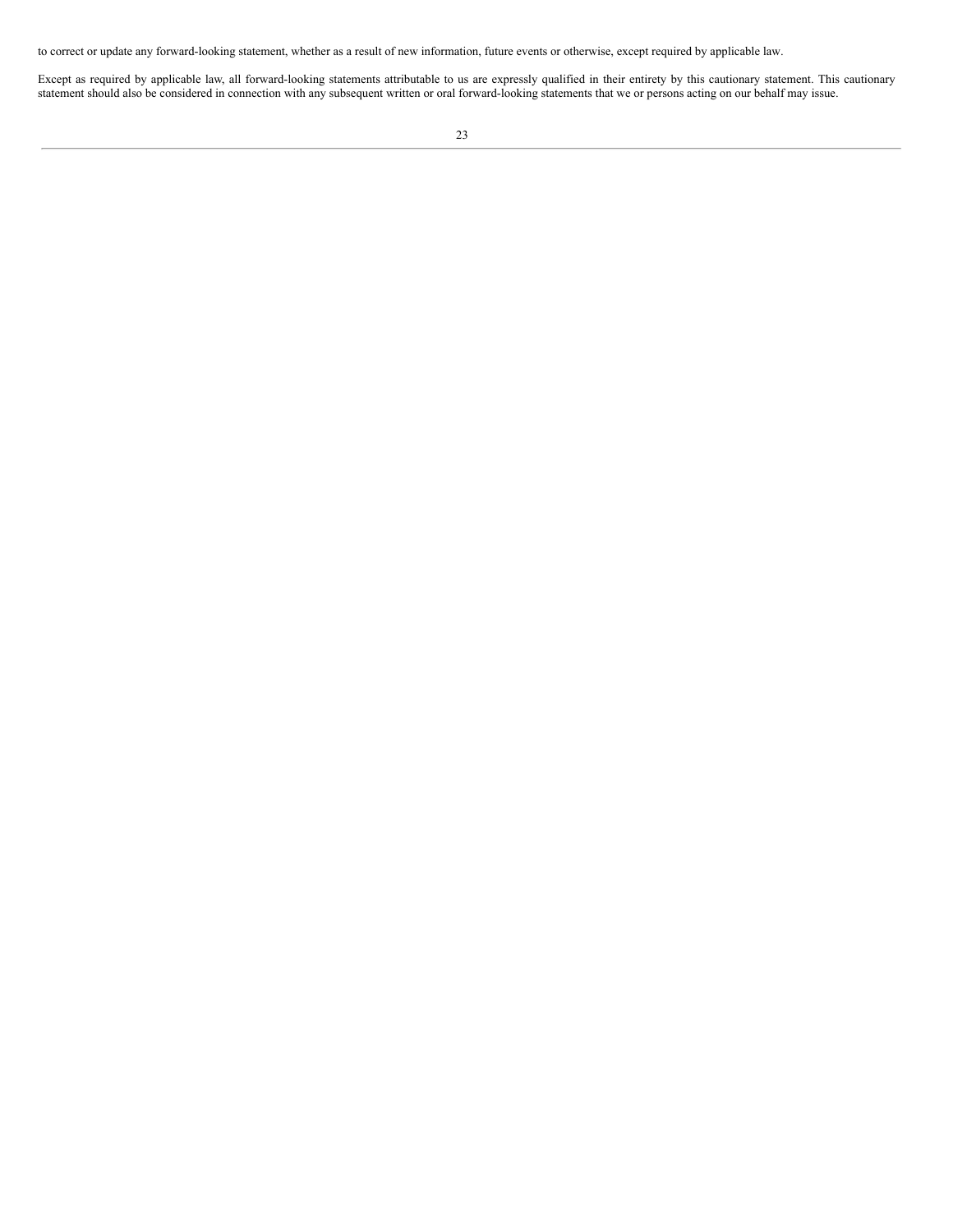to correct or update any forward-looking statement, whether as a result of new information, future events or otherwise, except required by applicable law.

Except as required by applicable law, all forward-looking statements attributable to us are expressly qualified in their entirety by this cautionary statement. This cautionary statement should also be considered in connection with any subsequent written or oral forward-looking statements that we or persons acting on our behalf may issue.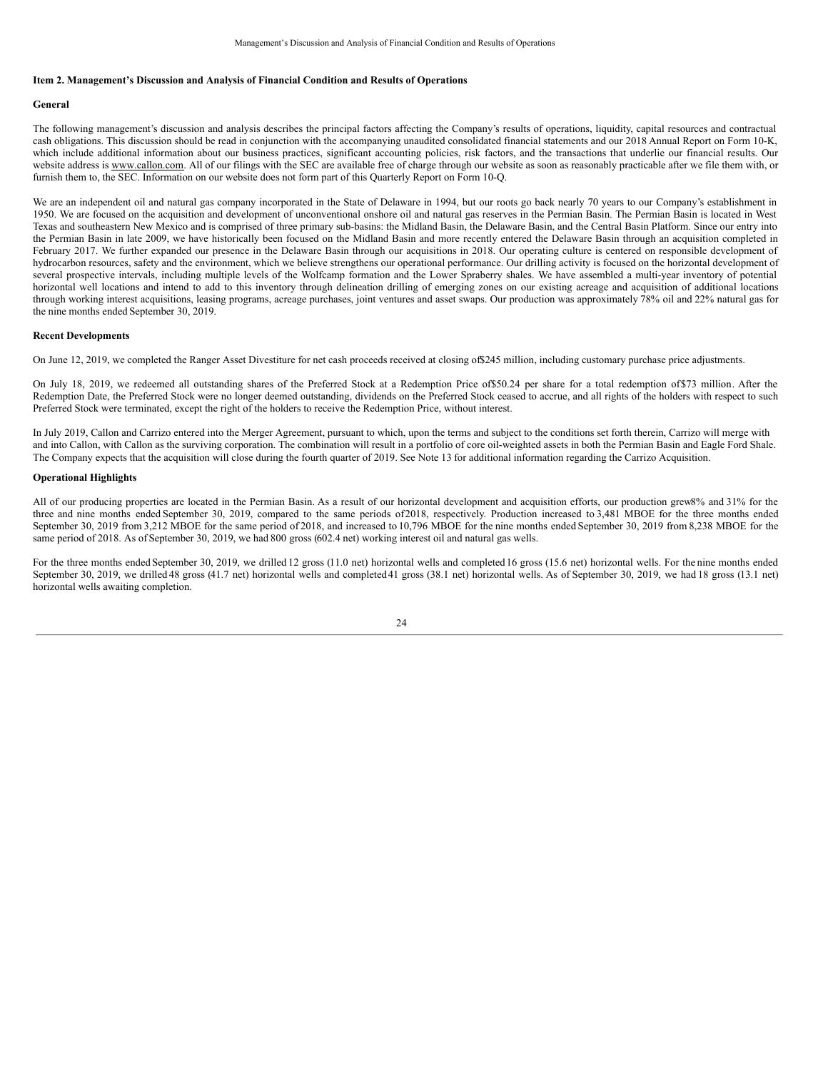## Item 2. Management's Discussion and Analysis of Financial Condition and Results of Operations

### General

The following management's discussion and analysis describes the principal factors affecting the Company's results of operations, liquidity, capital resources and contractual cash obligations. This discussion should be read in conjunction with the accompanying unaudited consolidated financial statements and our 2018 Annual Report on Form 10-K, which include additional information about our business practices, significant accounting policies, risk factors, and the transactions that underlie our financial results. Our website address is www.callon.com. All of our filings with the SEC are available free of charge through our website as soon as reasonably practicable after we file them with, or furnish them to, the SEC. Information on our website does not form part of this Quarterly Report on Form 10-Q.

We are an independent oil and natural gas company incorporated in the State of Delaware in 1994, but our roots go back nearly 70 years to our Company's establishment in 1950. We are focused on the acquisition and development of unconventional onshore oil and natural gas reserves in the Permian Basin. The Permian Basin is located in West Texas and southeastern New Mexico and is comprised of three primary sub-basins: the Midland Basin, the Delaware Basin, and the Central Basin Platform. Since our entry into the Permian Basin in late 2009, we have historically been focused on the Midland Basin and more recently entered the Delaware Basin through an acquisition completed in February 2017. We further expanded our presence in the Delaware Basin through our acquisitions in 2018. Our operating culture is centered on responsible development of hydrocarbon resources, safety and the environment, which we believe strengthens our operational performance. Our drilling activity is focused on the horizontal development of several prospective intervals, including multiple levels of the Wolfcamp formation and the Lower Spraberry shales. We have assembled a multi-year inventory of potential horizontal well locations and intend to add to this inventory through delineation drilling of emerging zones on our existing acreage and acquisition of additional locations through working interest acquisitions, leasing programs, acreage purchases, joint ventures and asset swaps. Our production was approximately 78% oil and 22% natural gas for the nine months ended September 30, 2019.

### Recent Developments

On June 12, 2019, we completed the Ranger Asset Divestiture for net cash proceeds received at closing of $245 million, including customary purchase price adjustments.

On July 18, 2019, we redeemed all outstanding shares of the Preferred Stock at a Redemption Price of $50.24 per share for a total redemption of $73 million. After the Redemption Date, the Preferred Stock were no longer deemed outstanding, dividends on the Preferred Stock ceased to accrue, and all rights of the holders with respect to such Preferred Stock were terminated, except the right of the holders to receive the Redemption Price, without interest.

In July 2019, Callon and Carrizo entered into the Merger Agreement, pursuant to which, upon the terms and subject to the conditions set forth therein, Carrizo will merge with and into Callon, with Callon as the surviving corporation. The combination will result in a portfolio of core oil-weighted assets in both the Permian Basin and Eagle Ford Shale. The Company expects that the acquisition will close during the fourth quarter of 2019. See Note 13 for additional information regarding the Carrizo Acquisition.

### Operational Highlights

All of our producing properties are located in the Permian Basin. As a result of our horizontal development and acquisition efforts, our production grew 8% and 31% for the three and nine months ended September 30, 2019, compared to the same periods of 2018, respectively. Production increased to 3,481 MBOE for the three months ended September 30, 2019 from 3,212 MBOE for the same period of 2018, and increased to 10,796 MBOE for the nine months ended September 30, 2019 from 8,238 MBOE for the same period of 2018. As of September 30, 2019, we had 800 gross (602.4 net) working interest oil and natural gas wells.

For the three months ended September 30, 2019, we drilled 12 gross (11.0 net) horizontal wells and completed 16 gross (15.6 net) horizontal wells. For the nine months ended September 30, 2019, we drilled 48 gross (41.7 net) horizontal wells and completed 41 gross (38.1 net) horizontal wells. As of September 30, 2019, we had 18 gross (13.1 net) horizontal wells awaiting completion.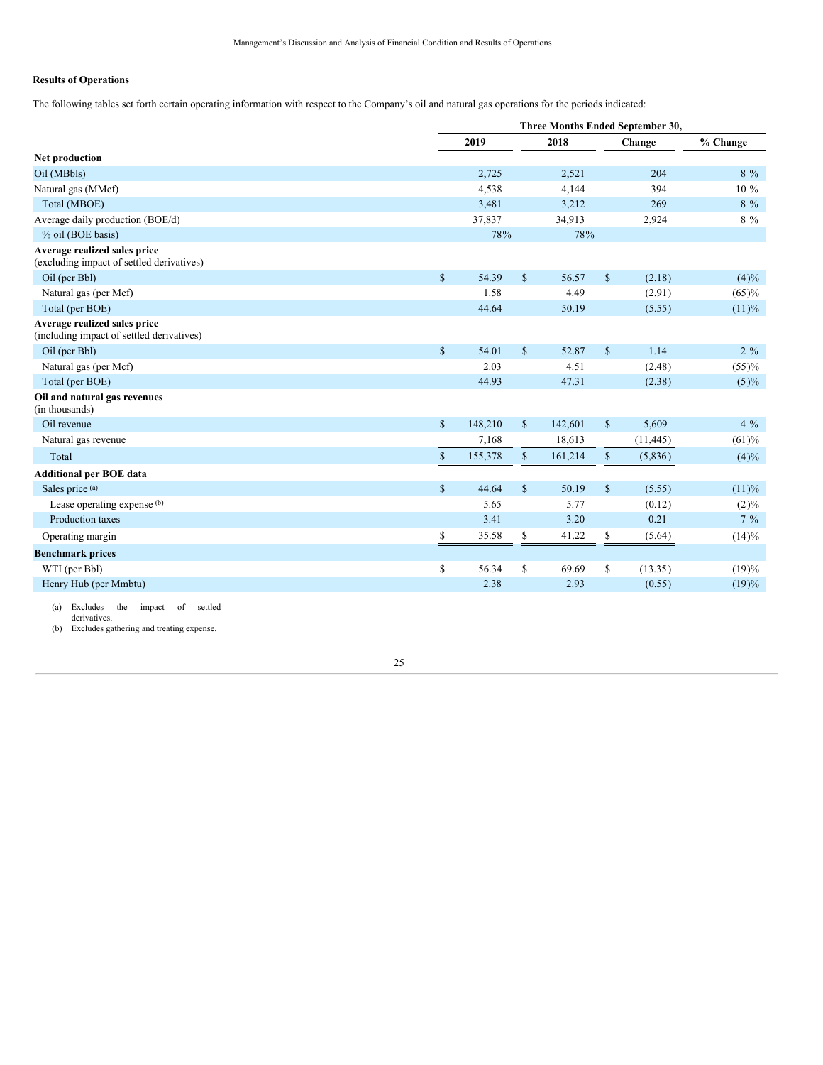## Results of Operations

The following tables set forth certain operating information with respect to the Company's oil and natural gas operations for the periods indicated:

| | Three Months Ended September 30, | | | |
|---|---|---|---|---|
| | 2019 | 2018 | Change | % Change |
| **Net production** | | | | |
| Oil (MBbls) | 2,725 | 2,521 | 204 | 8 % |
| Natural gas (MMcf) | 4,538 | 4,144 | 394 | 10 % |
| Total (MBOE) | 3,481 | 3,212 | 269 | 8 % |
| Average daily production (BOE/d) | 37,837 | 34,913 | 2,924 | 8 % |
| % oil (BOE basis) | 78% | 78% | | |
| **Average realized sales price** (excluding impact of settled derivatives) | | | | |
| Oil (per Bbl) | $ 54.39 | $ 56.57 | $ (2.18) | (4)% |
| Natural gas (per Mcf) | 1.58 | 4.49 | (2.91) | (65)% |
| Total (per BOE) | 44.64 | 50.19 | (5.55) | (11)% |
| **Average realized sales price** (including impact of settled derivatives) | | | | |
| Oil (per Bbl) | $ 54.01 | $ 52.87 | $ 1.14 | 2 % |
| Natural gas (per Mcf) | 2.03 | 4.51 | (2.48) | (55)% |
| Total (per BOE) | 44.93 | 47.31 | (2.38) | (5)% |
| **Oil and natural gas revenues** (in thousands) | | | | |
| Oil revenue | $ 148,210 | $ 142,601 | $ 5,609 | 4 % |
| Natural gas revenue | 7,168 | 18,613 | (11,445) | (61)% |
| Total | $ 155,378 | $ 161,214 | $ (5,836) | (4)% |
| **Additional per BOE data** | | | | |
| Sales price [(a)] | $ 44.64 | $ 50.19 | $ (5.55) | (11)% |
| Lease operating expense [(b)] | 5.65 | 5.77 | (0.12) | (2)% |
| Production taxes | 3.41 | 3.20 | 0.21 | 7 % |
| Operating margin | $ 35.58 | $ 41.22 | $ (5.64) | (14)% |
| **Benchmark prices** | | | | |
| WTI (per Bbl) | $ 56.34 | $ 69.69 | $ (13.35) | (19)% |
| Henry Hub (per Mmbtu) | 2.38 | 2.93 | (0.55) | (19)% |

(a) Excludes the impact of settled derivatives.
(b) Excludes gathering and treating expense.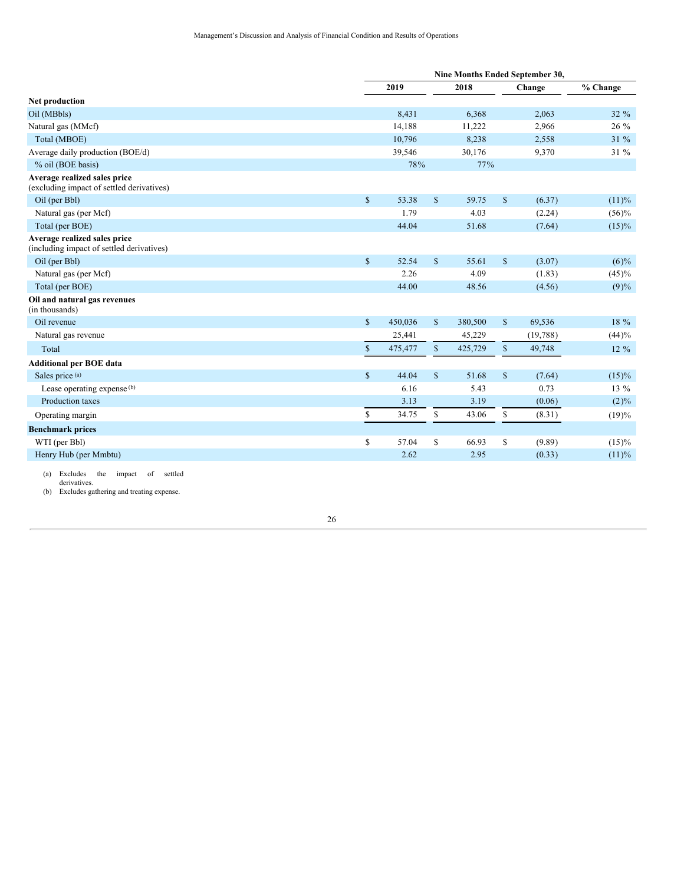| | Nine Months Ended September 30, | | | |
|---|---|---|---|---|
| | 2019 | 2018 | Change | % Change |
| **Net production** | | | | |
| Oil (MBbls) | 8,431 | 6,368 | 2,063 | 32 % |
| Natural gas (MMcf) | 14,188 | 11,222 | 2,966 | 26 % |
| Total (MBOE) | 10,796 | 8,238 | 2,558 | 31 % |
| Average daily production (BOE/d) | 39,546 | 30,176 | 9,370 | 31 % |
| % oil (BOE basis) | 78% | 77% | | |
| **Average realized sales price** (excluding impact of settled derivatives) | | | | |
| Oil (per Bbl) | $ 53.38 | $ 59.75 | $ (6.37) | (11)% |
| Natural gas (per Mcf) | 1.79 | 4.03 | (2.24) | (56)% |
| Total (per BOE) | 44.04 | 51.68 | (7.64) | (15)% |
| **Average realized sales price** (including impact of settled derivatives) | | | | |
| Oil (per Bbl) | $ 52.54 | $ 55.61 | $ (3.07) | (6)% |
| Natural gas (per Mcf) | 2.26 | 4.09 | (1.83) | (45)% |
| Total (per BOE) | 44.00 | 48.56 | (4.56) | (9)% |
| **Oil and natural gas revenues** (in thousands) | | | | |
| Oil revenue | $ 450,036 | $ 380,500 | $ 69,536 | 18 % |
| Natural gas revenue | 25,441 | 45,229 | (19,788) | (44)% |
| Total | $ 475,477 | $ 425,729 | $ 49,748 | 12 % |
| **Additional per BOE data** | | | | |
| Sales price [(a)] | $ 44.04 | $ 51.68 | $ (7.64) | (15)% |
| Lease operating expense [(b)] | 6.16 | 5.43 | 0.73 | 13 % |
| Production taxes | 3.13 | 3.19 | (0.06) | (2)% |
| Operating margin | $ 34.75 | $ 43.06 | $ (8.31) | (19)% |
| **Benchmark prices** | | | | |
| WTI (per Bbl) | $ 57.04 | $ 66.93 | $ (9.89) | (15)% |
| Henry Hub (per Mmbtu) | 2.62 | 2.95 | (0.33) | (11)% |

(a) Excludes the impact of settled derivatives.

(b) Excludes gathering and treating expense.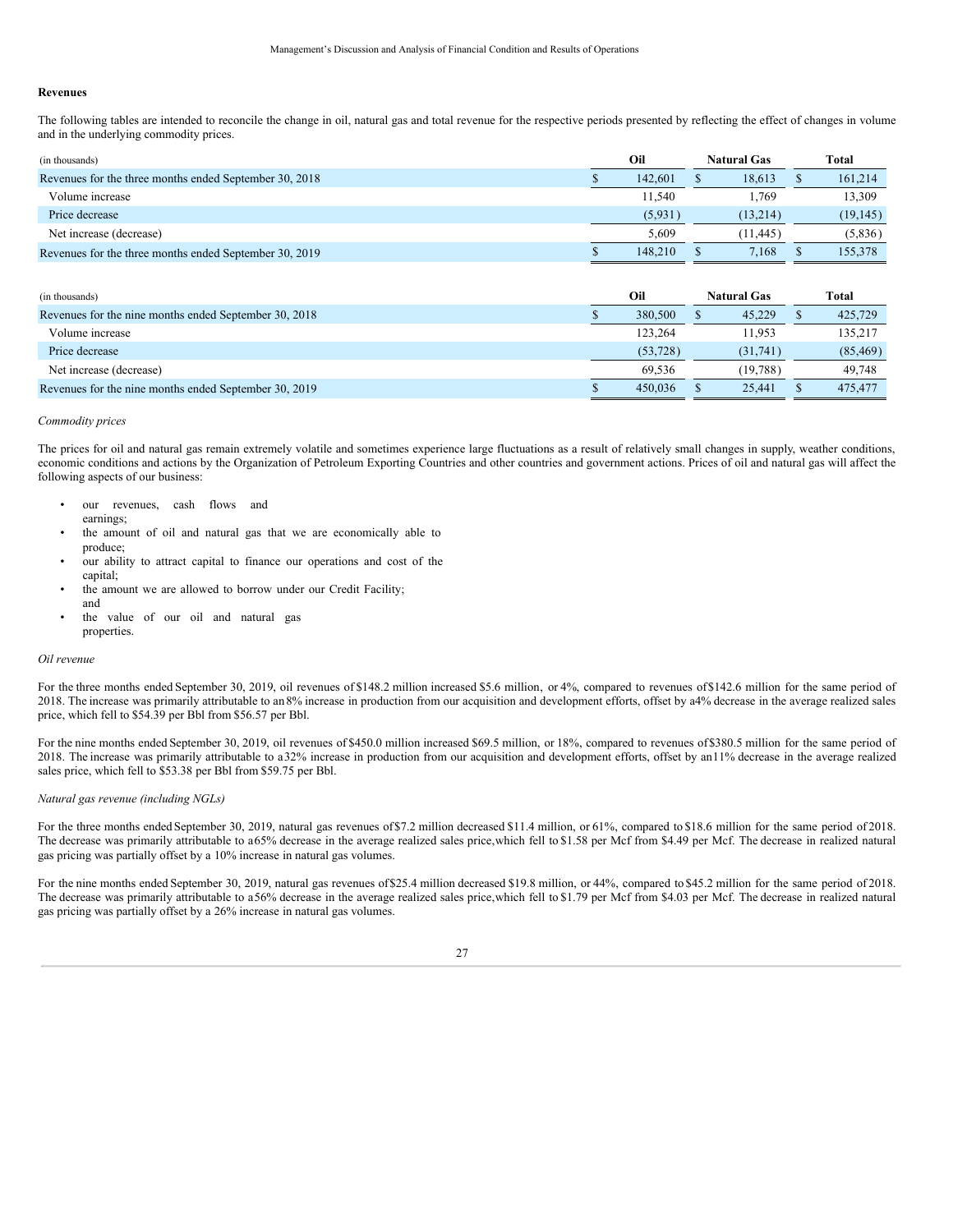## Revenues

The following tables are intended to reconcile the change in oil, natural gas and total revenue for the respective periods presented by reflecting the effect of changes in volume and in the underlying commodity prices.

| (in thousands) | Oil | Natural Gas | Total |
|---|---|---|---|
| Revenues for the three months ended September 30, 2018 | $ 142,601 | $ 18,613 | $ 161,214 |
| Volume increase | 11,540 | 1,769 | 13,309 |
| Price decrease | (5,931) | (13,214) | (19,145) |
| Net increase (decrease) | 5,609 | (11,445) | (5,836) |
| Revenues for the three months ended September 30, 2019 | $ 148,210 | $ 7,168 | $ 155,378 |

| (in thousands) | Oil | Natural Gas | Total |
|---|---|---|---|
| Revenues for the nine months ended September 30, 2018 | $ 380,500 | $ 45,229 | $ 425,729 |
| Volume increase | 123,264 | 11,953 | 135,217 |
| Price decrease | (53,728) | (31,741) | (85,469) |
| Net increase (decrease) | 69,536 | (19,788) | 49,748 |
| Revenues for the nine months ended September 30, 2019 | $ 450,036 | $ 25,441 | $ 475,477 |

*Commodity prices*

The prices for oil and natural gas remain extremely volatile and sometimes experience large fluctuations as a result of relatively small changes in supply, weather conditions, economic conditions and actions by the Organization of Petroleum Exporting Countries and other countries and government actions. Prices of oil and natural gas will affect the following aspects of our business:

- our revenues, cash flows and earnings;
- the amount of oil and natural gas that we are economically able to produce;
- our ability to attract capital to finance our operations and cost of the capital;
- the amount we are allowed to borrow under our Credit Facility; and
- the value of our oil and natural gas properties.

*Oil revenue*

For the three months ended September 30, 2019, oil revenues of $148.2 million increased $5.6 million, or 4%, compared to revenues of $142.6 million for the same period of 2018. The increase was primarily attributable to an 8% increase in production from our acquisition and development efforts, offset by a 4% decrease in the average realized sales price, which fell to $54.39 per Bbl from $56.57 per Bbl.

For the nine months ended September 30, 2019, oil revenues of $450.0 million increased $69.5 million, or 18%, compared to revenues of $380.5 million for the same period of 2018. The increase was primarily attributable to a 32% increase in production from our acquisition and development efforts, offset by an 11% decrease in the average realized sales price, which fell to $53.38 per Bbl from $59.75 per Bbl.

*Natural gas revenue (including NGLs)*

For the three months ended September 30, 2019, natural gas revenues of $7.2 million decreased $11.4 million, or 61%, compared to $18.6 million for the same period of 2018. The decrease was primarily attributable to a 65% decrease in the average realized sales price, which fell to $1.58 per Mcf from $4.49 per Mcf. The decrease in realized natural gas pricing was partially offset by a 10% increase in natural gas volumes.

For the nine months ended September 30, 2019, natural gas revenues of $25.4 million decreased $19.8 million, or 44%, compared to $45.2 million for the same period of 2018. The decrease was primarily attributable to a 56% decrease in the average realized sales price, which fell to $1.79 per Mcf from $4.03 per Mcf. The decrease in realized natural gas pricing was partially offset by a 26% increase in natural gas volumes.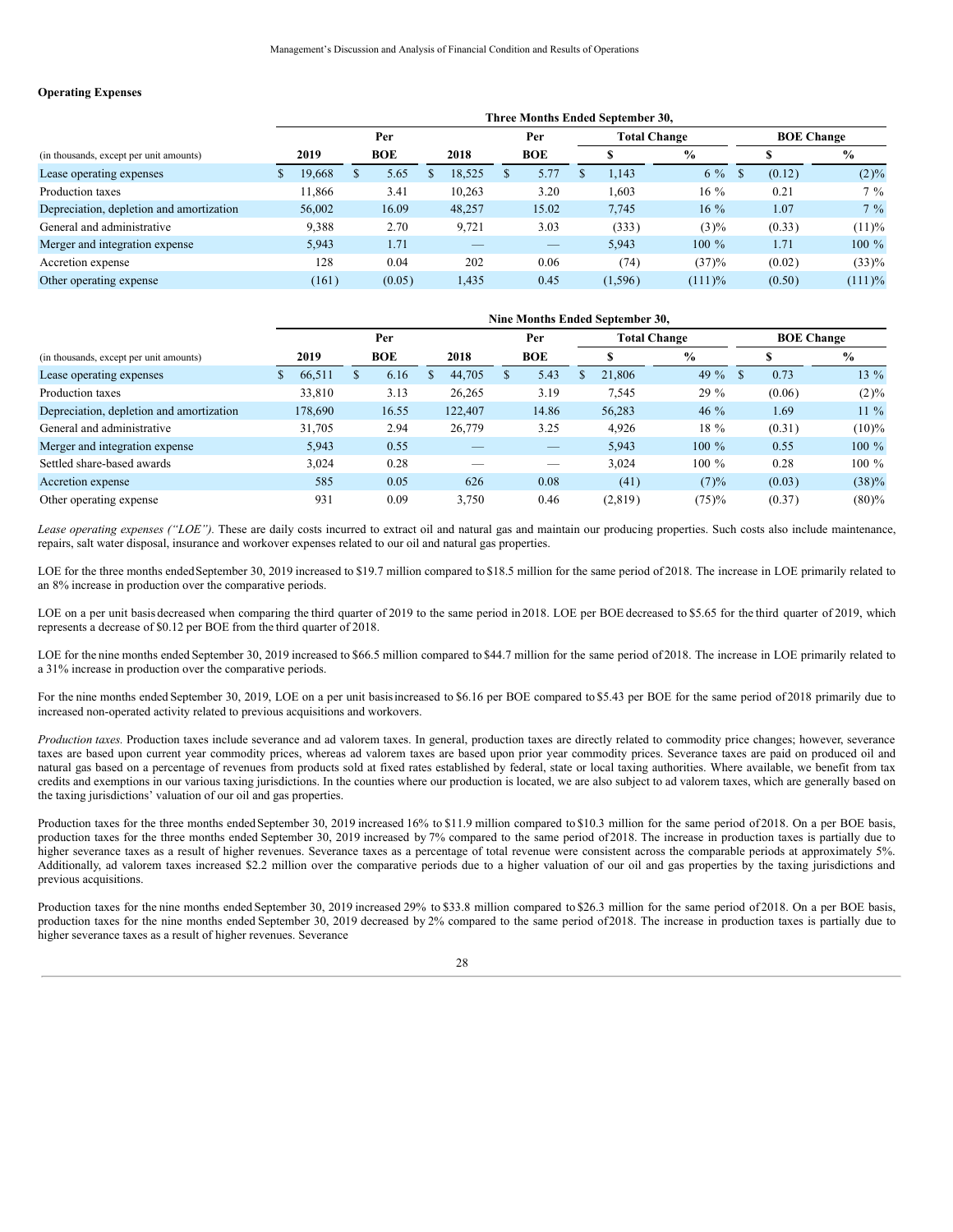### Operating Expenses

| | Three Months Ended September 30, | | | | | | | |
|---|---|---|---|---|---|---|---|---|
| | | Per | | Per | Total Change | | BOE Change | |
| (in thousands, except per unit amounts) | 2019 | BOE | 2018 | BOE | $ | % | $ | % |
| Lease operating expenses | $ 19,668 | $ 5.65 | $ 18,525 | $ 5.77 | $ 1,143 | 6 % | $ (0.12) | (2)% |
| Production taxes | 11,866 | 3.41 | 10,263 | 3.20 | 1,603 | 16 % | 0.21 | 7 % |
| Depreciation, depletion and amortization | 56,002 | 16.09 | 48,257 | 15.02 | 7,745 | 16 % | 1.07 | 7 % |
| General and administrative | 9,388 | 2.70 | 9,721 | 3.03 | (333) | (3)% | (0.33) | (11)% |
| Merger and integration expense | 5,943 | 1.71 | — | — | 5,943 | 100 % | 1.71 | 100 % |
| Accretion expense | 128 | 0.04 | 202 | 0.06 | (74) | (37)% | (0.02) | (33)% |
| Other operating expense | (161) | (0.05) | 1,435 | 0.45 | (1,596) | (111)% | (0.50) | (111)% |

| | Nine Months Ended September 30, | | | | | | | |
|---|---|---|---|---|---|---|---|---|
| | | Per | | Per | Total Change | | BOE Change | |
| (in thousands, except per unit amounts) | 2019 | BOE | 2018 | BOE | $ | % | $ | % |
| Lease operating expenses | $ 66,511 | $ 6.16 | $ 44,705 | $ 5.43 | $ 21,806 | 49 % | $ 0.73 | 13 % |
| Production taxes | 33,810 | 3.13 | 26,265 | 3.19 | 7,545 | 29 % | (0.06) | (2)% |
| Depreciation, depletion and amortization | 178,690 | 16.55 | 122,407 | 14.86 | 56,283 | 46 % | 1.69 | 11 % |
| General and administrative | 31,705 | 2.94 | 26,779 | 3.25 | 4,926 | 18 % | (0.31) | (10)% |
| Merger and integration expense | 5,943 | 0.55 | — | — | 5,943 | 100 % | 0.55 | 100 % |
| Settled share-based awards | 3,024 | 0.28 | — | — | 3,024 | 100 % | 0.28 | 100 % |
| Accretion expense | 585 | 0.05 | 626 | 0.08 | (41) | (7)% | (0.03) | (38)% |
| Other operating expense | 931 | 0.09 | 3,750 | 0.46 | (2,819) | (75)% | (0.37) | (80)% |

*Lease operating expenses ("LOE").* These are daily costs incurred to extract oil and natural gas and maintain our producing properties. Such costs also include maintenance, repairs, salt water disposal, insurance and workover expenses related to our oil and natural gas properties.

LOE for the three months ended September 30, 2019 increased to $19.7 million compared to $18.5 million for the same period of 2018. The increase in LOE primarily related to an 8% increase in production over the comparative periods.

LOE on a per unit basis decreased when comparing the third quarter of 2019 to the same period in 2018. LOE per BOE decreased to $5.65 for the third quarter of 2019, which represents a decrease of $0.12 per BOE from the third quarter of 2018.

LOE for the nine months ended September 30, 2019 increased to $66.5 million compared to $44.7 million for the same period of 2018. The increase in LOE primarily related to a 31% increase in production over the comparative periods.

For the nine months ended September 30, 2019, LOE on a per unit basis increased to $6.16 per BOE compared to $5.43 per BOE for the same period of 2018 primarily due to increased non-operated activity related to previous acquisitions and workovers.

*Production taxes.* Production taxes include severance and ad valorem taxes. In general, production taxes are directly related to commodity price changes; however, severance taxes are based upon current year commodity prices, whereas ad valorem taxes are based upon prior year commodity prices. Severance taxes are paid on produced oil and natural gas based on a percentage of revenues from products sold at fixed rates established by federal, state or local taxing authorities. Where available, we benefit from tax credits and exemptions in our various taxing jurisdictions. In the counties where our production is located, we are also subject to ad valorem taxes, which are generally based on the taxing jurisdictions' valuation of our oil and gas properties.

Production taxes for the three months ended September 30, 2019 increased 16% to $11.9 million compared to $10.3 million for the same period of 2018. On a per BOE basis, production taxes for the three months ended September 30, 2019 increased by 7% compared to the same period of 2018. The increase in production taxes is partially due to higher severance taxes as a result of higher revenues. Severance taxes as a percentage of total revenue were consistent across the comparable periods at approximately 5%. Additionally, ad valorem taxes increased $2.2 million over the comparative periods due to a higher valuation of our oil and gas properties by the taxing jurisdictions and previous acquisitions.

Production taxes for the nine months ended September 30, 2019 increased 29% to $33.8 million compared to $26.3 million for the same period of 2018. On a per BOE basis, production taxes for the nine months ended September 30, 2019 decreased by 2% compared to the same period of 2018. The increase in production taxes is partially due to higher severance taxes as a result of higher revenues. Severance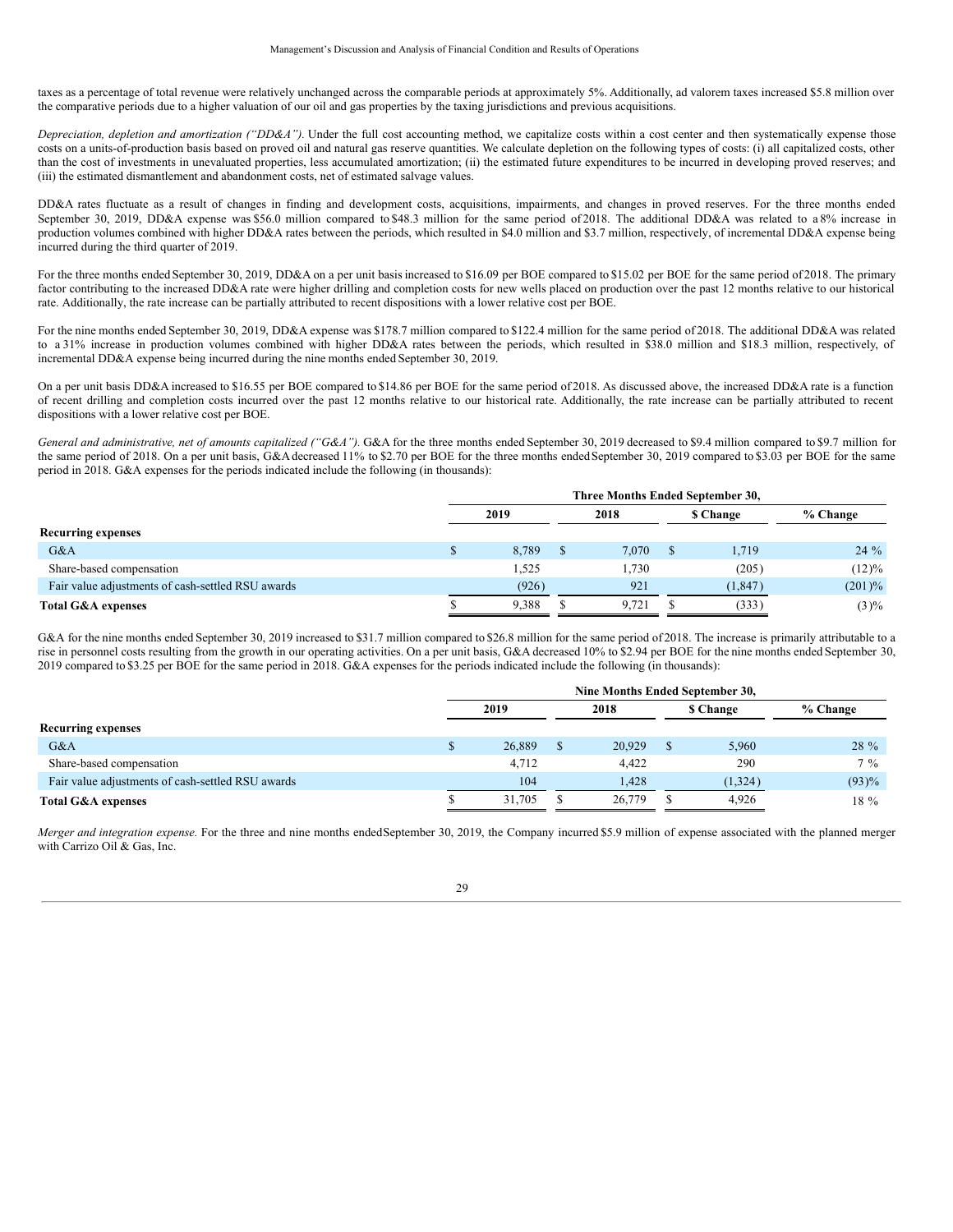taxes as a percentage of total revenue were relatively unchanged across the comparable periods at approximately 5%. Additionally, ad valorem taxes increased $5.8 million over the comparative periods due to a higher valuation of our oil and gas properties by the taxing jurisdictions and previous acquisitions.

*Depreciation, depletion and amortization ("DD&A").* Under the full cost accounting method, we capitalize costs within a cost center and then systematically expense those costs on a units-of-production basis based on proved oil and natural gas reserve quantities. We calculate depletion on the following types of costs: (i) all capitalized costs, other than the cost of investments in unevaluated properties, less accumulated amortization; (ii) the estimated future expenditures to be incurred in developing proved reserves; and (iii) the estimated dismantlement and abandonment costs, net of estimated salvage values.

DD&A rates fluctuate as a result of changes in finding and development costs, acquisitions, impairments, and changes in proved reserves. For the three months ended September 30, 2019, DD&A expense was $56.0 million compared to $48.3 million for the same period of 2018. The additional DD&A was related to a 8% increase in production volumes combined with higher DD&A rates between the periods, which resulted in $4.0 million and $3.7 million, respectively, of incremental DD&A expense being incurred during the third quarter of 2019.

For the three months ended September 30, 2019, DD&A on a per unit basis increased to $16.09 per BOE compared to $15.02 per BOE for the same period of 2018. The primary factor contributing to the increased DD&A rate were higher drilling and completion costs for new wells placed on production over the past 12 months relative to our historical rate. Additionally, the rate increase can be partially attributed to recent dispositions with a lower relative cost per BOE.

For the nine months ended September 30, 2019, DD&A expense was $178.7 million compared to $122.4 million for the same period of 2018. The additional DD&A was related to a 31% increase in production volumes combined with higher DD&A rates between the periods, which resulted in $38.0 million and $18.3 million, respectively, of incremental DD&A expense being incurred during the nine months ended September 30, 2019.

On a per unit basis DD&A increased to $16.55 per BOE compared to $14.86 per BOE for the same period of 2018. As discussed above, the increased DD&A rate is a function of recent drilling and completion costs incurred over the past 12 months relative to our historical rate. Additionally, the rate increase can be partially attributed to recent dispositions with a lower relative cost per BOE.

*General and administrative, net of amounts capitalized ("G&A").* G&A for the three months ended September 30, 2019 decreased to $9.4 million compared to $9.7 million for the same period of 2018. On a per unit basis, G&A decreased 11% to $2.70 per BOE for the three months ended September 30, 2019 compared to $3.03 per BOE for the same period in 2018. G&A expenses for the periods indicated include the following (in thousands):

| | Three Months Ended September 30, | | | |
|---|---|---|---|---|
| | 2019 | 2018 | $ Change | % Change |
| **Recurring expenses** | | | | |
| G&A | $ 8,789 | $ 7,070 | $ 1,719 | 24 % |
| Share-based compensation | 1,525 | 1,730 | (205) | (12)% |
| Fair value adjustments of cash-settled RSU awards | (926) | 921 | (1,847) | (201)% |
| **Total G&A expenses** | $ 9,388 | $ 9,721 | $ (333) | (3)% |

G&A for the nine months ended September 30, 2019 increased to $31.7 million compared to $26.8 million for the same period of 2018. The increase is primarily attributable to a rise in personnel costs resulting from the growth in our operating activities. On a per unit basis, G&A decreased 10% to $2.94 per BOE for the nine months ended September 30, 2019 compared to $3.25 per BOE for the same period in 2018. G&A expenses for the periods indicated include the following (in thousands):

| | Nine Months Ended September 30, | | | |
|---|---|---|---|---|
| | 2019 | 2018 | $ Change | % Change |
| **Recurring expenses** | | | | |
| G&A | $ 26,889 | $ 20,929 | $ 5,960 | 28 % |
| Share-based compensation | 4,712 | 4,422 | 290 | 7 % |
| Fair value adjustments of cash-settled RSU awards | 104 | 1,428 | (1,324) | (93)% |
| **Total G&A expenses** | $ 31,705 | $ 26,779 | $ 4,926 | 18 % |

*Merger and integration expense.* For the three and nine months ended September 30, 2019, the Company incurred $5.9 million of expense associated with the planned merger with Carrizo Oil & Gas, Inc.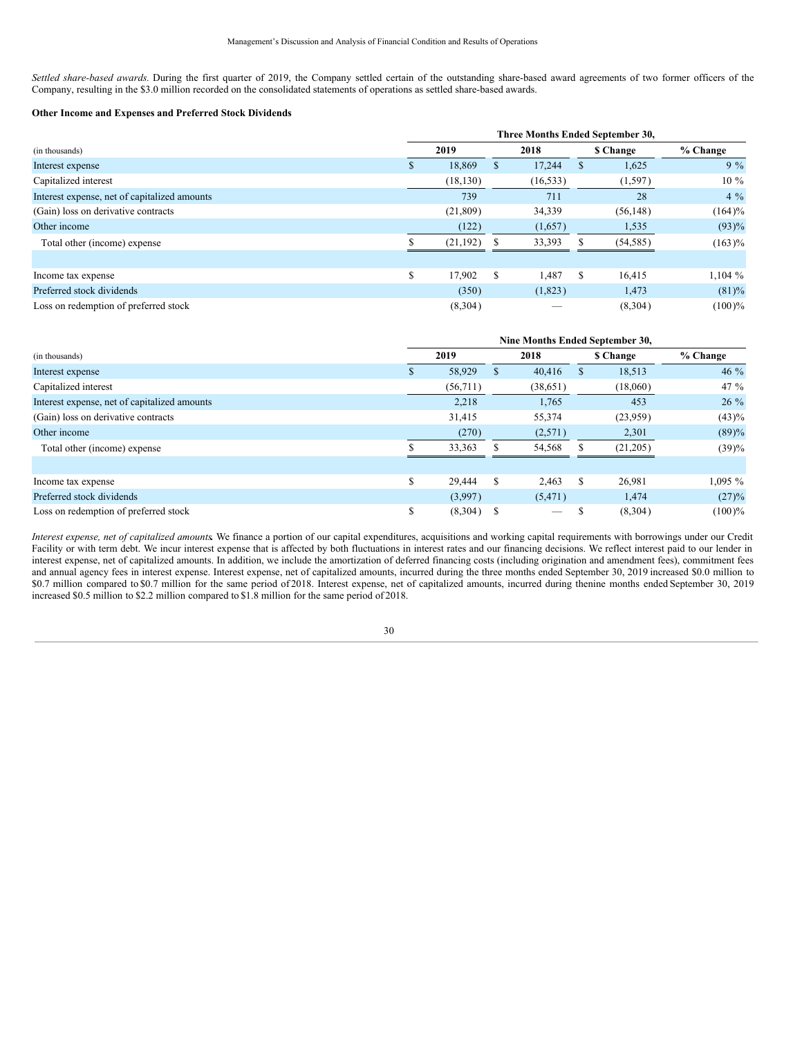*Settled share-based awards.* During the first quarter of 2019, the Company settled certain of the outstanding share-based award agreements of two former officers of the Company, resulting in the $3.0 million recorded on the consolidated statements of operations as settled share-based awards.

**Other Income and Expenses and Preferred Stock Dividends**

| | Three Months Ended September 30, | | | |
|---|---|---|---|---|
| (in thousands) | 2019 | 2018 | $ Change | % Change |
| Interest expense | $ 18,869 | $ 17,244 | $ 1,625 | 9 % |
| Capitalized interest | (18,130) | (16,533) | (1,597) | 10 % |
| Interest expense, net of capitalized amounts | 739 | 711 | 28 | 4 % |
| (Gain) loss on derivative contracts | (21,809) | 34,339 | (56,148) | (164)% |
| Other income | (122) | (1,657) | 1,535 | (93)% |
| Total other (income) expense | $ (21,192) | $ 33,393 | $ (54,585) | (163)% |
| | | | | |
| Income tax expense | $ 17,902 | $ 1,487 | $ 16,415 | 1,104 % |
| Preferred stock dividends | (350) | (1,823) | 1,473 | (81)% |
| Loss on redemption of preferred stock | (8,304) | — | (8,304) | (100)% |

| | Nine Months Ended September 30, | | | |
|---|---|---|---|---|
| (in thousands) | 2019 | 2018 | $ Change | % Change |
| Interest expense | $ 58,929 | $ 40,416 | $ 18,513 | 46 % |
| Capitalized interest | (56,711) | (38,651) | (18,060) | 47 % |
| Interest expense, net of capitalized amounts | 2,218 | 1,765 | 453 | 26 % |
| (Gain) loss on derivative contracts | 31,415 | 55,374 | (23,959) | (43)% |
| Other income | (270) | (2,571) | 2,301 | (89)% |
| Total other (income) expense | $ 33,363 | $ 54,568 | $ (21,205) | (39)% |
| | | | | |
| Income tax expense | $ 29,444 | $ 2,463 | $ 26,981 | 1,095 % |
| Preferred stock dividends | (3,997) | (5,471) | 1,474 | (27)% |
| Loss on redemption of preferred stock | $ (8,304) | $ — | $ (8,304) | (100)% |

*Interest expense, net of capitalized amounts.* We finance a portion of our capital expenditures, acquisitions and working capital requirements with borrowings under our Credit Facility or with term debt. We incur interest expense that is affected by both fluctuations in interest rates and our financing decisions. We reflect interest paid to our lender in interest expense, net of capitalized amounts. In addition, we include the amortization of deferred financing costs (including origination and amendment fees), commitment fees and annual agency fees in interest expense. Interest expense, net of capitalized amounts, incurred during the three months ended September 30, 2019 increased $0.0 million to $0.7 million compared to $0.7 million for the same period of 2018. Interest expense, net of capitalized amounts, incurred during thenine months ended September 30, 2019 increased $0.5 million to $2.2 million compared to $1.8 million for the same period of 2018.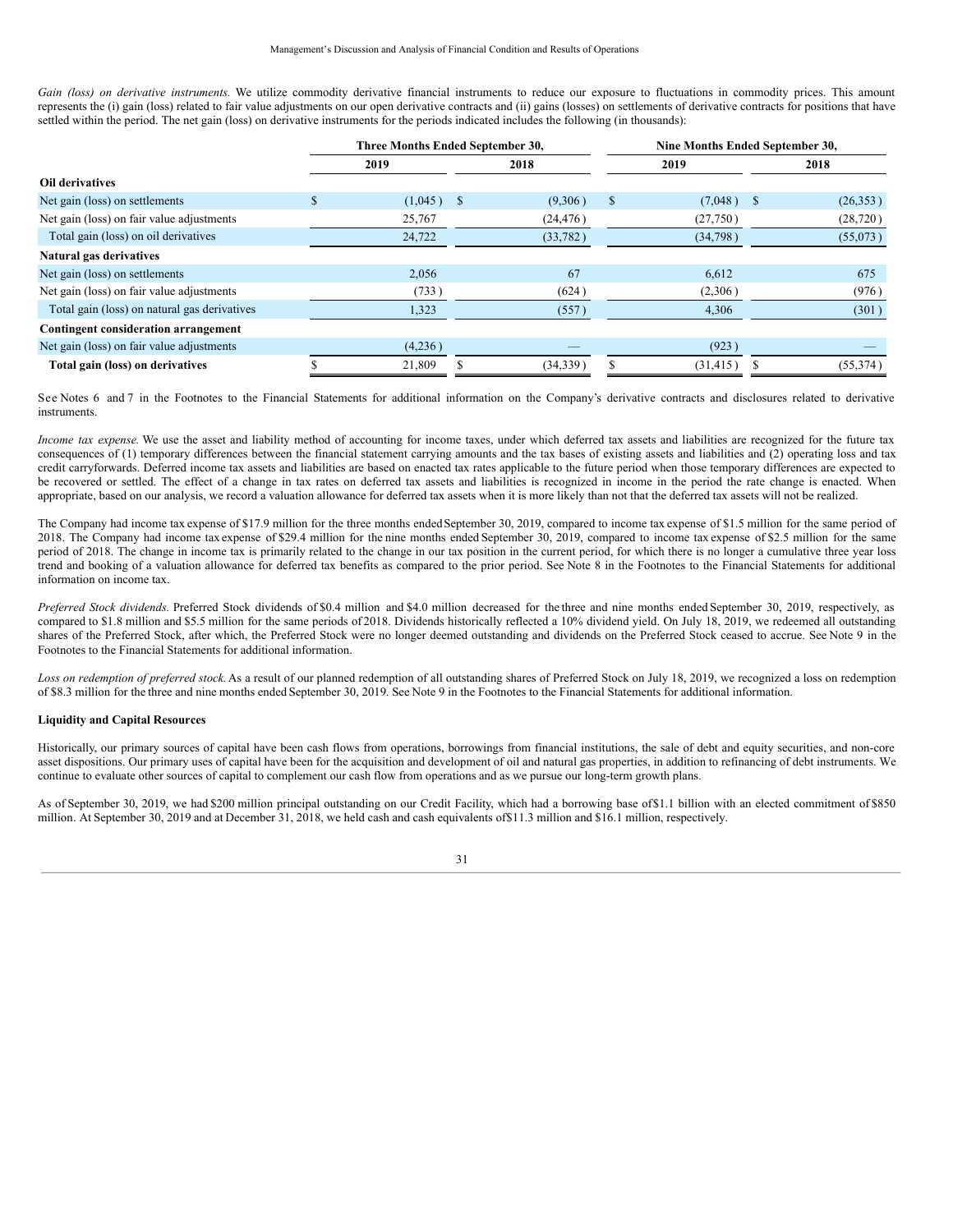*Gain (loss) on derivative instruments.* We utilize commodity derivative financial instruments to reduce our exposure to fluctuations in commodity prices. This amount represents the (i) gain (loss) related to fair value adjustments on our open derivative contracts and (ii) gains (losses) on settlements of derivative contracts for positions that have settled within the period. The net gain (loss) on derivative instruments for the periods indicated includes the following (in thousands):

| | Three Months Ended September 30, | | Nine Months Ended September 30, | |
|---|---|---|---|---|
| | 2019 | 2018 | 2019 | 2018 |
| **Oil derivatives** | | | | |
| Net gain (loss) on settlements | $ (1,045) | $ (9,306) | $ (7,048) | $ (26,353) |
| Net gain (loss) on fair value adjustments | 25,767 | (24,476) | (27,750) | (28,720) |
| Total gain (loss) on oil derivatives | 24,722 | (33,782) | (34,798) | (55,073) |
| **Natural gas derivatives** | | | | |
| Net gain (loss) on settlements | 2,056 | 67 | 6,612 | 675 |
| Net gain (loss) on fair value adjustments | (733) | (624) | (2,306) | (976) |
| Total gain (loss) on natural gas derivatives | 1,323 | (557) | 4,306 | (301) |
| **Contingent consideration arrangement** | | | | |
| Net gain (loss) on fair value adjustments | (4,236) | — | (923) | — |
| **Total gain (loss) on derivatives** | $ 21,809 | $ (34,339) | $ (31,415) | $ (55,374) |

See Notes 6 and 7 in the Footnotes to the Financial Statements for additional information on the Company's derivative contracts and disclosures related to derivative instruments.

*Income tax expense.* We use the asset and liability method of accounting for income taxes, under which deferred tax assets and liabilities are recognized for the future tax consequences of (1) temporary differences between the financial statement carrying amounts and the tax bases of existing assets and liabilities and (2) operating loss and tax credit carryforwards. Deferred income tax assets and liabilities are based on enacted tax rates applicable to the future period when those temporary differences are expected to be recovered or settled. The effect of a change in tax rates on deferred tax assets and liabilities is recognized in income in the period the rate change is enacted. When appropriate, based on our analysis, we record a valuation allowance for deferred tax assets when it is more likely than not that the deferred tax assets will not be realized.

The Company had income tax expense of $17.9 million for the three months ended September 30, 2019, compared to income tax expense of $1.5 million for the same period of 2018. The Company had income tax expense of $29.4 million for the nine months ended September 30, 2019, compared to income tax expense of $2.5 million for the same period of 2018. The change in income tax is primarily related to the change in our tax position in the current period, for which there is no longer a cumulative three year loss trend and booking of a valuation allowance for deferred tax benefits as compared to the prior period. See Note 8 in the Footnotes to the Financial Statements for additional information on income tax.

*Preferred Stock dividends.* Preferred Stock dividends of $0.4 million and $4.0 million decreased for the three and nine months ended September 30, 2019, respectively, as compared to $1.8 million and $5.5 million for the same periods of 2018. Dividends historically reflected a 10% dividend yield. On July 18, 2019, we redeemed all outstanding shares of the Preferred Stock, after which, the Preferred Stock were no longer deemed outstanding and dividends on the Preferred Stock ceased to accrue. See Note 9 in the Footnotes to the Financial Statements for additional information.

*Loss on redemption of preferred stock.* As a result of our planned redemption of all outstanding shares of Preferred Stock on July 18, 2019, we recognized a loss on redemption of $8.3 million for the three and nine months ended September 30, 2019. See Note 9 in the Footnotes to the Financial Statements for additional information.

**Liquidity and Capital Resources**

Historically, our primary sources of capital have been cash flows from operations, borrowings from financial institutions, the sale of debt and equity securities, and non-core asset dispositions. Our primary uses of capital have been for the acquisition and development of oil and natural gas properties, in addition to refinancing of debt instruments. We continue to evaluate other sources of capital to complement our cash flow from operations and as we pursue our long-term growth plans.

As of September 30, 2019, we had $200 million principal outstanding on our Credit Facility, which had a borrowing base of $1.1 billion with an elected commitment of $850 million. At September 30, 2019 and at December 31, 2018, we held cash and cash equivalents of $11.3 million and $16.1 million, respectively.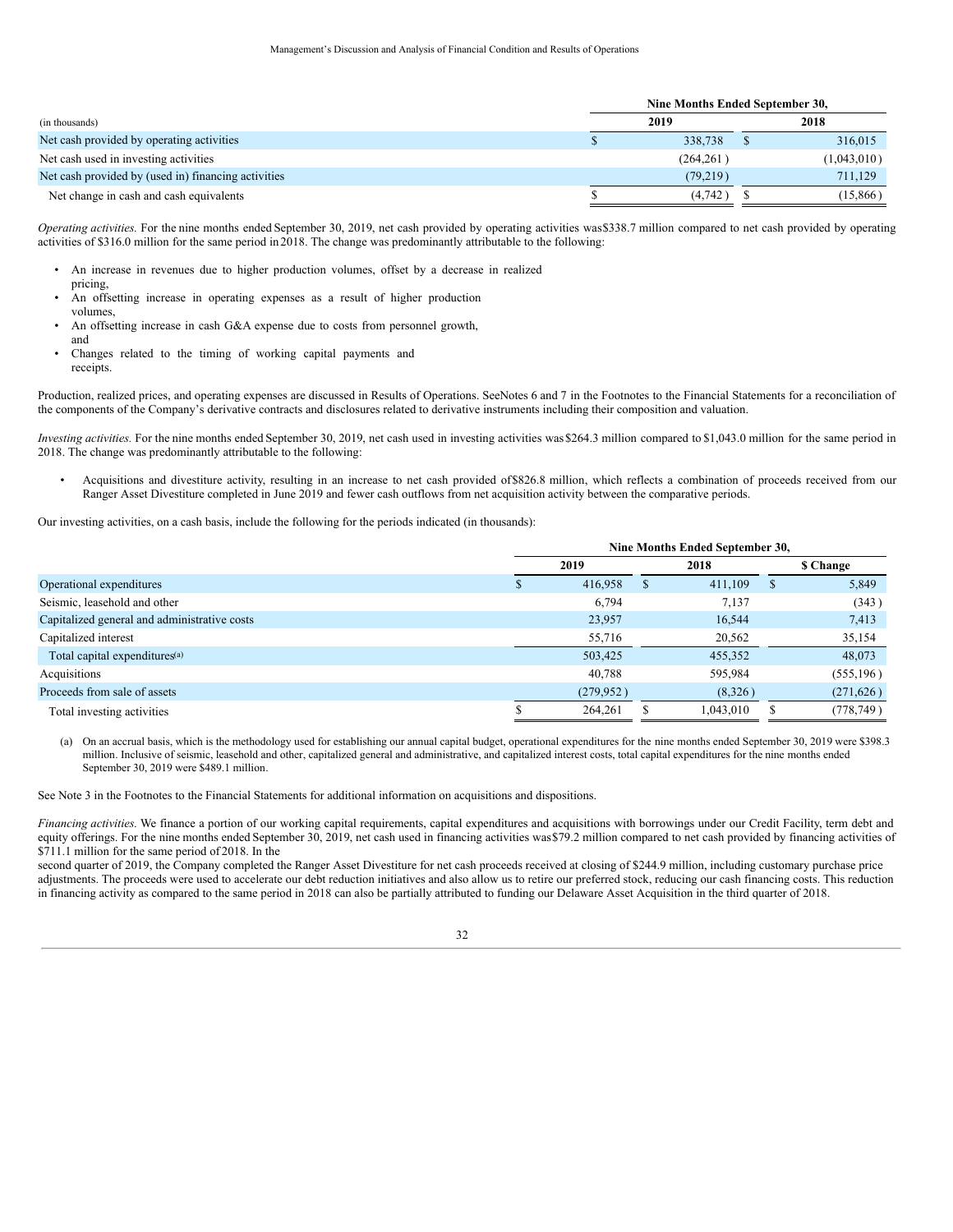| (in thousands) | Nine Months Ended September 30, 2019 | Nine Months Ended September 30, 2018 |
|---|---|---|
| Net cash provided by operating activities | $ 338,738 | $ 316,015 |
| Net cash used in investing activities | (264,261) | (1,043,010) |
| Net cash provided by (used in) financing activities | (79,219) | 711,129 |
| Net change in cash and cash equivalents | $ (4,742) | $ (15,866) |

*Operating activities.* For the nine months ended September 30, 2019, net cash provided by operating activities was $338.7 million compared to net cash provided by operating activities of $316.0 million for the same period in 2018. The change was predominantly attributable to the following:

- An increase in revenues due to higher production volumes, offset by a decrease in realized pricing,
- An offsetting increase in operating expenses as a result of higher production volumes,
- An offsetting increase in cash G&A expense due to costs from personnel growth, and
- Changes related to the timing of working capital payments and receipts.

Production, realized prices, and operating expenses are discussed in Results of Operations. See Notes 6 and 7 in the Footnotes to the Financial Statements for a reconciliation of the components of the Company's derivative contracts and disclosures related to derivative instruments including their composition and valuation.

*Investing activities.* For the nine months ended September 30, 2019, net cash used in investing activities was $264.3 million compared to $1,043.0 million for the same period in 2018. The change was predominantly attributable to the following:

- Acquisitions and divestiture activity, resulting in an increase to net cash provided of $826.8 million, which reflects a combination of proceeds received from our Ranger Asset Divestiture completed in June 2019 and fewer cash outflows from net acquisition activity between the comparative periods.

Our investing activities, on a cash basis, include the following for the periods indicated (in thousands):

| | Nine Months Ended September 30, 2019 | Nine Months Ended September 30, 2018 | $ Change |
|---|---|---|---|
| Operational expenditures | $ 416,958 | $ 411,109 | $ 5,849 |
| Seismic, leasehold and other | 6,794 | 7,137 | (343) |
| Capitalized general and administrative costs | 23,957 | 16,544 | 7,413 |
| Capitalized interest | 55,716 | 20,562 | 35,154 |
| Total capital expenditures[(a)] | 503,425 | 455,352 | 48,073 |
| Acquisitions | 40,788 | 595,984 | (555,196) |
| Proceeds from sale of assets | (279,952) | (8,326) | (271,626) |
| Total investing activities | $ 264,261 | $ 1,043,010 | $ (778,749) |

(a) On an accrual basis, which is the methodology used for establishing our annual capital budget, operational expenditures for the nine months ended September 30, 2019 were $398.3 million. Inclusive of seismic, leasehold and other, capitalized general and administrative, and capitalized interest costs, total capital expenditures for the nine months ended September 30, 2019 were $489.1 million.

See Note 3 in the Footnotes to the Financial Statements for additional information on acquisitions and dispositions.

*Financing activities.* We finance a portion of our working capital requirements, capital expenditures and acquisitions with borrowings under our Credit Facility, term debt and equity offerings. For the nine months ended September 30, 2019, net cash used in financing activities was $79.2 million compared to net cash provided by financing activities of $711.1 million for the same period of 2018. In the second quarter of 2019, the Company completed the Ranger Asset Divestiture for net cash proceeds received at closing of $244.9 million, including customary purchase price adjustments. The proceeds were used to accelerate our debt reduction initiatives and also allow us to retire our preferred stock, reducing our cash financing costs. This reduction in financing activity as compared to the same period in 2018 can also be partially attributed to funding our Delaware Asset Acquisition in the third quarter of 2018.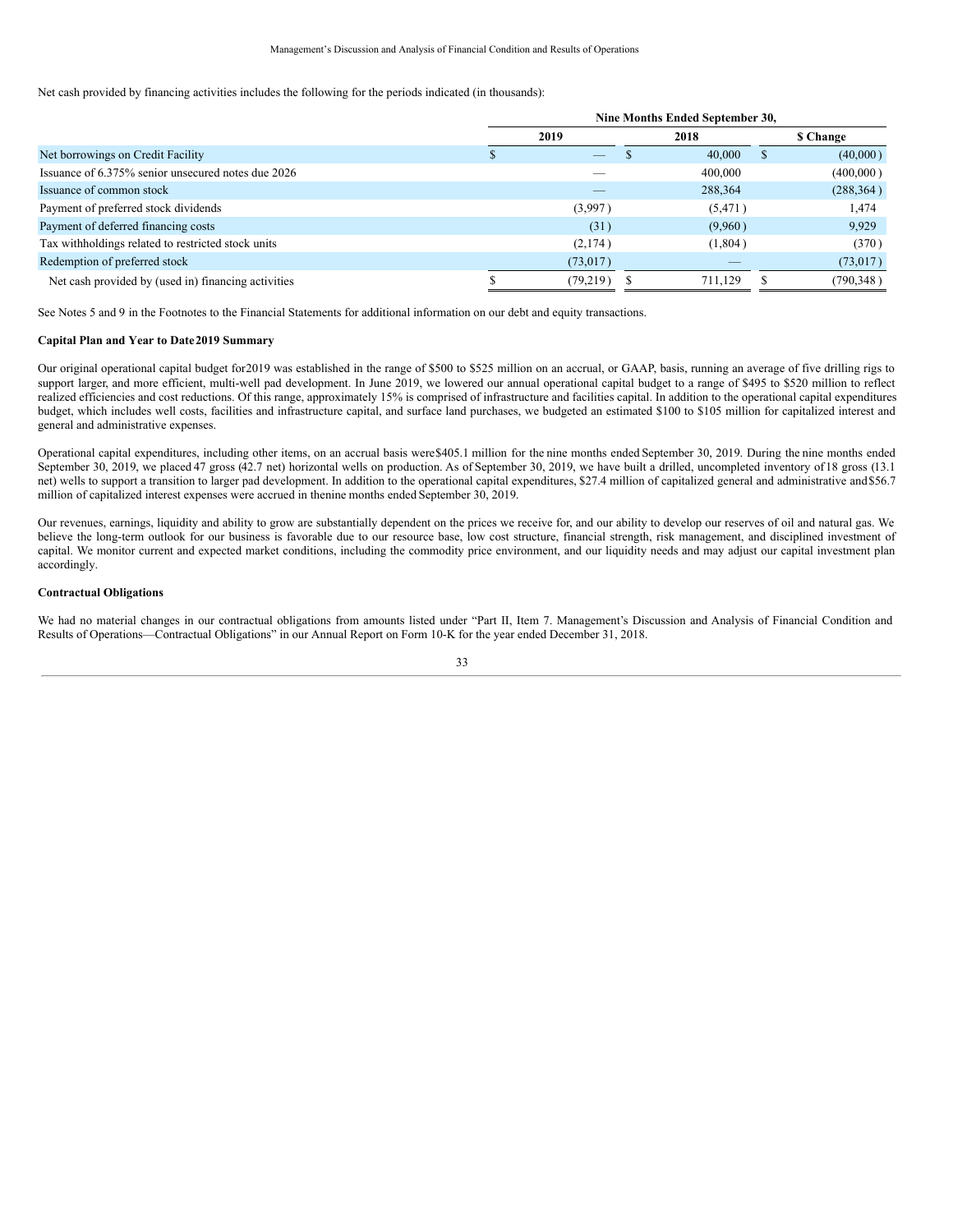Net cash provided by financing activities includes the following for the periods indicated (in thousands):

| | Nine Months Ended September 30, | | |
|---|---|---|---|
| | 2019 | 2018 | $ Change |
| Net borrowings on Credit Facility | $ — | $ 40,000 | $ (40,000) |
| Issuance of 6.375% senior unsecured notes due 2026 | — | 400,000 | (400,000) |
| Issuance of common stock | — | 288,364 | (288,364) |
| Payment of preferred stock dividends | (3,997) | (5,471) | 1,474 |
| Payment of deferred financing costs | (31) | (9,960) | 9,929 |
| Tax withholdings related to restricted stock units | (2,174) | (1,804) | (370) |
| Redemption of preferred stock | (73,017) | — | (73,017) |
| Net cash provided by (used in) financing activities | $ (79,219) | $ 711,129 | $ (790,348) |

See Notes 5 and 9 in the Footnotes to the Financial Statements for additional information on our debt and equity transactions.

**Capital Plan and Year to Date 2019 Summary**

Our original operational capital budget for 2019 was established in the range of $500 to $525 million on an accrual, or GAAP, basis, running an average of five drilling rigs to support larger, and more efficient, multi-well pad development. In June 2019, we lowered our annual operational capital budget to a range of $495 to $520 million to reflect realized efficiencies and cost reductions. Of this range, approximately 15% is comprised of infrastructure and facilities capital. In addition to the operational capital expenditures budget, which includes well costs, facilities and infrastructure capital, and surface land purchases, we budgeted an estimated $100 to $105 million for capitalized interest and general and administrative expenses.

Operational capital expenditures, including other items, on an accrual basis were $405.1 million for the nine months ended September 30, 2019. During the nine months ended September 30, 2019, we placed 47 gross (42.7 net) horizontal wells on production. As of September 30, 2019, we have built a drilled, uncompleted inventory of 18 gross (13.1 net) wells to support a transition to larger pad development. In addition to the operational capital expenditures, $27.4 million of capitalized general and administrative and $56.7 million of capitalized interest expenses were accrued in the nine months ended September 30, 2019.

Our revenues, earnings, liquidity and ability to grow are substantially dependent on the prices we receive for, and our ability to develop our reserves of oil and natural gas. We believe the long-term outlook for our business is favorable due to our resource base, low cost structure, financial strength, risk management, and disciplined investment of capital. We monitor current and expected market conditions, including the commodity price environment, and our liquidity needs and may adjust our capital investment plan accordingly.

**Contractual Obligations**

We had no material changes in our contractual obligations from amounts listed under "Part II, Item 7. Management's Discussion and Analysis of Financial Condition and Results of Operations—Contractual Obligations" in our Annual Report on Form 10-K for the year ended December 31, 2018.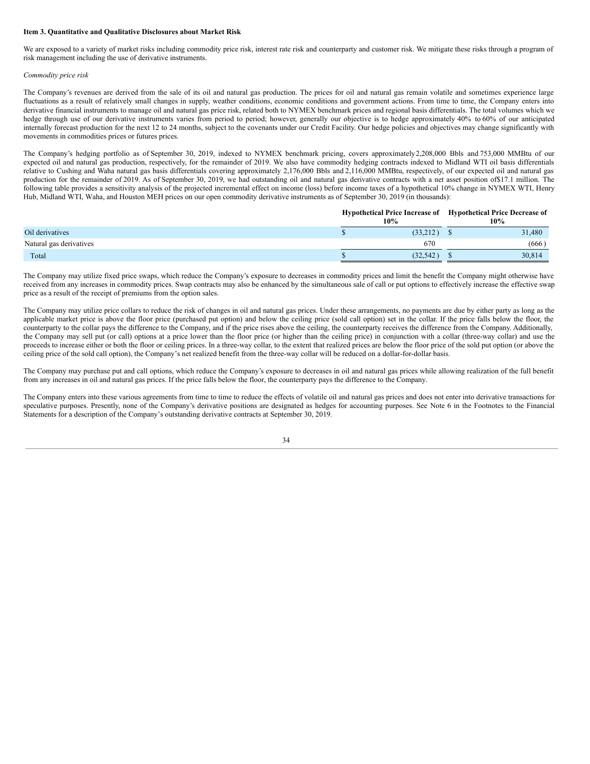**Item 3. Quantitative and Qualitative Disclosures about Market Risk**

We are exposed to a variety of market risks including commodity price risk, interest rate risk and counterparty and customer risk. We mitigate these risks through a program of risk management including the use of derivative instruments.

*Commodity price risk*

The Company's revenues are derived from the sale of its oil and natural gas production. The prices for oil and natural gas remain volatile and sometimes experience large fluctuations as a result of relatively small changes in supply, weather conditions, economic conditions and government actions. From time to time, the Company enters into derivative financial instruments to manage oil and natural gas price risk, related both to NYMEX benchmark prices and regional basis differentials. The total volumes which we hedge through use of our derivative instruments varies from period to period; however, generally our objective is to hedge approximately 40% to 60% of our anticipated internally forecast production for the next 12 to 24 months, subject to the covenants under our Credit Facility. Our hedge policies and objectives may change significantly with movements in commodities prices or futures prices.

The Company's hedging portfolio as of September 30, 2019, indexed to NYMEX benchmark pricing, covers approximately 2,208,000 Bbls and 753,000 MMBtu of our expected oil and natural gas production, respectively, for the remainder of 2019. We also have commodity hedging contracts indexed to Midland WTI oil basis differentials relative to Cushing and Waha natural gas basis differentials covering approximately 2,176,000 Bbls and 2,116,000 MMBtu, respectively, of our expected oil and natural gas production for the remainder of 2019. As of September 30, 2019, we had outstanding oil and natural gas derivative contracts with a net asset position of $17.1 million. The following table provides a sensitivity analysis of the projected incremental effect on income (loss) before income taxes of a hypothetical 10% change in NYMEX WTI, Henry Hub, Midland WTI, Waha, and Houston MEH prices on our open commodity derivative instruments as of September 30, 2019 (in thousands):

| | Hypothetical Price Increase of 10% | Hypothetical Price Decrease of 10% |
|---|---|---|
| Oil derivatives | $ (33,212) | $ 31,480 |
| Natural gas derivatives | 670 | (666) |
| Total | $ (32,542) | $ 30,814 |

The Company may utilize fixed price swaps, which reduce the Company's exposure to decreases in commodity prices and limit the benefit the Company might otherwise have received from any increases in commodity prices. Swap contracts may also be enhanced by the simultaneous sale of call or put options to effectively increase the effective swap price as a result of the receipt of premiums from the option sales.

The Company may utilize price collars to reduce the risk of changes in oil and natural gas prices. Under these arrangements, no payments are due by either party as long as the applicable market price is above the floor price (purchased put option) and below the ceiling price (sold call option) set in the collar. If the price falls below the floor, the counterparty to the collar pays the difference to the Company, and if the price rises above the ceiling, the counterparty receives the difference from the Company. Additionally, the Company may sell put (or call) options at a price lower than the floor price (or higher than the ceiling price) in conjunction with a collar (three-way collar) and use the proceeds to increase either or both the floor or ceiling prices. In a three-way collar, to the extent that realized prices are below the floor price of the sold put option (or above the ceiling price of the sold call option), the Company's net realized benefit from the three-way collar will be reduced on a dollar-for-dollar basis.

The Company may purchase put and call options, which reduce the Company's exposure to decreases in oil and natural gas prices while allowing realization of the full benefit from any increases in oil and natural gas prices. If the price falls below the floor, the counterparty pays the difference to the Company.

The Company enters into these various agreements from time to time to reduce the effects of volatile oil and natural gas prices and does not enter into derivative transactions for speculative purposes. Presently, none of the Company's derivative positions are designated as hedges for accounting purposes. See Note 6 in the Footnotes to the Financial Statements for a description of the Company's outstanding derivative contracts at September 30, 2019.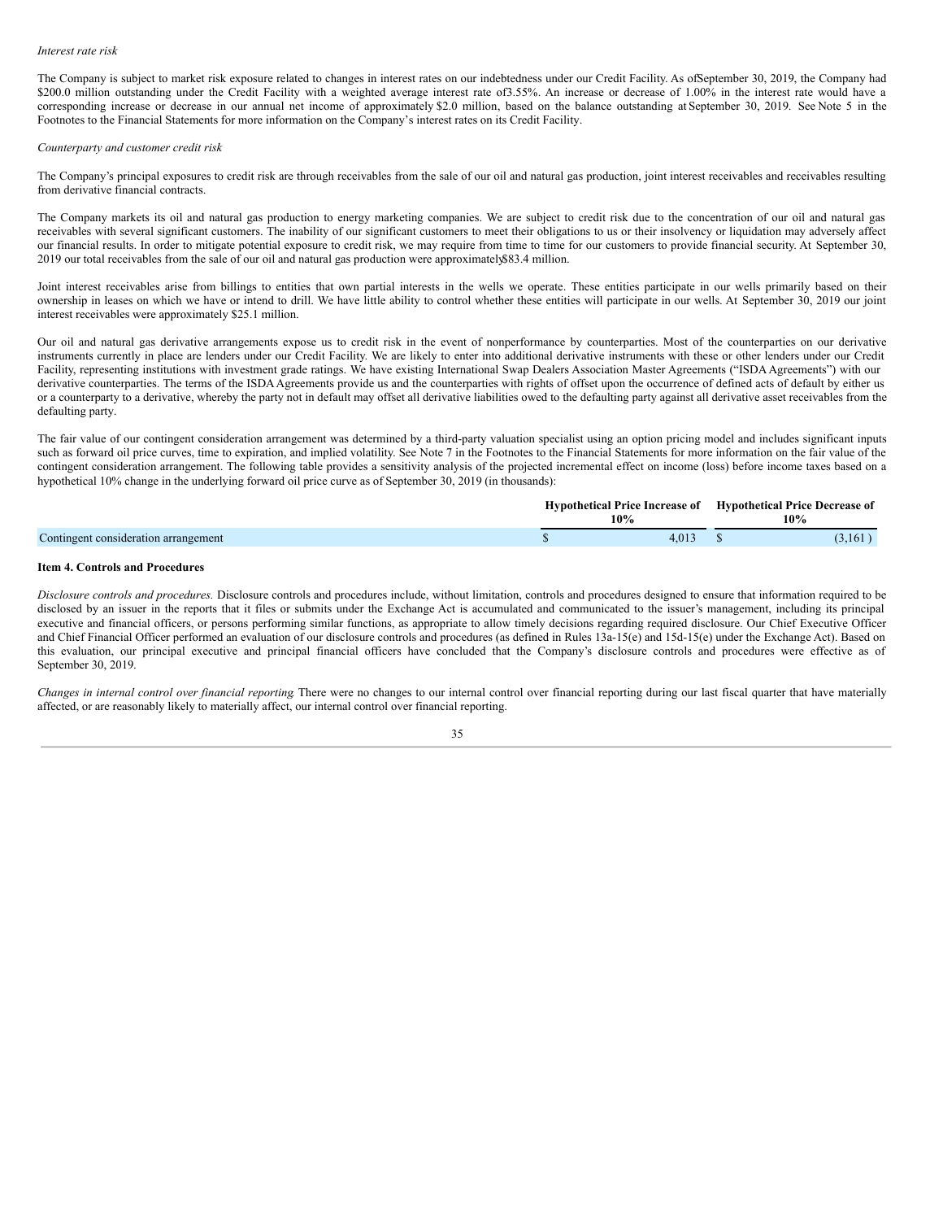*Interest rate risk*

The Company is subject to market risk exposure related to changes in interest rates on our indebtedness under our Credit Facility. As of September 30, 2019, the Company had $200.0 million outstanding under the Credit Facility with a weighted average interest rate of 3.55%. An increase or decrease of 1.00% in the interest rate would have a corresponding increase or decrease in our annual net income of approximately $2.0 million, based on the balance outstanding at September 30, 2019. See Note 5 in the Footnotes to the Financial Statements for more information on the Company's interest rates on its Credit Facility.

*Counterparty and customer credit risk*

The Company's principal exposures to credit risk are through receivables from the sale of our oil and natural gas production, joint interest receivables and receivables resulting from derivative financial contracts.

The Company markets its oil and natural gas production to energy marketing companies. We are subject to credit risk due to the concentration of our oil and natural gas receivables with several significant customers. The inability of our significant customers to meet their obligations to us or their insolvency or liquidation may adversely affect our financial results. In order to mitigate potential exposure to credit risk, we may require from time to time for our customers to provide financial security. At September 30, 2019 our total receivables from the sale of our oil and natural gas production were approximately $83.4 million.

Joint interest receivables arise from billings to entities that own partial interests in the wells we operate. These entities participate in our wells primarily based on their ownership in leases on which we have or intend to drill. We have little ability to control whether these entities will participate in our wells. At September 30, 2019 our joint interest receivables were approximately $25.1 million.

Our oil and natural gas derivative arrangements expose us to credit risk in the event of nonperformance by counterparties. Most of the counterparties on our derivative instruments currently in place are lenders under our Credit Facility. We are likely to enter into additional derivative instruments with these or other lenders under our Credit Facility, representing institutions with investment grade ratings. We have existing International Swap Dealers Association Master Agreements ("ISDA Agreements") with our derivative counterparties. The terms of the ISDA Agreements provide us and the counterparties with rights of offset upon the occurrence of defined acts of default by either us or a counterparty to a derivative, whereby the party not in default may offset all derivative liabilities owed to the defaulting party against all derivative asset receivables from the defaulting party.

The fair value of our contingent consideration arrangement was determined by a third-party valuation specialist using an option pricing model and includes significant inputs such as forward oil price curves, time to expiration, and implied volatility. See Note 7 in the Footnotes to the Financial Statements for more information on the fair value of the contingent consideration arrangement. The following table provides a sensitivity analysis of the projected incremental effect on income (loss) before income taxes based on a hypothetical 10% change in the underlying forward oil price curve as of September 30, 2019 (in thousands):

| | Hypothetical Price Increase of 10% | Hypothetical Price Decrease of 10% |
|---|---|---|
| Contingent consideration arrangement | $ 4,013 | $ (3,161) |

**Item 4. Controls and Procedures**

*Disclosure controls and procedures.* Disclosure controls and procedures include, without limitation, controls and procedures designed to ensure that information required to be disclosed by an issuer in the reports that it files or submits under the Exchange Act is accumulated and communicated to the issuer's management, including its principal executive and financial officers, or persons performing similar functions, as appropriate to allow timely decisions regarding required disclosure. Our Chief Executive Officer and Chief Financial Officer performed an evaluation of our disclosure controls and procedures (as defined in Rules 13a-15(e) and 15d-15(e) under the Exchange Act). Based on this evaluation, our principal executive and principal financial officers have concluded that the Company's disclosure controls and procedures were effective as of September 30, 2019.

*Changes in internal control over financial reporting.* There were no changes to our internal control over financial reporting during our last fiscal quarter that have materially affected, or are reasonably likely to materially affect, our internal control over financial reporting.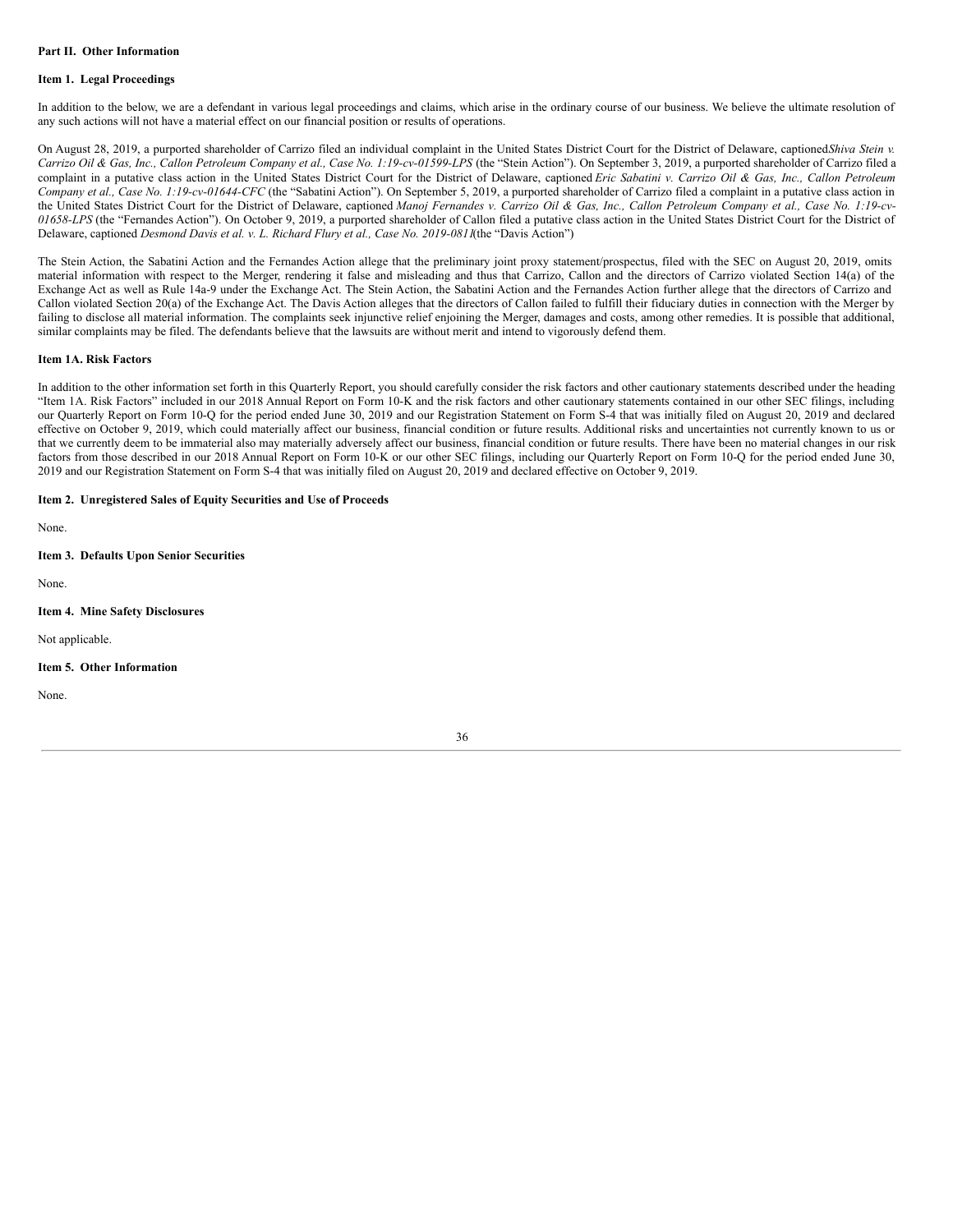## Part II. Other Information

### Item 1. Legal Proceedings

In addition to the below, we are a defendant in various legal proceedings and claims, which arise in the ordinary course of our business. We believe the ultimate resolution of any such actions will not have a material effect on our financial position or results of operations.

On August 28, 2019, a purported shareholder of Carrizo filed an individual complaint in the United States District Court for the District of Delaware, captioned *Shiva Stein v. Carrizo Oil & Gas, Inc., Callon Petroleum Company et al., Case No. 1:19-cv-01599-LPS* (the "Stein Action"). On September 3, 2019, a purported shareholder of Carrizo filed a complaint in a putative class action in the United States District Court for the District of Delaware, captioned *Eric Sabatini v. Carrizo Oil & Gas, Inc., Callon Petroleum Company et al., Case No. 1:19-cv-01644-CFC* (the "Sabatini Action"). On September 5, 2019, a purported shareholder of Carrizo filed a complaint in a putative class action in the United States District Court for the District of Delaware, captioned *Manoj Fernandes v. Carrizo Oil & Gas, Inc., Callon Petroleum Company et al., Case No. 1:19-cv-01658-LPS* (the "Fernandes Action"). On October 9, 2019, a purported shareholder of Callon filed a putative class action in the United States District Court for the District of Delaware, captioned *Desmond Davis et al. v. L. Richard Flury et al., Case No. 2019-0811*(the "Davis Action")

The Stein Action, the Sabatini Action and the Fernandes Action allege that the preliminary joint proxy statement/prospectus, filed with the SEC on August 20, 2019, omits material information with respect to the Merger, rendering it false and misleading and thus that Carrizo, Callon and the directors of Carrizo violated Section 14(a) of the Exchange Act as well as Rule 14a-9 under the Exchange Act. The Stein Action, the Sabatini Action and the Fernandes Action further allege that the directors of Carrizo and Callon violated Section 20(a) of the Exchange Act. The Davis Action alleges that the directors of Callon failed to fulfill their fiduciary duties in connection with the Merger by failing to disclose all material information. The complaints seek injunctive relief enjoining the Merger, damages and costs, among other remedies. It is possible that additional, similar complaints may be filed. The defendants believe that the lawsuits are without merit and intend to vigorously defend them.

### Item 1A. Risk Factors

In addition to the other information set forth in this Quarterly Report, you should carefully consider the risk factors and other cautionary statements described under the heading "Item 1A. Risk Factors" included in our 2018 Annual Report on Form 10-K and the risk factors and other cautionary statements contained in our other SEC filings, including our Quarterly Report on Form 10-Q for the period ended June 30, 2019 and our Registration Statement on Form S-4 that was initially filed on August 20, 2019 and declared effective on October 9, 2019, which could materially affect our business, financial condition or future results. Additional risks and uncertainties not currently known to us or that we currently deem to be immaterial also may materially adversely affect our business, financial condition or future results. There have been no material changes in our risk factors from those described in our 2018 Annual Report on Form 10-K or our other SEC filings, including our Quarterly Report on Form 10-Q for the period ended June 30, 2019 and our Registration Statement on Form S-4 that was initially filed on August 20, 2019 and declared effective on October 9, 2019.

### Item 2. Unregistered Sales of Equity Securities and Use of Proceeds

None.

### Item 3. Defaults Upon Senior Securities

None.

### Item 4. Mine Safety Disclosures

Not applicable.

### Item 5. Other Information

None.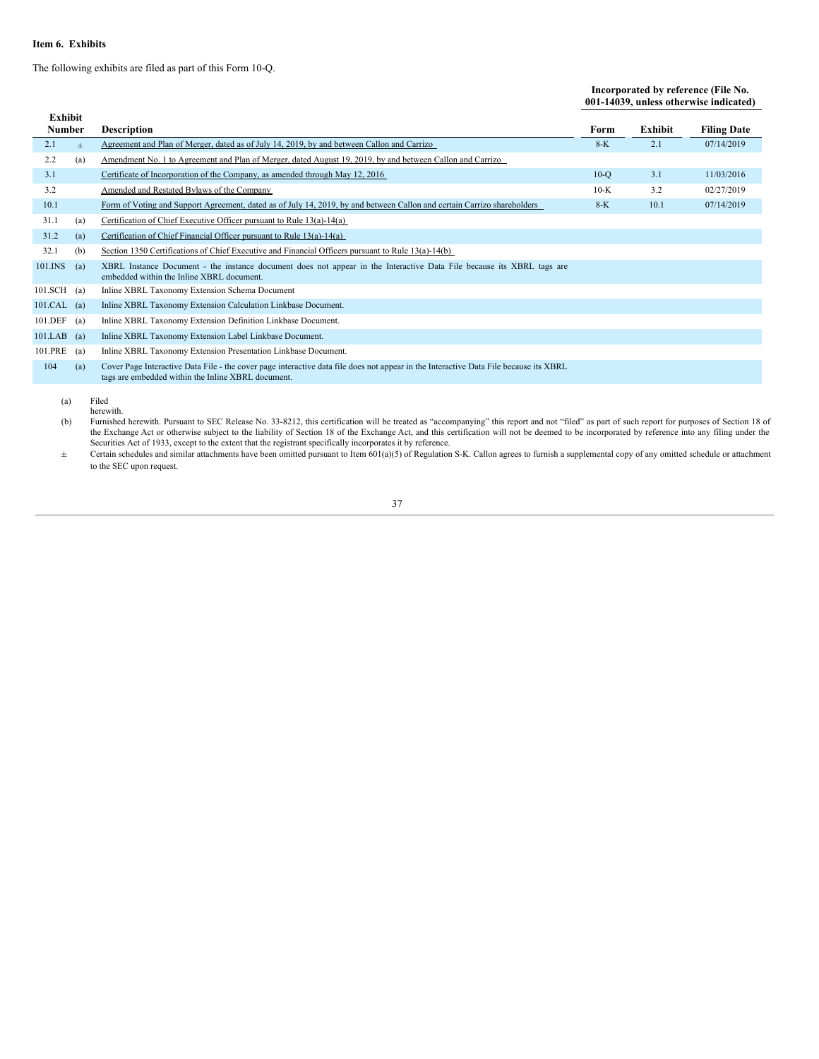**Item 6. Exhibits**

The following exhibits are filed as part of this Form 10-Q.

| Exhibit Number | | Description | Incorporated by reference (File No. 001-14039, unless otherwise indicated) | | |
|---|---|---|---|---|---|
| | | | Form | Exhibit | Filing Date |
| 2.1 | ± | Agreement and Plan of Merger, dated as of July 14, 2019, by and between Callon and Carrizo | 8-K | 2.1 | 07/14/2019 |
| 2.2 | (a) | Amendment No. 1 to Agreement and Plan of Merger, dated August 19, 2019, by and between Callon and Carrizo | | | |
| 3.1 | | Certificate of Incorporation of the Company, as amended through May 12, 2016 | 10-Q | 3.1 | 11/03/2016 |
| 3.2 | | Amended and Restated Bylaws of the Company | 10-K | 3.2 | 02/27/2019 |
| 10.1 | | Form of Voting and Support Agreement, dated as of July 14, 2019, by and between Callon and certain Carrizo shareholders | 8-K | 10.1 | 07/14/2019 |
| 31.1 | (a) | Certification of Chief Executive Officer pursuant to Rule 13(a)-14(a) | | | |
| 31.2 | (a) | Certification of Chief Financial Officer pursuant to Rule 13(a)-14(a) | | | |
| 32.1 | (b) | Section 1350 Certifications of Chief Executive and Financial Officers pursuant to Rule 13(a)-14(b) | | | |
| 101.INS | (a) | XBRL Instance Document - the instance document does not appear in the Interactive Data File because its XBRL tags are embedded within the Inline XBRL document. | | | |
| 101.SCH | (a) | Inline XBRL Taxonomy Extension Schema Document | | | |
| 101.CAL | (a) | Inline XBRL Taxonomy Extension Calculation Linkbase Document. | | | |
| 101.DEF | (a) | Inline XBRL Taxonomy Extension Definition Linkbase Document. | | | |
| 101.LAB | (a) | Inline XBRL Taxonomy Extension Label Linkbase Document. | | | |
| 101.PRE | (a) | Inline XBRL Taxonomy Extension Presentation Linkbase Document. | | | |
| 104 | (a) | Cover Page Interactive Data File - the cover page interactive data file does not appear in the Interactive Data File because its XBRL tags are embedded within the Inline XBRL document. | | | |

(a) Filed herewith.

(b) Furnished herewith. Pursuant to SEC Release No. 33-8212, this certification will be treated as "accompanying" this report and not "filed" as part of such report for purposes of Section 18 of the Exchange Act or otherwise subject to the liability of Section 18 of the Exchange Act, and this certification will not be deemed to be incorporated by reference into any filing under the Securities Act of 1933, except to the extent that the registrant specifically incorporates it by reference.

± Certain schedules and similar attachments have been omitted pursuant to Item 601(a)(5) of Regulation S-K. Callon agrees to furnish a supplemental copy of any omitted schedule or attachment to the SEC upon request.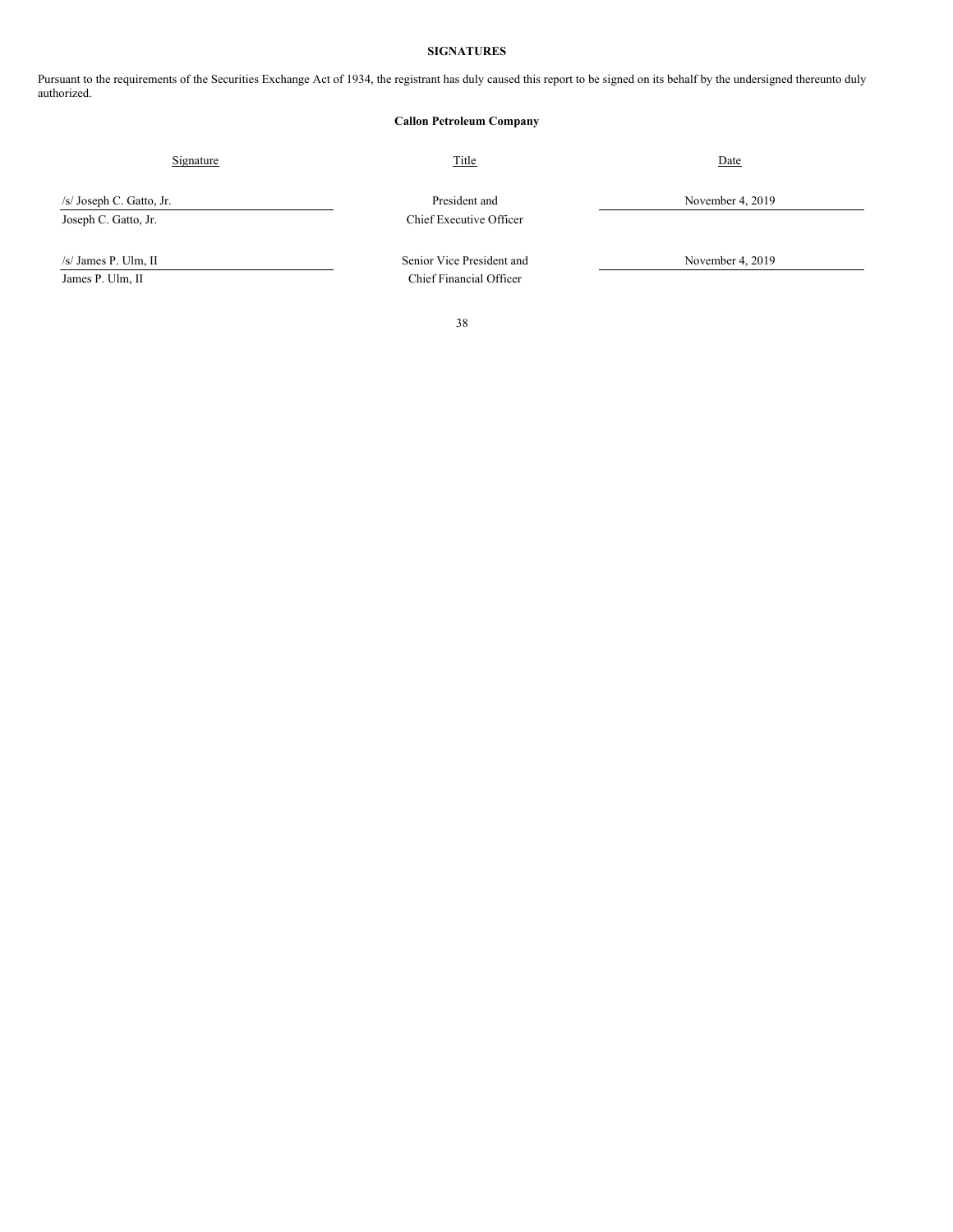**SIGNATURES**

Pursuant to the requirements of the Securities Exchange Act of 1934, the registrant has duly caused this report to be signed on its behalf by the undersigned thereunto duly authorized.

**Callon Petroleum Company**

| Signature | Title | Date |
|---|---|---|
| /s/ Joseph C. Gatto, Jr.<br>Joseph C. Gatto, Jr. | President and<br>Chief Executive Officer | November 4, 2019 |
| /s/ James P. Ulm, II<br>James P. Ulm, II | Senior Vice President and<br>Chief Financial Officer | November 4, 2019 |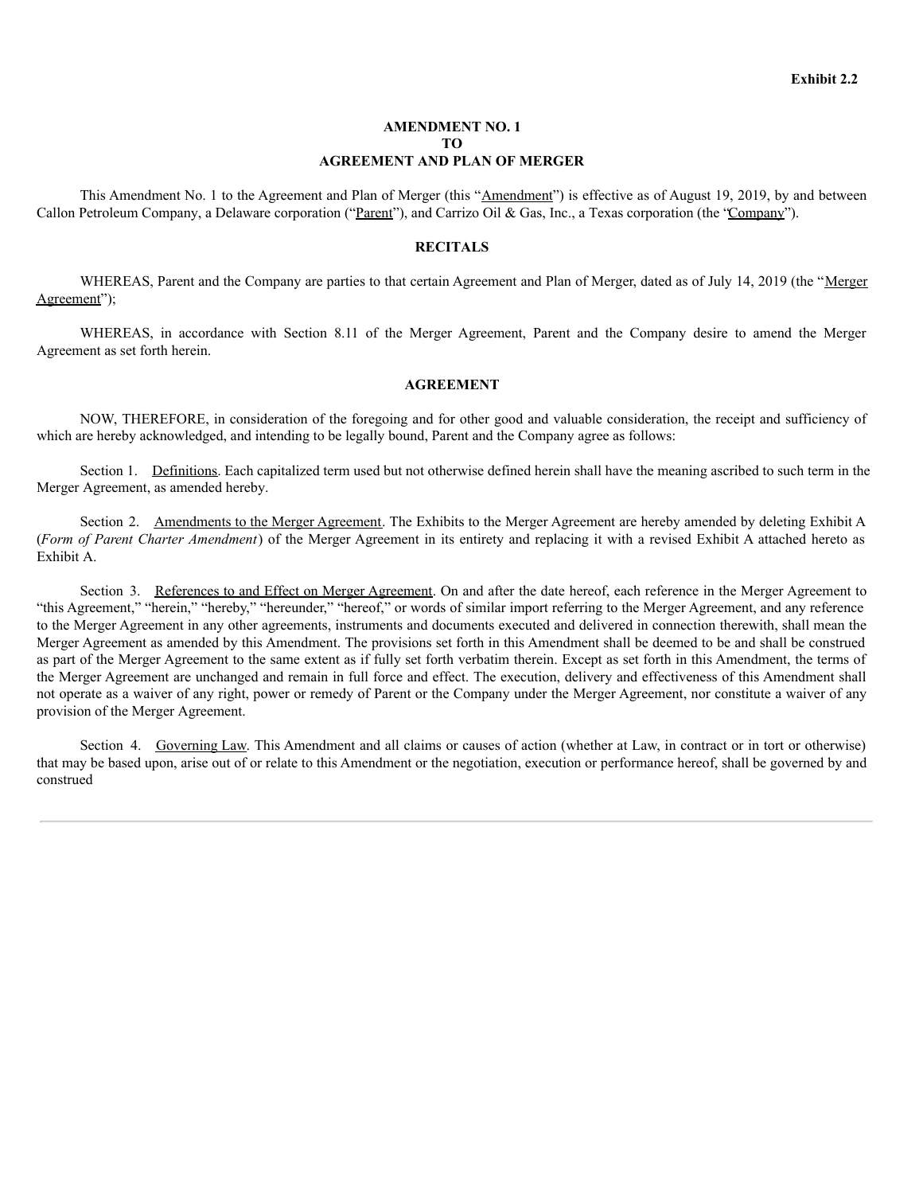**Exhibit 2.2**

**AMENDMENT NO. 1**
**TO**
**AGREEMENT AND PLAN OF MERGER**

This Amendment No. 1 to the Agreement and Plan of Merger (this "Amendment") is effective as of August 19, 2019, by and between Callon Petroleum Company, a Delaware corporation ("Parent"), and Carrizo Oil & Gas, Inc., a Texas corporation (the "Company").

**RECITALS**

WHEREAS, Parent and the Company are parties to that certain Agreement and Plan of Merger, dated as of July 14, 2019 (the "Merger Agreement");

WHEREAS, in accordance with Section 8.11 of the Merger Agreement, Parent and the Company desire to amend the Merger Agreement as set forth herein.

**AGREEMENT**

NOW, THEREFORE, in consideration of the foregoing and for other good and valuable consideration, the receipt and sufficiency of which are hereby acknowledged, and intending to be legally bound, Parent and the Company agree as follows:

Section 1. Definitions. Each capitalized term used but not otherwise defined herein shall have the meaning ascribed to such term in the Merger Agreement, as amended hereby.

Section 2. Amendments to the Merger Agreement. The Exhibits to the Merger Agreement are hereby amended by deleting Exhibit A (*Form of Parent Charter Amendment*) of the Merger Agreement in its entirety and replacing it with a revised Exhibit A attached hereto as Exhibit A.

Section 3. References to and Effect on Merger Agreement. On and after the date hereof, each reference in the Merger Agreement to "this Agreement," "herein," "hereby," "hereunder," "hereof," or words of similar import referring to the Merger Agreement, and any reference to the Merger Agreement in any other agreements, instruments and documents executed and delivered in connection therewith, shall mean the Merger Agreement as amended by this Amendment. The provisions set forth in this Amendment shall be deemed to be and shall be construed as part of the Merger Agreement to the same extent as if fully set forth verbatim therein. Except as set forth in this Amendment, the terms of the Merger Agreement are unchanged and remain in full force and effect. The execution, delivery and effectiveness of this Amendment shall not operate as a waiver of any right, power or remedy of Parent or the Company under the Merger Agreement, nor constitute a waiver of any provision of the Merger Agreement.

Section 4. Governing Law. This Amendment and all claims or causes of action (whether at Law, in contract or in tort or otherwise) that may be based upon, arise out of or relate to this Amendment or the negotiation, execution or performance hereof, shall be governed by and construed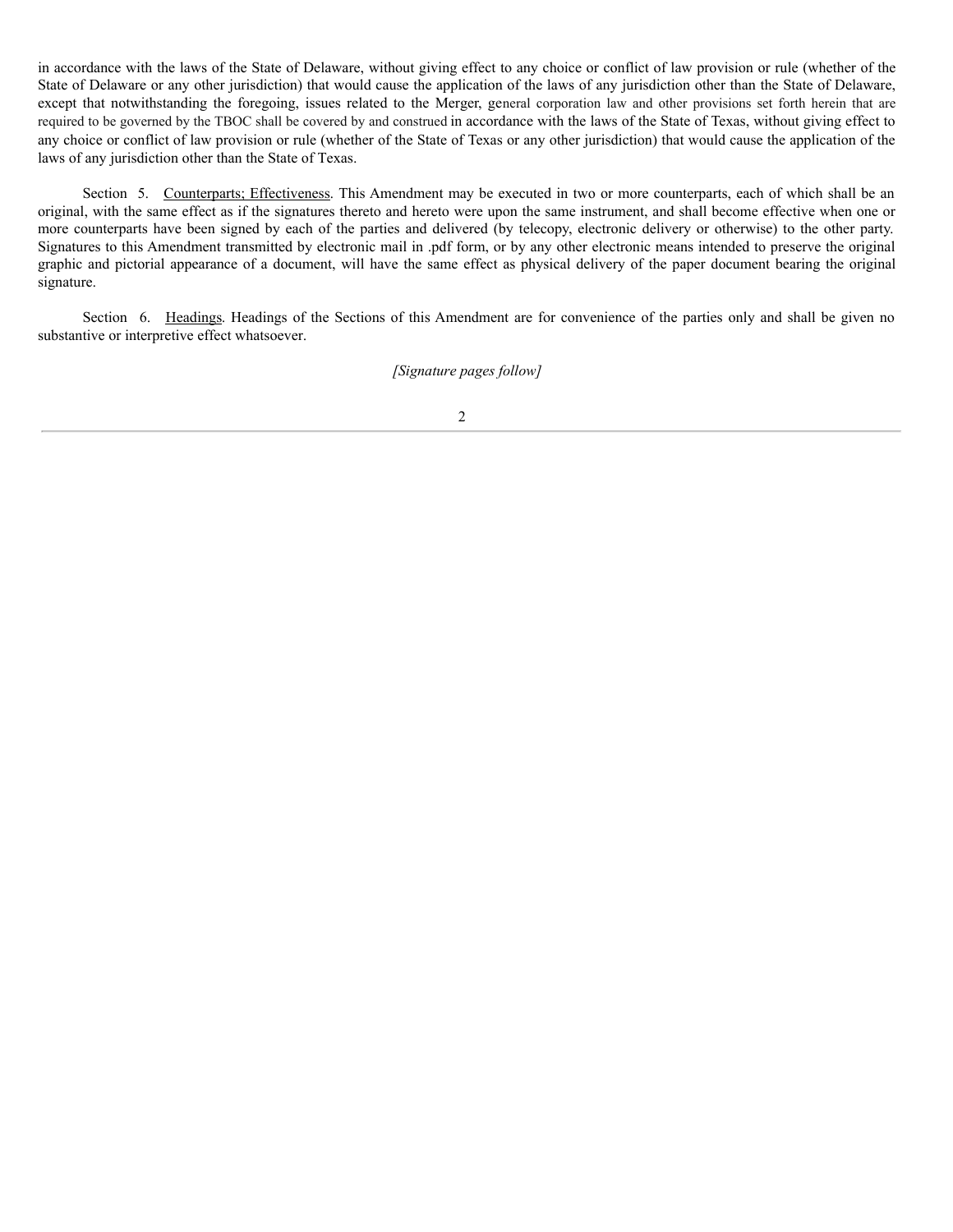in accordance with the laws of the State of Delaware, without giving effect to any choice or conflict of law provision or rule (whether of the State of Delaware or any other jurisdiction) that would cause the application of the laws of any jurisdiction other than the State of Delaware, except that notwithstanding the foregoing, issues related to the Merger, general corporation law and other provisions set forth herein that are required to be governed by the TBOC shall be covered by and construed in accordance with the laws of the State of Texas, without giving effect to any choice or conflict of law provision or rule (whether of the State of Texas or any other jurisdiction) that would cause the application of the laws of any jurisdiction other than the State of Texas.

Section 5. Counterparts; Effectiveness. This Amendment may be executed in two or more counterparts, each of which shall be an original, with the same effect as if the signatures thereto and hereto were upon the same instrument, and shall become effective when one or more counterparts have been signed by each of the parties and delivered (by telecopy, electronic delivery or otherwise) to the other party. Signatures to this Amendment transmitted by electronic mail in .pdf form, or by any other electronic means intended to preserve the original graphic and pictorial appearance of a document, will have the same effect as physical delivery of the paper document bearing the original signature.

Section 6. Headings. Headings of the Sections of this Amendment are for convenience of the parties only and shall be given no substantive or interpretive effect whatsoever.

*[Signature pages follow]*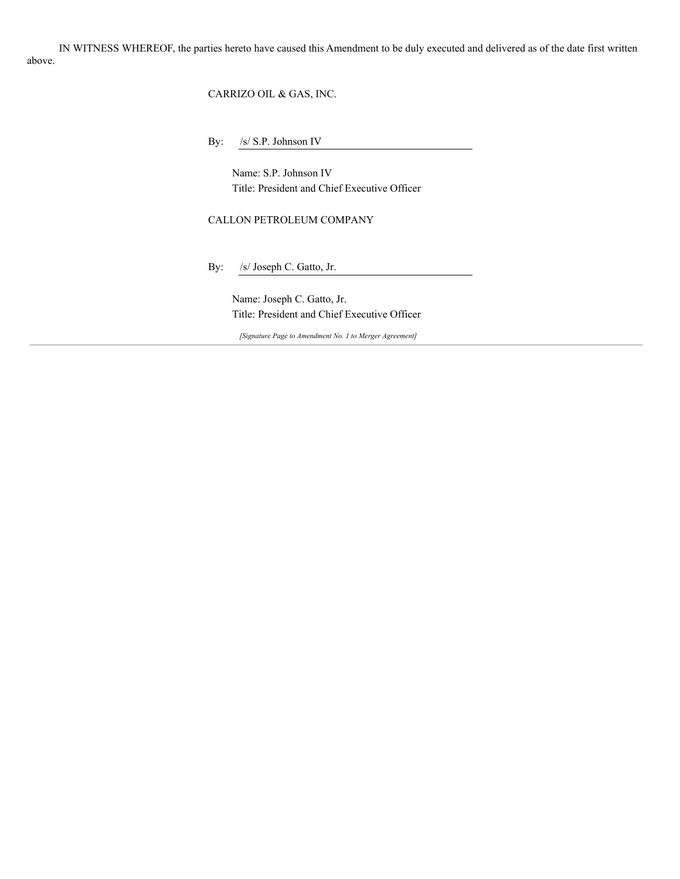IN WITNESS WHEREOF, the parties hereto have caused this Amendment to be duly executed and delivered as of the date first written above.

CARRIZO OIL & GAS, INC.

By: /s/ S.P. Johnson IV

Name: S.P. Johnson IV
Title: President and Chief Executive Officer

CALLON PETROLEUM COMPANY

By: /s/ Joseph C. Gatto, Jr.

Name: Joseph C. Gatto, Jr.
Title: President and Chief Executive Officer

*[Signature Page to Amendment No. 1 to Merger Agreement]*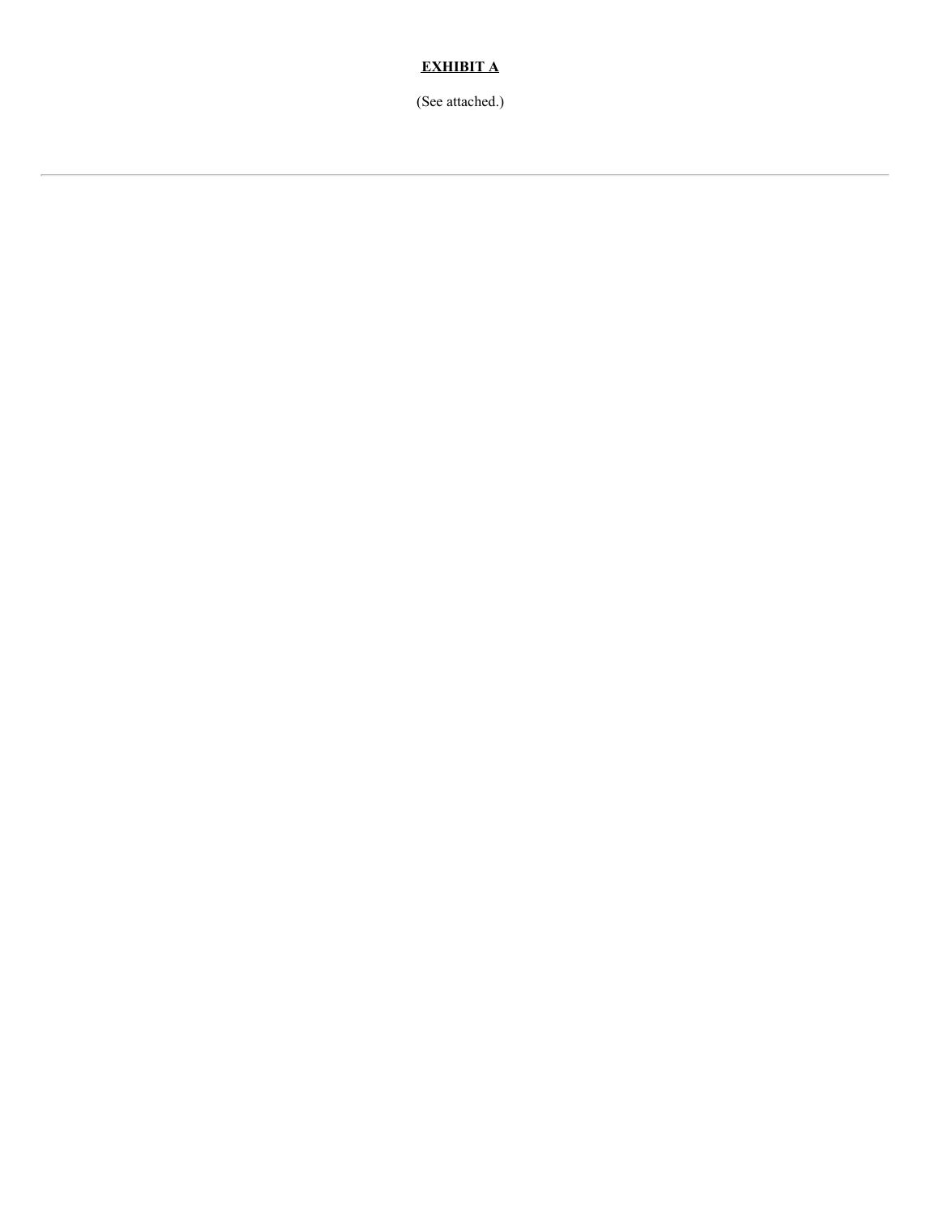**EXHIBIT A**

(See attached.)

---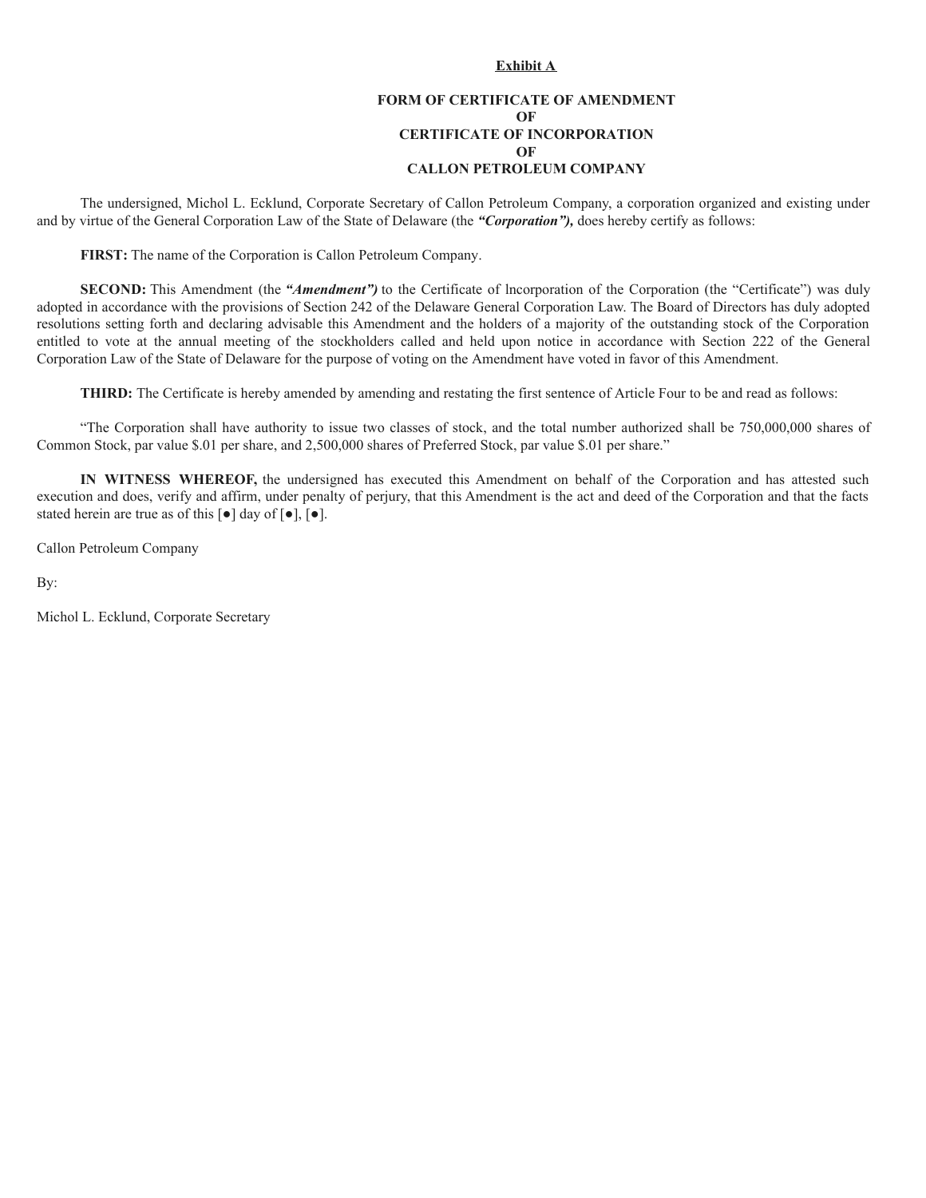**Exhibit A**

**FORM OF CERTIFICATE OF AMENDMENT**
**OF**
**CERTIFICATE OF INCORPORATION**
**OF**
**CALLON PETROLEUM COMPANY**

The undersigned, Michol L. Ecklund, Corporate Secretary of Callon Petroleum Company, a corporation organized and existing under and by virtue of the General Corporation Law of the State of Delaware (the ***"Corporation"),*** does hereby certify as follows:

**FIRST:** The name of the Corporation is Callon Petroleum Company.

**SECOND:** This Amendment (the ***"Amendment")*** to the Certificate of lncorporation of the Corporation (the "Certificate") was duly adopted in accordance with the provisions of Section 242 of the Delaware General Corporation Law. The Board of Directors has duly adopted resolutions setting forth and declaring advisable this Amendment and the holders of a majority of the outstanding stock of the Corporation entitled to vote at the annual meeting of the stockholders called and held upon notice in accordance with Section 222 of the General Corporation Law of the State of Delaware for the purpose of voting on the Amendment have voted in favor of this Amendment.

**THIRD:** The Certificate is hereby amended by amending and restating the first sentence of Article Four to be and read as follows:

"The Corporation shall have authority to issue two classes of stock, and the total number authorized shall be 750,000,000 shares of Common Stock, par value $.01 per share, and 2,500,000 shares of Preferred Stock, par value $.01 per share."

**IN WITNESS WHEREOF,** the undersigned has executed this Amendment on behalf of the Corporation and has attested such execution and does, verify and affirm, under penalty of perjury, that this Amendment is the act and deed of the Corporation and that the facts stated herein are true as of this [●] day of [●], [●].

Callon Petroleum Company

By:

Michol L. Ecklund, Corporate Secretary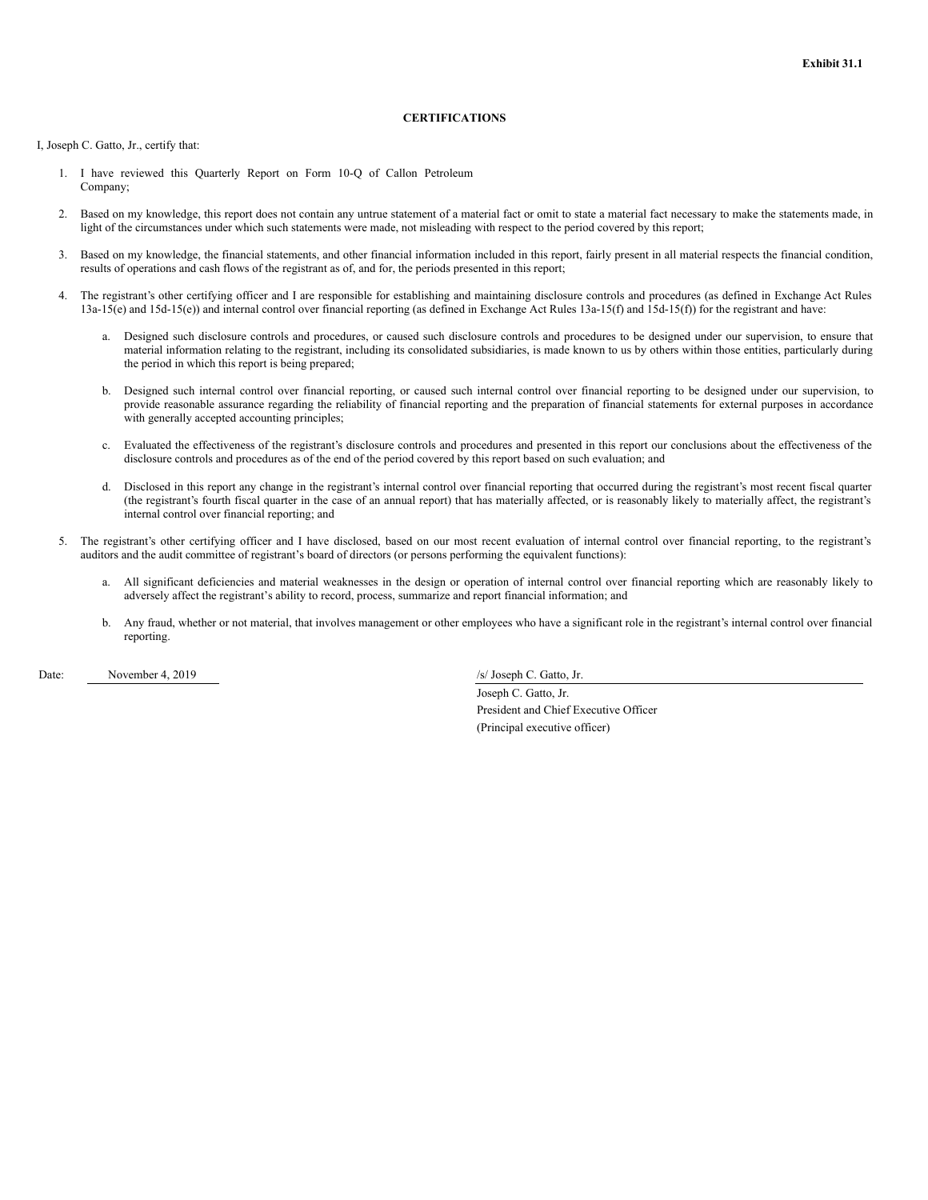**Exhibit 31.1**

**CERTIFICATIONS**

I, Joseph C. Gatto, Jr., certify that:

1. I have reviewed this Quarterly Report on Form 10-Q of Callon Petroleum Company;

2. Based on my knowledge, this report does not contain any untrue statement of a material fact or omit to state a material fact necessary to make the statements made, in light of the circumstances under which such statements were made, not misleading with respect to the period covered by this report;

3. Based on my knowledge, the financial statements, and other financial information included in this report, fairly present in all material respects the financial condition, results of operations and cash flows of the registrant as of, and for, the periods presented in this report;

4. The registrant's other certifying officer and I are responsible for establishing and maintaining disclosure controls and procedures (as defined in Exchange Act Rules 13a-15(e) and 15d-15(e)) and internal control over financial reporting (as defined in Exchange Act Rules 13a-15(f) and 15d-15(f)) for the registrant and have:

   a. Designed such disclosure controls and procedures, or caused such disclosure controls and procedures to be designed under our supervision, to ensure that material information relating to the registrant, including its consolidated subsidiaries, is made known to us by others within those entities, particularly during the period in which this report is being prepared;

   b. Designed such internal control over financial reporting, or caused such internal control over financial reporting to be designed under our supervision, to provide reasonable assurance regarding the reliability of financial reporting and the preparation of financial statements for external purposes in accordance with generally accepted accounting principles;

   c. Evaluated the effectiveness of the registrant's disclosure controls and procedures and presented in this report our conclusions about the effectiveness of the disclosure controls and procedures as of the end of the period covered by this report based on such evaluation; and

   d. Disclosed in this report any change in the registrant's internal control over financial reporting that occurred during the registrant's most recent fiscal quarter (the registrant's fourth fiscal quarter in the case of an annual report) that has materially affected, or is reasonably likely to materially affect, the registrant's internal control over financial reporting; and

5. The registrant's other certifying officer and I have disclosed, based on our most recent evaluation of internal control over financial reporting, to the registrant's auditors and the audit committee of registrant's board of directors (or persons performing the equivalent functions):

   a. All significant deficiencies and material weaknesses in the design or operation of internal control over financial reporting which are reasonably likely to adversely affect the registrant's ability to record, process, summarize and report financial information; and

   b. Any fraud, whether or not material, that involves management or other employees who have a significant role in the registrant's internal control over financial reporting.

Date: November 4, 2019

/s/ Joseph C. Gatto, Jr.
Joseph C. Gatto, Jr.
President and Chief Executive Officer
(Principal executive officer)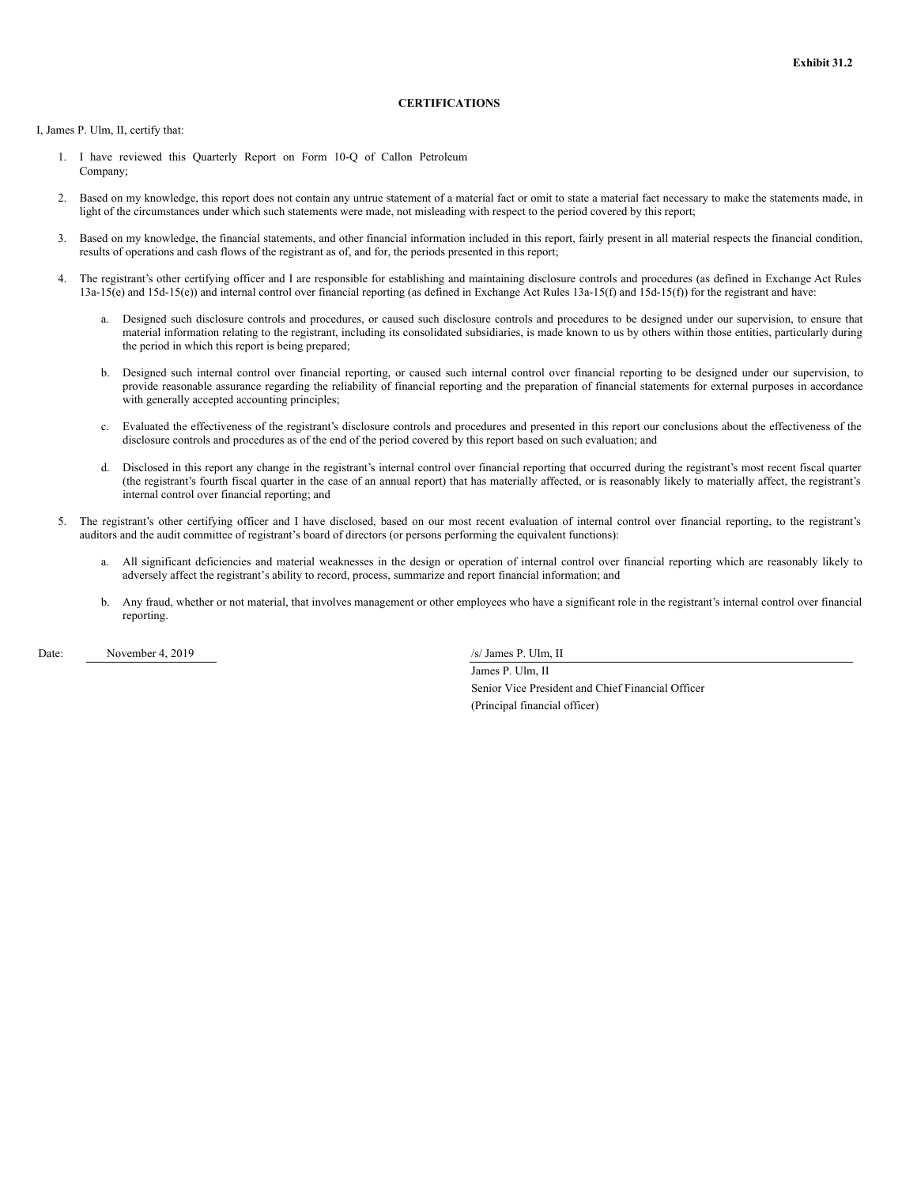**Exhibit 31.2**

**CERTIFICATIONS**

I, James P. Ulm, II, certify that:

1. I have reviewed this Quarterly Report on Form 10-Q of Callon Petroleum Company;

2. Based on my knowledge, this report does not contain any untrue statement of a material fact or omit to state a material fact necessary to make the statements made, in light of the circumstances under which such statements were made, not misleading with respect to the period covered by this report;

3. Based on my knowledge, the financial statements, and other financial information included in this report, fairly present in all material respects the financial condition, results of operations and cash flows of the registrant as of, and for, the periods presented in this report;

4. The registrant's other certifying officer and I are responsible for establishing and maintaining disclosure controls and procedures (as defined in Exchange Act Rules 13a-15(e) and 15d-15(e)) and internal control over financial reporting (as defined in Exchange Act Rules 13a-15(f) and 15d-15(f)) for the registrant and have:

    a. Designed such disclosure controls and procedures, or caused such disclosure controls and procedures to be designed under our supervision, to ensure that material information relating to the registrant, including its consolidated subsidiaries, is made known to us by others within those entities, particularly during the period in which this report is being prepared;

    b. Designed such internal control over financial reporting, or caused such internal control over financial reporting to be designed under our supervision, to provide reasonable assurance regarding the reliability of financial reporting and the preparation of financial statements for external purposes in accordance with generally accepted accounting principles;

    c. Evaluated the effectiveness of the registrant's disclosure controls and procedures and presented in this report our conclusions about the effectiveness of the disclosure controls and procedures as of the end of the period covered by this report based on such evaluation; and

    d. Disclosed in this report any change in the registrant's internal control over financial reporting that occurred during the registrant's most recent fiscal quarter (the registrant's fourth fiscal quarter in the case of an annual report) that has materially affected, or is reasonably likely to materially affect, the registrant's internal control over financial reporting; and

5. The registrant's other certifying officer and I have disclosed, based on our most recent evaluation of internal control over financial reporting, to the registrant's auditors and the audit committee of registrant's board of directors (or persons performing the equivalent functions):

    a. All significant deficiencies and material weaknesses in the design or operation of internal control over financial reporting which are reasonably likely to adversely affect the registrant's ability to record, process, summarize and report financial information; and

    b. Any fraud, whether or not material, that involves management or other employees who have a significant role in the registrant's internal control over financial reporting.

Date: November 4, 2019

/s/ James P. Ulm, II
James P. Ulm, II
Senior Vice President and Chief Financial Officer
(Principal financial officer)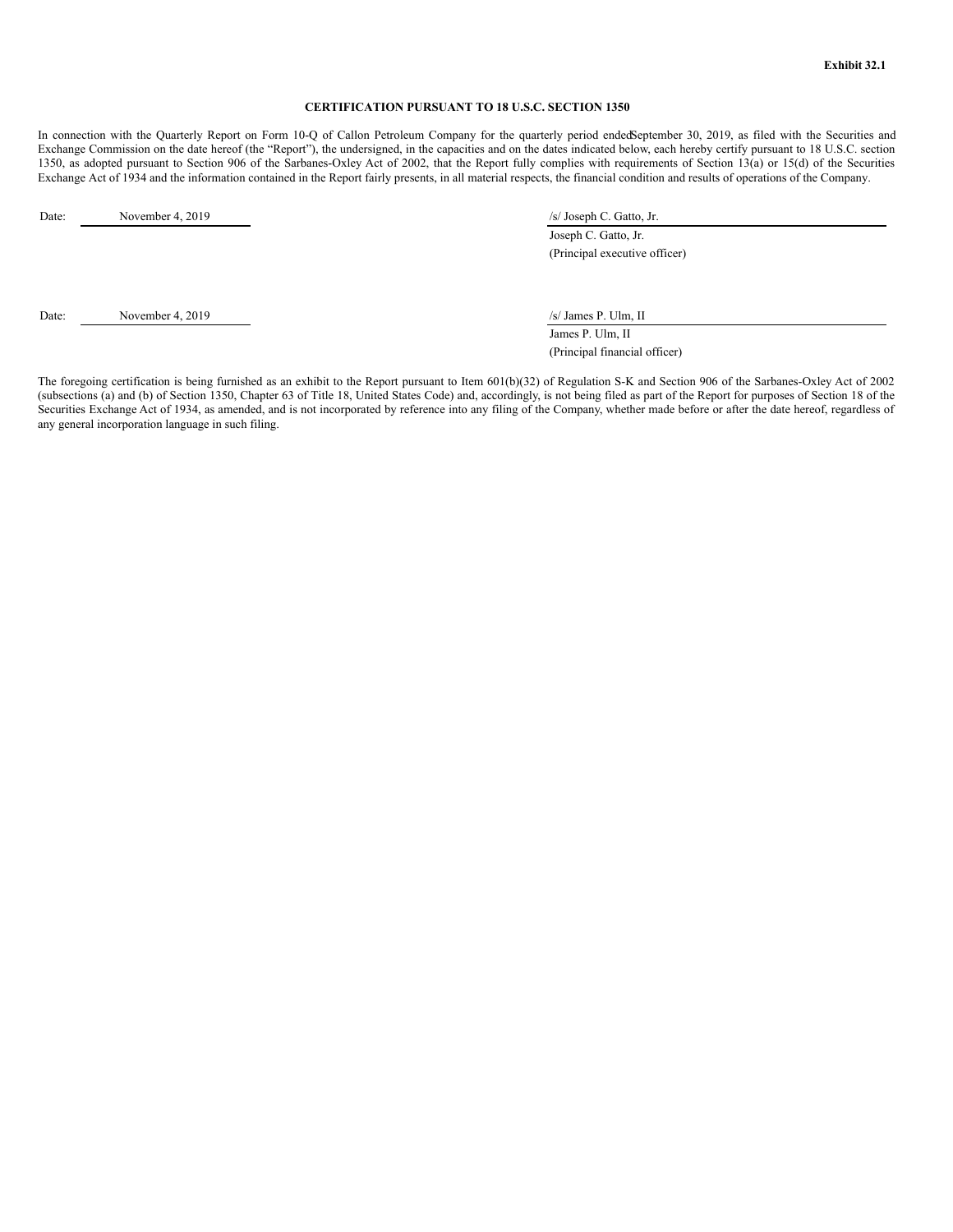**Exhibit 32.1**

**CERTIFICATION PURSUANT TO 18 U.S.C. SECTION 1350**

In connection with the Quarterly Report on Form 10-Q of Callon Petroleum Company for the quarterly period ended September 30, 2019, as filed with the Securities and Exchange Commission on the date hereof (the "Report"), the undersigned, in the capacities and on the dates indicated below, each hereby certify pursuant to 18 U.S.C. section 1350, as adopted pursuant to Section 906 of the Sarbanes-Oxley Act of 2002, that the Report fully complies with requirements of Section 13(a) or 15(d) of the Securities Exchange Act of 1934 and the information contained in the Report fairly presents, in all material respects, the financial condition and results of operations of the Company.

Date: November 4, 2019

/s/ Joseph C. Gatto, Jr.
Joseph C. Gatto, Jr.
(Principal executive officer)

Date: November 4, 2019

/s/ James P. Ulm, II
James P. Ulm, II
(Principal financial officer)

The foregoing certification is being furnished as an exhibit to the Report pursuant to Item 601(b)(32) of Regulation S-K and Section 906 of the Sarbanes-Oxley Act of 2002 (subsections (a) and (b) of Section 1350, Chapter 63 of Title 18, United States Code) and, accordingly, is not being filed as part of the Report for purposes of Section 18 of the Securities Exchange Act of 1934, as amended, and is not incorporated by reference into any filing of the Company, whether made before or after the date hereof, regardless of any general incorporation language in such filing.